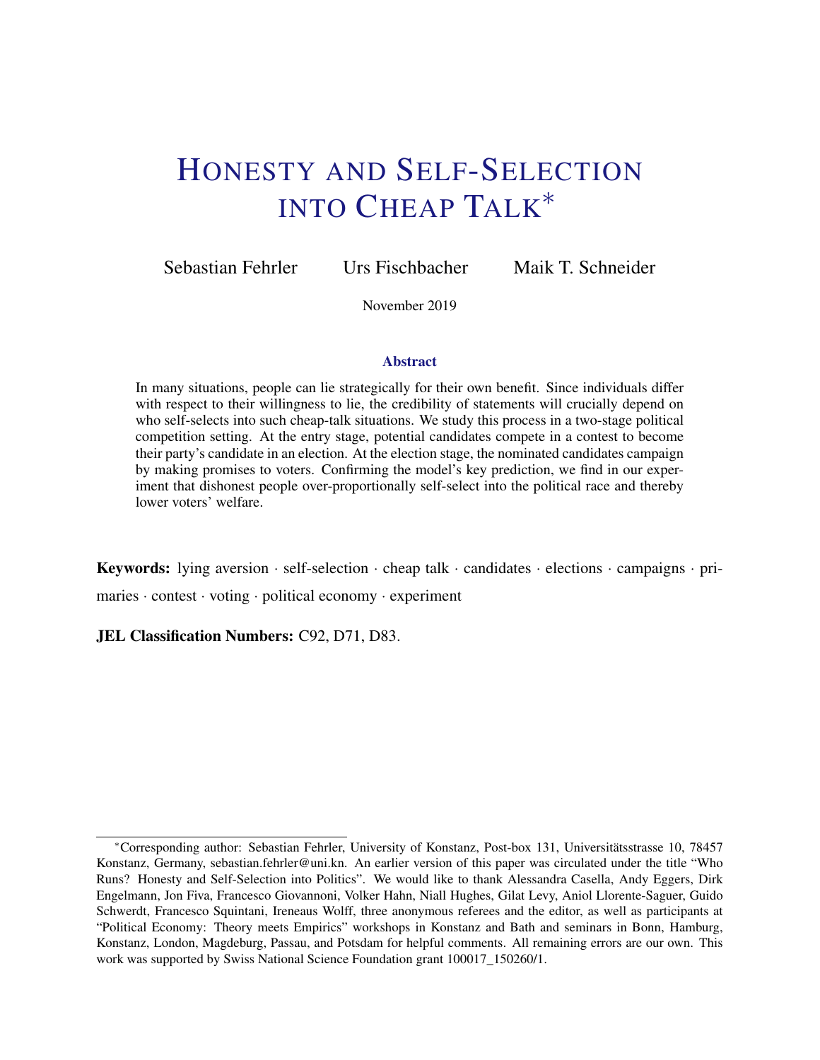# Honesty and Self-Selection into Cheap Talk*

Sebastian Fehrler  Urs Fischbacher  Maik T. Schneider

November 2019

### Abstract

In many situations, people can lie strategically for their own benefit. Since individuals differ with respect to their willingness to lie, the credibility of statements will crucially depend on who self-selects into such cheap-talk situations. We study this process in a two-stage political competition setting. At the entry stage, potential candidates compete in a contest to become their party's candidate in an election. At the election stage, the nominated candidates campaign by making promises to voters. Confirming the model's key prediction, we find in our experiment that dishonest people over-proportionally self-select into the political race and thereby lower voters' welfare.

**Keywords:** lying aversion · self-selection · cheap talk · candidates · elections · campaigns · primaries · contest · voting · political economy · experiment

**JEL Classification Numbers:** C92, D71, D83.

*Corresponding author: Sebastian Fehrler, University of Konstanz, Post-box 131, Universitätsstrasse 10, 78457 Konstanz, Germany, sebastian.fehrler@uni.kn. An earlier version of this paper was circulated under the title "Who Runs? Honesty and Self-Selection into Politics". We would like to thank Alessandra Casella, Andy Eggers, Dirk Engelmann, Jon Fiva, Francesco Giovannoni, Volker Hahn, Niall Hughes, Gilat Levy, Aniol Llorente-Saguer, Guido Schwerdt, Francesco Squintani, Ireneaus Wolff, three anonymous referees and the editor, as well as participants at "Political Economy: Theory meets Empirics" workshops in Konstanz and Bath and seminars in Bonn, Hamburg, Konstanz, London, Magdeburg, Passau, and Potsdam for helpful comments. All remaining errors are our own. This work was supported by Swiss National Science Foundation grant 100017_150260/1.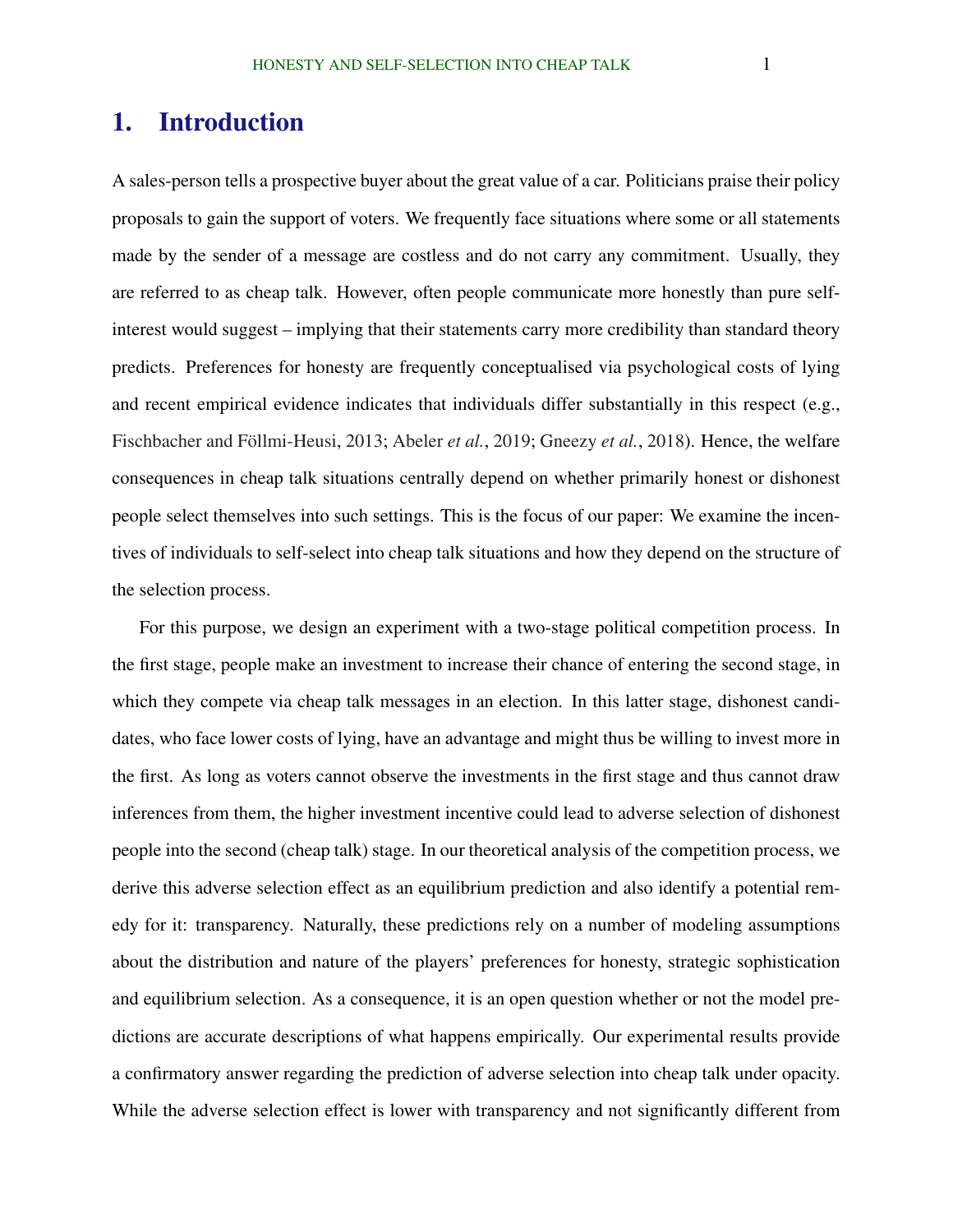# 1. Introduction

A sales-person tells a prospective buyer about the great value of a car. Politicians praise their policy proposals to gain the support of voters. We frequently face situations where some or all statements made by the sender of a message are costless and do not carry any commitment. Usually, they are referred to as cheap talk. However, often people communicate more honestly than pure self-interest would suggest – implying that their statements carry more credibility than standard theory predicts. Preferences for honesty are frequently conceptualised via psychological costs of lying and recent empirical evidence indicates that individuals differ substantially in this respect (e.g., Fischbacher and Föllmi-Heusi, 2013; Abeler *et al.*, 2019; Gneezy *et al.*, 2018). Hence, the welfare consequences in cheap talk situations centrally depend on whether primarily honest or dishonest people select themselves into such settings. This is the focus of our paper: We examine the incentives of individuals to self-select into cheap talk situations and how they depend on the structure of the selection process.

For this purpose, we design an experiment with a two-stage political competition process. In the first stage, people make an investment to increase their chance of entering the second stage, in which they compete via cheap talk messages in an election. In this latter stage, dishonest candidates, who face lower costs of lying, have an advantage and might thus be willing to invest more in the first. As long as voters cannot observe the investments in the first stage and thus cannot draw inferences from them, the higher investment incentive could lead to adverse selection of dishonest people into the second (cheap talk) stage. In our theoretical analysis of the competition process, we derive this adverse selection effect as an equilibrium prediction and also identify a potential remedy for it: transparency. Naturally, these predictions rely on a number of modeling assumptions about the distribution and nature of the players' preferences for honesty, strategic sophistication and equilibrium selection. As a consequence, it is an open question whether or not the model predictions are accurate descriptions of what happens empirically. Our experimental results provide a confirmatory answer regarding the prediction of adverse selection into cheap talk under opacity. While the adverse selection effect is lower with transparency and not significantly different from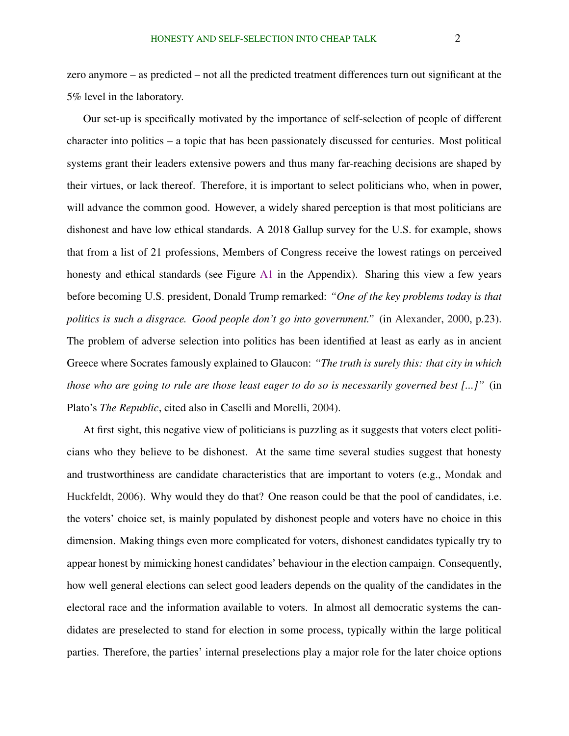zero anymore – as predicted – not all the predicted treatment differences turn out significant at the 5% level in the laboratory.

Our set-up is specifically motivated by the importance of self-selection of people of different character into politics – a topic that has been passionately discussed for centuries. Most political systems grant their leaders extensive powers and thus many far-reaching decisions are shaped by their virtues, or lack thereof. Therefore, it is important to select politicians who, when in power, will advance the common good. However, a widely shared perception is that most politicians are dishonest and have low ethical standards. A 2018 Gallup survey for the U.S. for example, shows that from a list of 21 professions, Members of Congress receive the lowest ratings on perceived honesty and ethical standards (see Figure A1 in the Appendix). Sharing this view a few years before becoming U.S. president, Donald Trump remarked: *"One of the key problems today is that politics is such a disgrace. Good people don't go into government."* (in Alexander, 2000, p.23). The problem of adverse selection into politics has been identified at least as early as in ancient Greece where Socrates famously explained to Glaucon: *"The truth is surely this: that city in which those who are going to rule are those least eager to do so is necessarily governed best [...]"* (in Plato's *The Republic*, cited also in Caselli and Morelli, 2004).

At first sight, this negative view of politicians is puzzling as it suggests that voters elect politicians who they believe to be dishonest. At the same time several studies suggest that honesty and trustworthiness are candidate characteristics that are important to voters (e.g., Mondak and Huckfeldt, 2006). Why would they do that? One reason could be that the pool of candidates, i.e. the voters' choice set, is mainly populated by dishonest people and voters have no choice in this dimension. Making things even more complicated for voters, dishonest candidates typically try to appear honest by mimicking honest candidates' behaviour in the election campaign. Consequently, how well general elections can select good leaders depends on the quality of the candidates in the electoral race and the information available to voters. In almost all democratic systems the candidates are preselected to stand for election in some process, typically within the large political parties. Therefore, the parties' internal preselections play a major role for the later choice options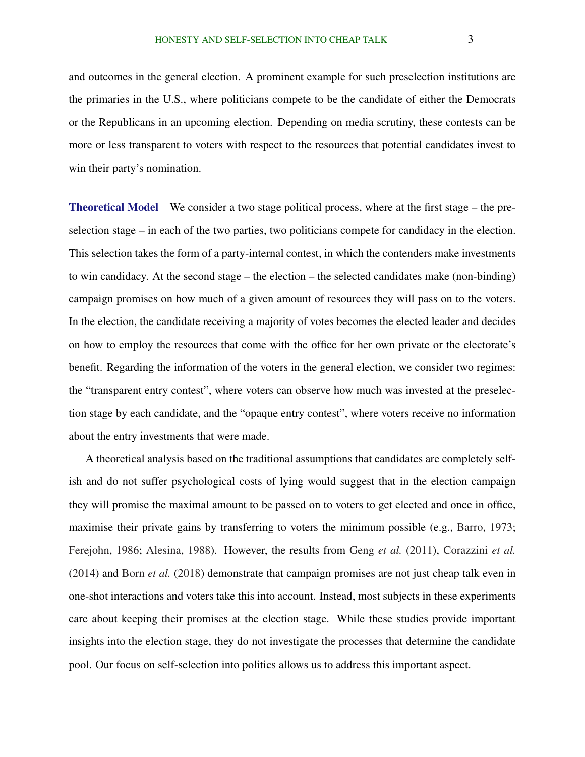and outcomes in the general election. A prominent example for such preselection institutions are the primaries in the U.S., where politicians compete to be the candidate of either the Democrats or the Republicans in an upcoming election. Depending on media scrutiny, these contests can be more or less transparent to voters with respect to the resources that potential candidates invest to win their party's nomination.

**Theoretical Model** We consider a two stage political process, where at the first stage – the preselection stage – in each of the two parties, two politicians compete for candidacy in the election. This selection takes the form of a party-internal contest, in which the contenders make investments to win candidacy. At the second stage – the election – the selected candidates make (non-binding) campaign promises on how much of a given amount of resources they will pass on to the voters. In the election, the candidate receiving a majority of votes becomes the elected leader and decides on how to employ the resources that come with the office for her own private or the electorate's benefit. Regarding the information of the voters in the general election, we consider two regimes: the "transparent entry contest", where voters can observe how much was invested at the preselection stage by each candidate, and the "opaque entry contest", where voters receive no information about the entry investments that were made.

A theoretical analysis based on the traditional assumptions that candidates are completely selfish and do not suffer psychological costs of lying would suggest that in the election campaign they will promise the maximal amount to be passed on to voters to get elected and once in office, maximise their private gains by transferring to voters the minimum possible (e.g., Barro, 1973; Ferejohn, 1986; Alesina, 1988). However, the results from Geng *et al.* (2011), Corazzini *et al.* (2014) and Born *et al.* (2018) demonstrate that campaign promises are not just cheap talk even in one-shot interactions and voters take this into account. Instead, most subjects in these experiments care about keeping their promises at the election stage. While these studies provide important insights into the election stage, they do not investigate the processes that determine the candidate pool. Our focus on self-selection into politics allows us to address this important aspect.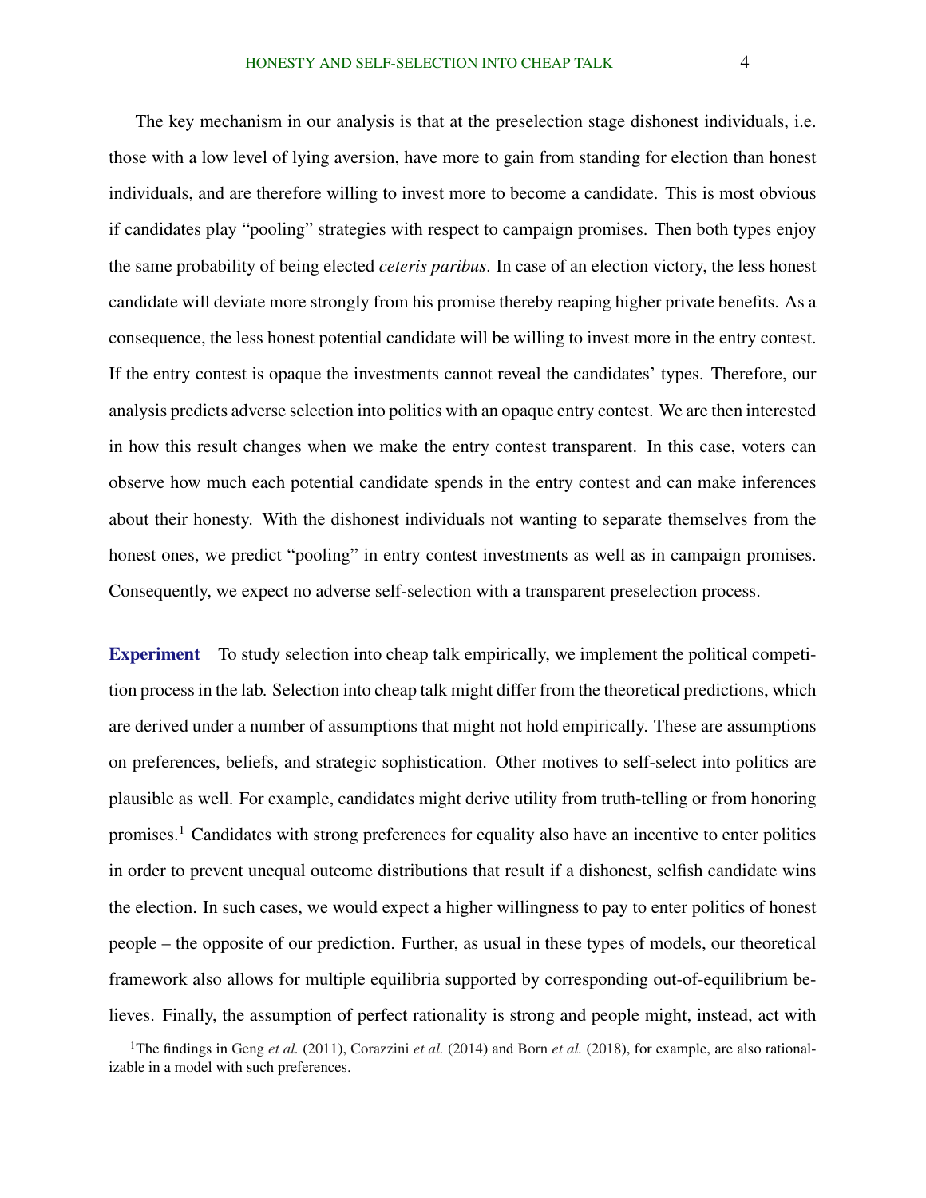The key mechanism in our analysis is that at the preselection stage dishonest individuals, i.e. those with a low level of lying aversion, have more to gain from standing for election than honest individuals, and are therefore willing to invest more to become a candidate. This is most obvious if candidates play "pooling" strategies with respect to campaign promises. Then both types enjoy the same probability of being elected *ceteris paribus*. In case of an election victory, the less honest candidate will deviate more strongly from his promise thereby reaping higher private benefits. As a consequence, the less honest potential candidate will be willing to invest more in the entry contest. If the entry contest is opaque the investments cannot reveal the candidates' types. Therefore, our analysis predicts adverse selection into politics with an opaque entry contest. We are then interested in how this result changes when we make the entry contest transparent. In this case, voters can observe how much each potential candidate spends in the entry contest and can make inferences about their honesty. With the dishonest individuals not wanting to separate themselves from the honest ones, we predict "pooling" in entry contest investments as well as in campaign promises. Consequently, we expect no adverse self-selection with a transparent preselection process.

**Experiment** To study selection into cheap talk empirically, we implement the political competition process in the lab. Selection into cheap talk might differ from the theoretical predictions, which are derived under a number of assumptions that might not hold empirically. These are assumptions on preferences, beliefs, and strategic sophistication. Other motives to self-select into politics are plausible as well. For example, candidates might derive utility from truth-telling or from honoring promises.[1] Candidates with strong preferences for equality also have an incentive to enter politics in order to prevent unequal outcome distributions that result if a dishonest, selfish candidate wins the election. In such cases, we would expect a higher willingness to pay to enter politics of honest people – the opposite of our prediction. Further, as usual in these types of models, our theoretical framework also allows for multiple equilibria supported by corresponding out-of-equilibrium believes. Finally, the assumption of perfect rationality is strong and people might, instead, act with

[1]The findings in Geng *et al.* (2011), Corazzini *et al.* (2014) and Born *et al.* (2018), for example, are also rationalizable in a model with such preferences.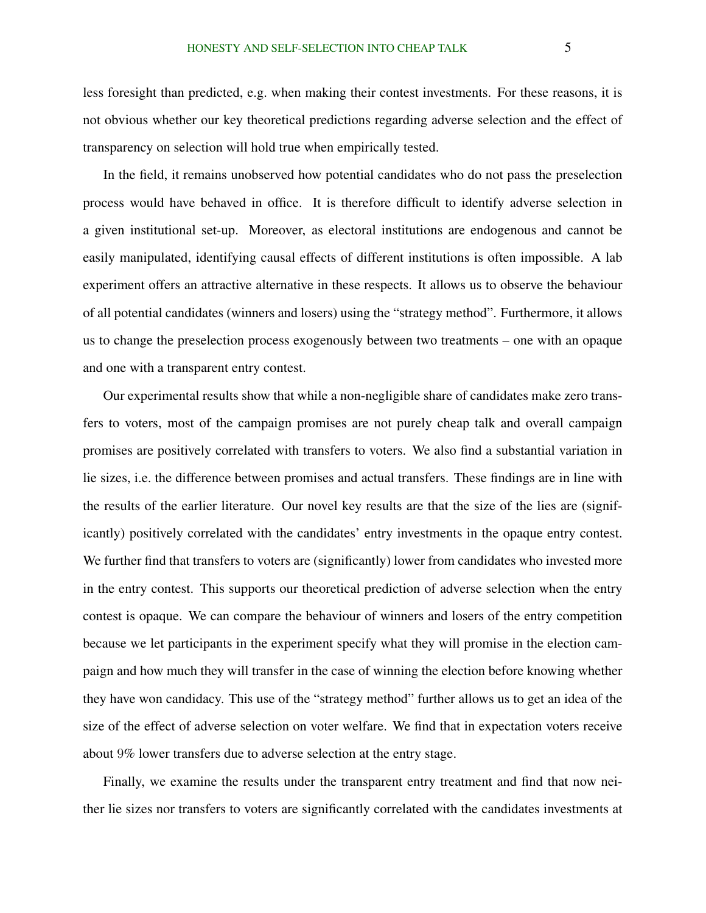less foresight than predicted, e.g. when making their contest investments. For these reasons, it is not obvious whether our key theoretical predictions regarding adverse selection and the effect of transparency on selection will hold true when empirically tested.

In the field, it remains unobserved how potential candidates who do not pass the preselection process would have behaved in office. It is therefore difficult to identify adverse selection in a given institutional set-up. Moreover, as electoral institutions are endogenous and cannot be easily manipulated, identifying causal effects of different institutions is often impossible. A lab experiment offers an attractive alternative in these respects. It allows us to observe the behaviour of all potential candidates (winners and losers) using the "strategy method". Furthermore, it allows us to change the preselection process exogenously between two treatments – one with an opaque and one with a transparent entry contest.

Our experimental results show that while a non-negligible share of candidates make zero transfers to voters, most of the campaign promises are not purely cheap talk and overall campaign promises are positively correlated with transfers to voters. We also find a substantial variation in lie sizes, i.e. the difference between promises and actual transfers. These findings are in line with the results of the earlier literature. Our novel key results are that the size of the lies are (significantly) positively correlated with the candidates' entry investments in the opaque entry contest. We further find that transfers to voters are (significantly) lower from candidates who invested more in the entry contest. This supports our theoretical prediction of adverse selection when the entry contest is opaque. We can compare the behaviour of winners and losers of the entry competition because we let participants in the experiment specify what they will promise in the election campaign and how much they will transfer in the case of winning the election before knowing whether they have won candidacy. This use of the "strategy method" further allows us to get an idea of the size of the effect of adverse selection on voter welfare. We find that in expectation voters receive about $9\%$ lower transfers due to adverse selection at the entry stage.

Finally, we examine the results under the transparent entry treatment and find that now neither lie sizes nor transfers to voters are significantly correlated with the candidates investments at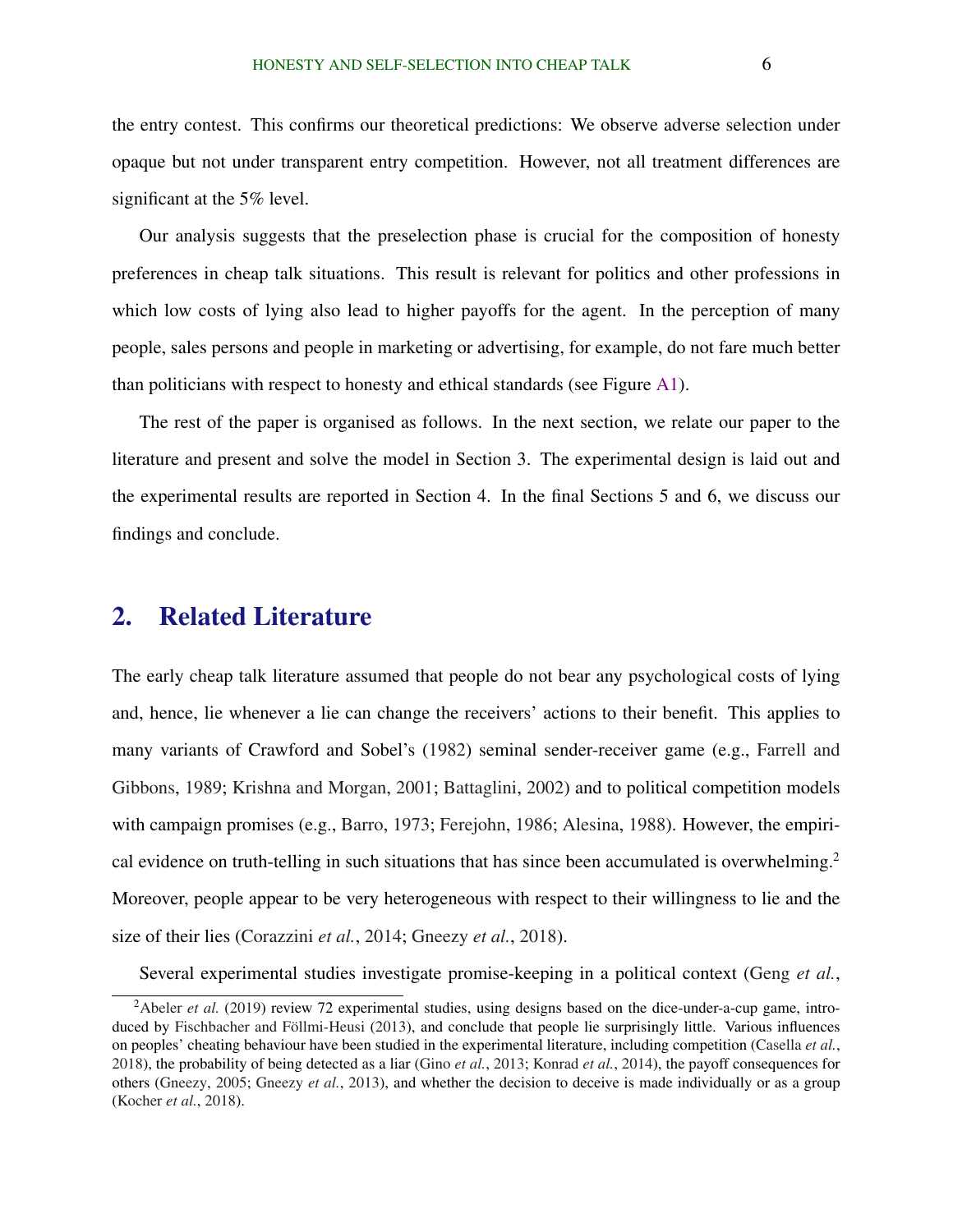the entry contest. This confirms our theoretical predictions: We observe adverse selection under opaque but not under transparent entry competition. However, not all treatment differences are significant at the 5% level.

Our analysis suggests that the preselection phase is crucial for the composition of honesty preferences in cheap talk situations. This result is relevant for politics and other professions in which low costs of lying also lead to higher payoffs for the agent. In the perception of many people, sales persons and people in marketing or advertising, for example, do not fare much better than politicians with respect to honesty and ethical standards (see Figure A1).

The rest of the paper is organised as follows. In the next section, we relate our paper to the literature and present and solve the model in Section 3. The experimental design is laid out and the experimental results are reported in Section 4. In the final Sections 5 and 6, we discuss our findings and conclude.

## 2. Related Literature

The early cheap talk literature assumed that people do not bear any psychological costs of lying and, hence, lie whenever a lie can change the receivers' actions to their benefit. This applies to many variants of Crawford and Sobel's (1982) seminal sender-receiver game (e.g., Farrell and Gibbons, 1989; Krishna and Morgan, 2001; Battaglini, 2002) and to political competition models with campaign promises (e.g., Barro, 1973; Ferejohn, 1986; Alesina, 1988). However, the empirical evidence on truth-telling in such situations that has since been accumulated is overwhelming.[2] Moreover, people appear to be very heterogeneous with respect to their willingness to lie and the size of their lies (Corazzini *et al.*, 2014; Gneezy *et al.*, 2018).

Several experimental studies investigate promise-keeping in a political context (Geng *et al.*,

[2] Abeler *et al.* (2019) review 72 experimental studies, using designs based on the dice-under-a-cup game, introduced by Fischbacher and Föllmi-Heusi (2013), and conclude that people lie surprisingly little. Various influences on peoples' cheating behaviour have been studied in the experimental literature, including competition (Casella *et al.*, 2018), the probability of being detected as a liar (Gino *et al.*, 2013; Konrad *et al.*, 2014), the payoff consequences for others (Gneezy, 2005; Gneezy *et al.*, 2013), and whether the decision to deceive is made individually or as a group (Kocher *et al.*, 2018).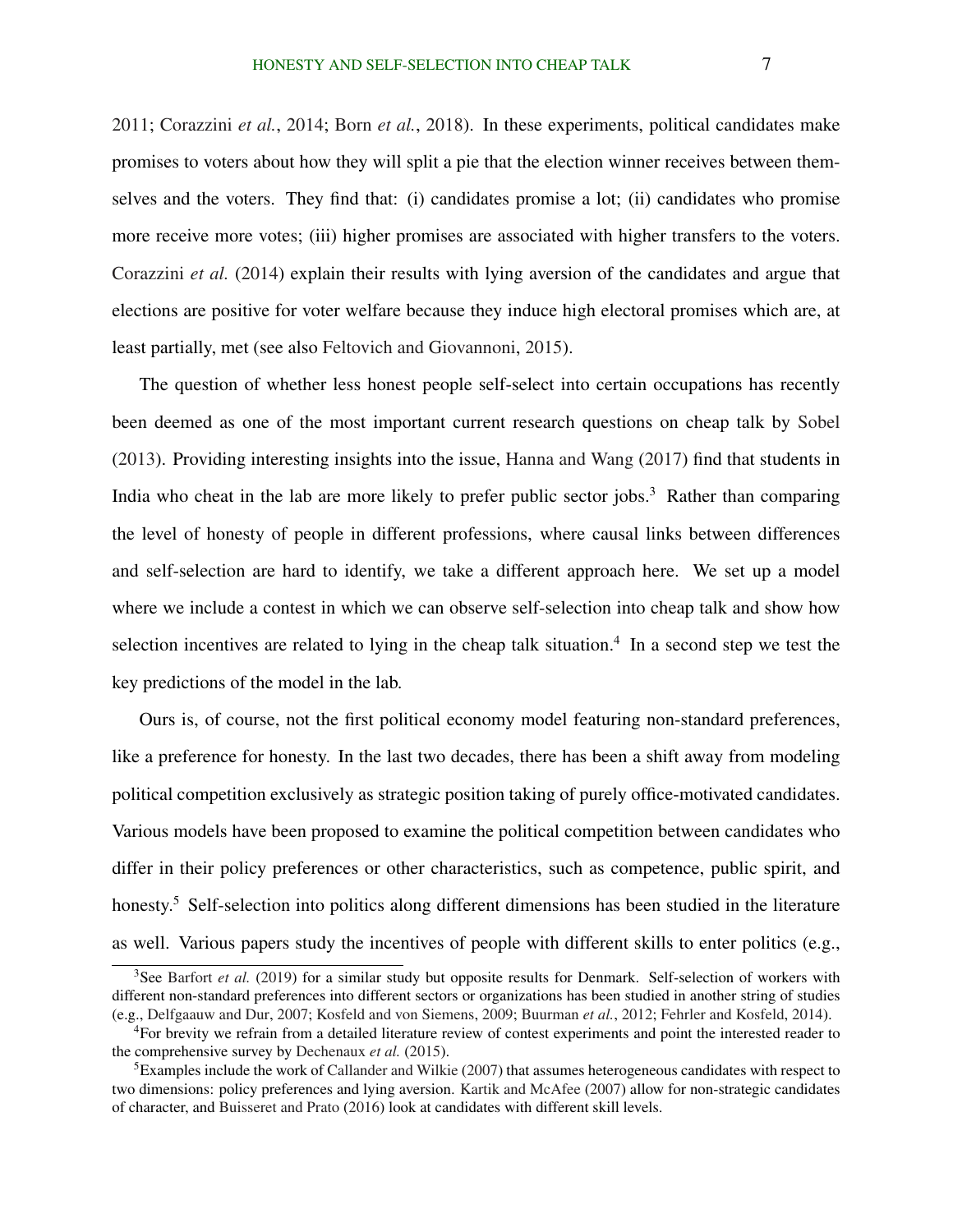2011; Corazzini *et al.*, 2014; Born *et al.*, 2018). In these experiments, political candidates make promises to voters about how they will split a pie that the election winner receives between themselves and the voters. They find that: (i) candidates promise a lot; (ii) candidates who promise more receive more votes; (iii) higher promises are associated with higher transfers to the voters. Corazzini *et al.* (2014) explain their results with lying aversion of the candidates and argue that elections are positive for voter welfare because they induce high electoral promises which are, at least partially, met (see also Feltovich and Giovannoni, 2015).

The question of whether less honest people self-select into certain occupations has recently been deemed as one of the most important current research questions on cheap talk by Sobel (2013). Providing interesting insights into the issue, Hanna and Wang (2017) find that students in India who cheat in the lab are more likely to prefer public sector jobs.[3] Rather than comparing the level of honesty of people in different professions, where causal links between differences and self-selection are hard to identify, we take a different approach here. We set up a model where we include a contest in which we can observe self-selection into cheap talk and show how selection incentives are related to lying in the cheap talk situation.[4] In a second step we test the key predictions of the model in the lab.

Ours is, of course, not the first political economy model featuring non-standard preferences, like a preference for honesty. In the last two decades, there has been a shift away from modeling political competition exclusively as strategic position taking of purely office-motivated candidates. Various models have been proposed to examine the political competition between candidates who differ in their policy preferences or other characteristics, such as competence, public spirit, and honesty.[5] Self-selection into politics along different dimensions has been studied in the literature as well. Various papers study the incentives of people with different skills to enter politics (e.g.,

[3]See Barfort *et al.* (2019) for a similar study but opposite results for Denmark. Self-selection of workers with different non-standard preferences into different sectors or organizations has been studied in another string of studies (e.g., Delfgaauw and Dur, 2007; Kosfeld and von Siemens, 2009; Buurman *et al.*, 2012; Fehrler and Kosfeld, 2014).

[4]For brevity we refrain from a detailed literature review of contest experiments and point the interested reader to the comprehensive survey by Dechenaux *et al.* (2015).

[5]Examples include the work of Callander and Wilkie (2007) that assumes heterogeneous candidates with respect to two dimensions: policy preferences and lying aversion. Kartik and McAfee (2007) allow for non-strategic candidates of character, and Buisseret and Prato (2016) look at candidates with different skill levels.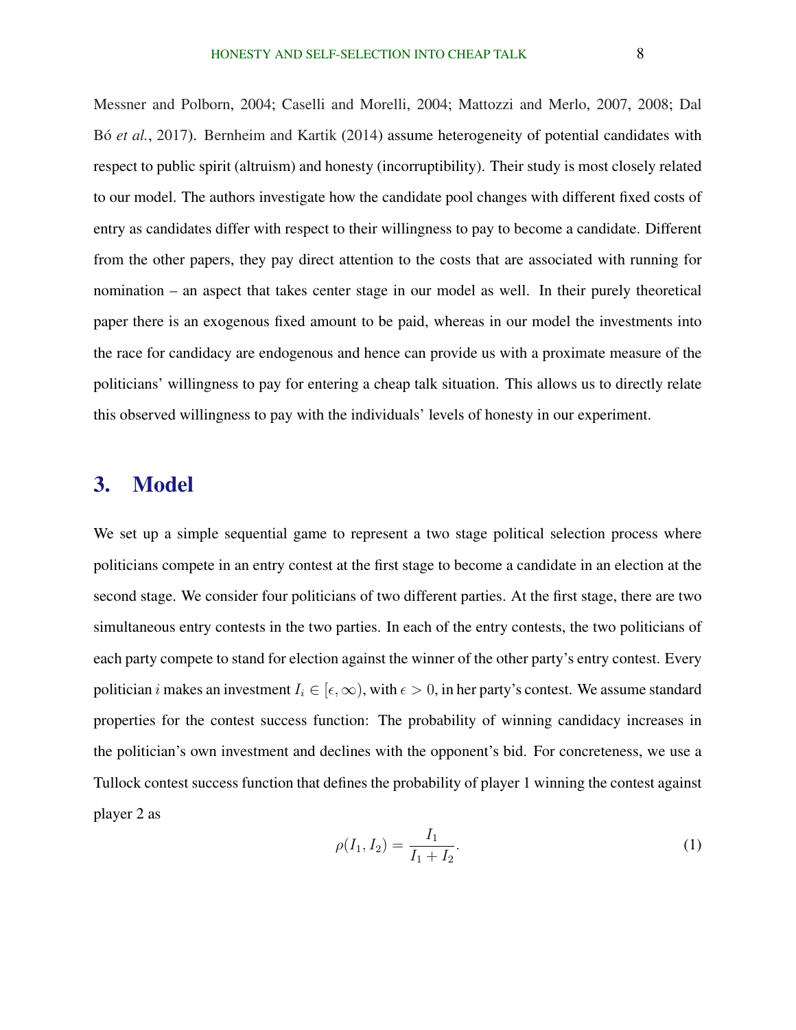Messner and Polborn, 2004; Caselli and Morelli, 2004; Mattozzi and Merlo, 2007, 2008; Dal Bó *et al.*, 2017). Bernheim and Kartik (2014) assume heterogeneity of potential candidates with respect to public spirit (altruism) and honesty (incorruptibility). Their study is most closely related to our model. The authors investigate how the candidate pool changes with different fixed costs of entry as candidates differ with respect to their willingness to pay to become a candidate. Different from the other papers, they pay direct attention to the costs that are associated with running for nomination – an aspect that takes center stage in our model as well. In their purely theoretical paper there is an exogenous fixed amount to be paid, whereas in our model the investments into the race for candidacy are endogenous and hence can provide us with a proximate measure of the politicians' willingness to pay for entering a cheap talk situation. This allows us to directly relate this observed willingness to pay with the individuals' levels of honesty in our experiment.

## 3. Model

We set up a simple sequential game to represent a two stage political selection process where politicians compete in an entry contest at the first stage to become a candidate in an election at the second stage. We consider four politicians of two different parties. At the first stage, there are two simultaneous entry contests in the two parties. In each of the entry contests, the two politicians of each party compete to stand for election against the winner of the other party's entry contest. Every politician $i$ makes an investment $I_i \in [\epsilon, \infty)$, with $\epsilon > 0$, in her party's contest. We assume standard properties for the contest success function: The probability of winning candidacy increases in the politician's own investment and declines with the opponent's bid. For concreteness, we use a Tullock contest success function that defines the probability of player 1 winning the contest against player 2 as

$$\rho(I_1, I_2) = \frac{I_1}{I_1 + I_2}. \tag{1}$$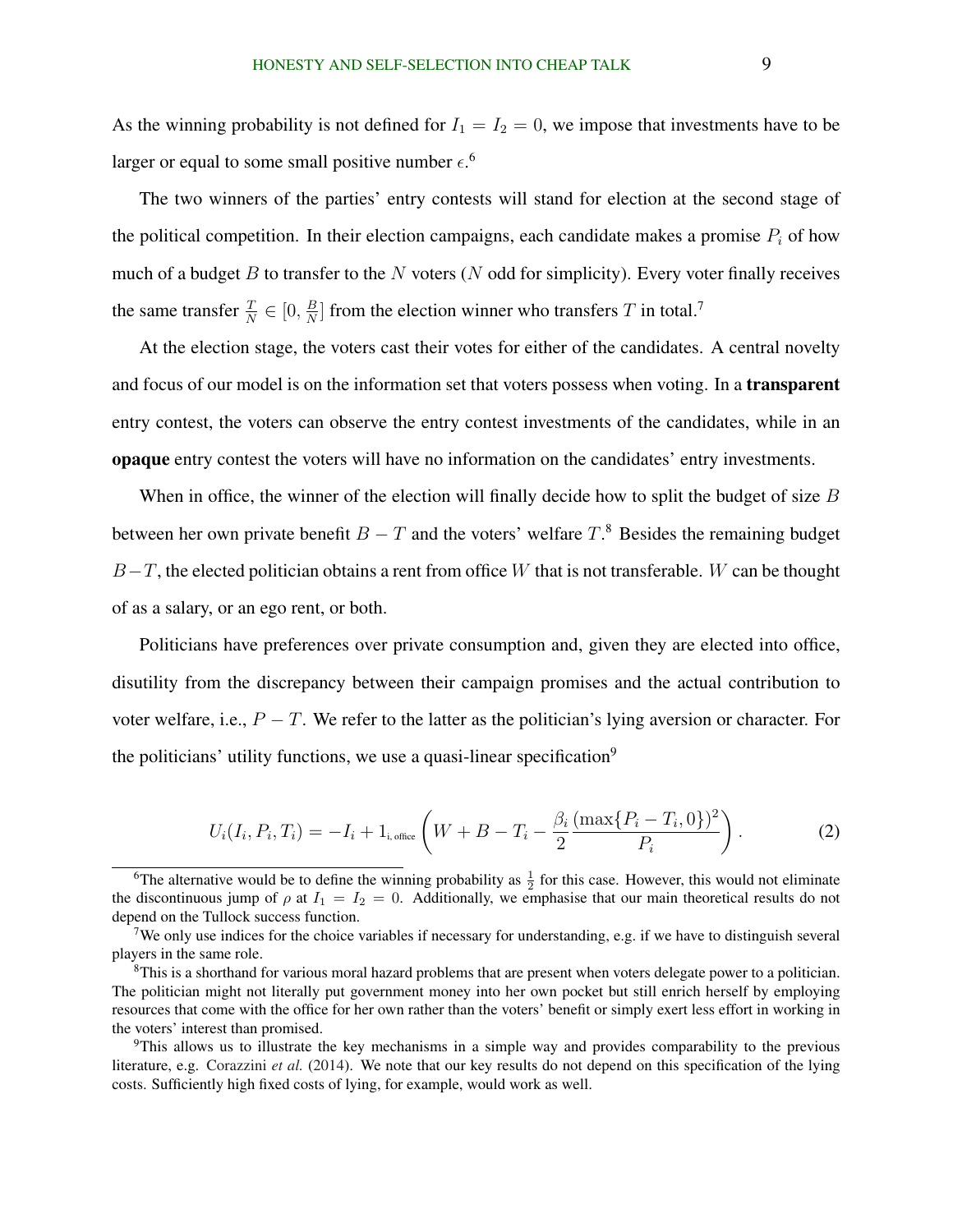As the winning probability is not defined for $I_1 = I_2 = 0$, we impose that investments have to be larger or equal to some small positive number $\epsilon$.[6]

The two winners of the parties' entry contests will stand for election at the second stage of the political competition. In their election campaigns, each candidate makes a promise $P_i$ of how much of a budget $B$ to transfer to the $N$ voters ($N$ odd for simplicity). Every voter finally receives the same transfer $\frac{T}{N} \in [0, \frac{B}{N}]$ from the election winner who transfers $T$ in total.[7]

At the election stage, the voters cast their votes for either of the candidates. A central novelty and focus of our model is on the information set that voters possess when voting. In a **transparent** entry contest, the voters can observe the entry contest investments of the candidates, while in an **opaque** entry contest the voters will have no information on the candidates' entry investments.

When in office, the winner of the election will finally decide how to split the budget of size $B$ between her own private benefit $B - T$ and the voters' welfare $T$.[8] Besides the remaining budget $B - T$, the elected politician obtains a rent from office $W$ that is not transferable. $W$ can be thought of as a salary, or an ego rent, or both.

Politicians have preferences over private consumption and, given they are elected into office, disutility from the discrepancy between their campaign promises and the actual contribution to voter welfare, i.e., $P - T$. We refer to the latter as the politician's lying aversion or character. For the politicians' utility functions, we use a quasi-linear specification[9]

$$U_i(I_i, P_i, T_i) = -I_i + 1_{\text{i, office}} \left( W + B - T_i - \frac{\beta_i}{2} \frac{(\max\{P_i - T_i, 0\})^2}{P_i} \right). \tag{2}$$

---

[6] The alternative would be to define the winning probability as $\frac{1}{2}$ for this case. However, this would not eliminate the discontinuous jump of $\rho$ at $I_1 = I_2 = 0$. Additionally, we emphasise that our main theoretical results do not depend on the Tullock success function.

[7] We only use indices for the choice variables if necessary for understanding, e.g. if we have to distinguish several players in the same role.

[8] This is a shorthand for various moral hazard problems that are present when voters delegate power to a politician. The politician might not literally put government money into her own pocket but still enrich herself by employing resources that come with the office for her own rather than the voters' benefit or simply exert less effort in working in the voters' interest than promised.

[9] This allows us to illustrate the key mechanisms in a simple way and provides comparability to the previous literature, e.g. Corazzini *et al.* (2014). We note that our key results do not depend on this specification of the lying costs. Sufficiently high fixed costs of lying, for example, would work as well.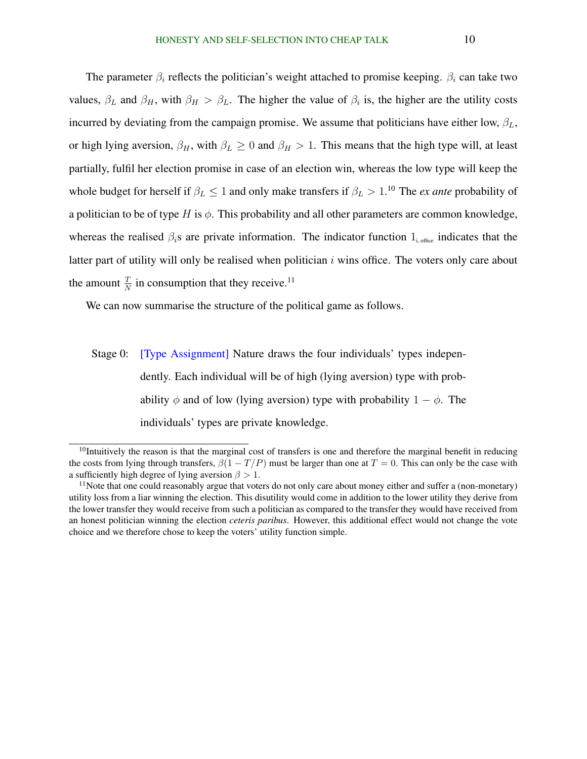The parameter $\beta_i$ reflects the politician's weight attached to promise keeping. $\beta_i$ can take two values, $\beta_L$ and $\beta_H$, with $\beta_H > \beta_L$. The higher the value of $\beta_i$ is, the higher are the utility costs incurred by deviating from the campaign promise. We assume that politicians have either low, $\beta_L$, or high lying aversion, $\beta_H$, with $\beta_L \geq 0$ and $\beta_H > 1$. This means that the high type will, at least partially, fulfil her election promise in case of an election win, whereas the low type will keep the whole budget for herself if $\beta_L \leq 1$ and only make transfers if $\beta_L > 1$.[10] The *ex ante* probability of a politician to be of type $H$ is $\phi$. This probability and all other parameters are common knowledge, whereas the realised $\beta_i$s are private information. The indicator function $1_{\text{i, office}}$ indicates that the latter part of utility will only be realised when politician $i$ wins office. The voters only care about the amount $\frac{T}{N}$ in consumption that they receive.[11]

We can now summarise the structure of the political game as follows.

Stage 0: [Type Assignment] Nature draws the four individuals' types independently. Each individual will be of high (lying aversion) type with probability $\phi$ and of low (lying aversion) type with probability $1 - \phi$. The individuals' types are private knowledge.

---

[10] Intuitively the reason is that the marginal cost of transfers is one and therefore the marginal benefit in reducing the costs from lying through transfers, $\beta(1 - T/P)$ must be larger than one at $T = 0$. This can only be the case with a sufficiently high degree of lying aversion $\beta > 1$.

[11] Note that one could reasonably argue that voters do not only care about money either and suffer a (non-monetary) utility loss from a liar winning the election. This disutility would come in addition to the lower utility they derive from the lower transfer they would receive from such a politician as compared to the transfer they would have received from an honest politician winning the election *ceteris paribus*. However, this additional effect would not change the vote choice and we therefore chose to keep the voters' utility function simple.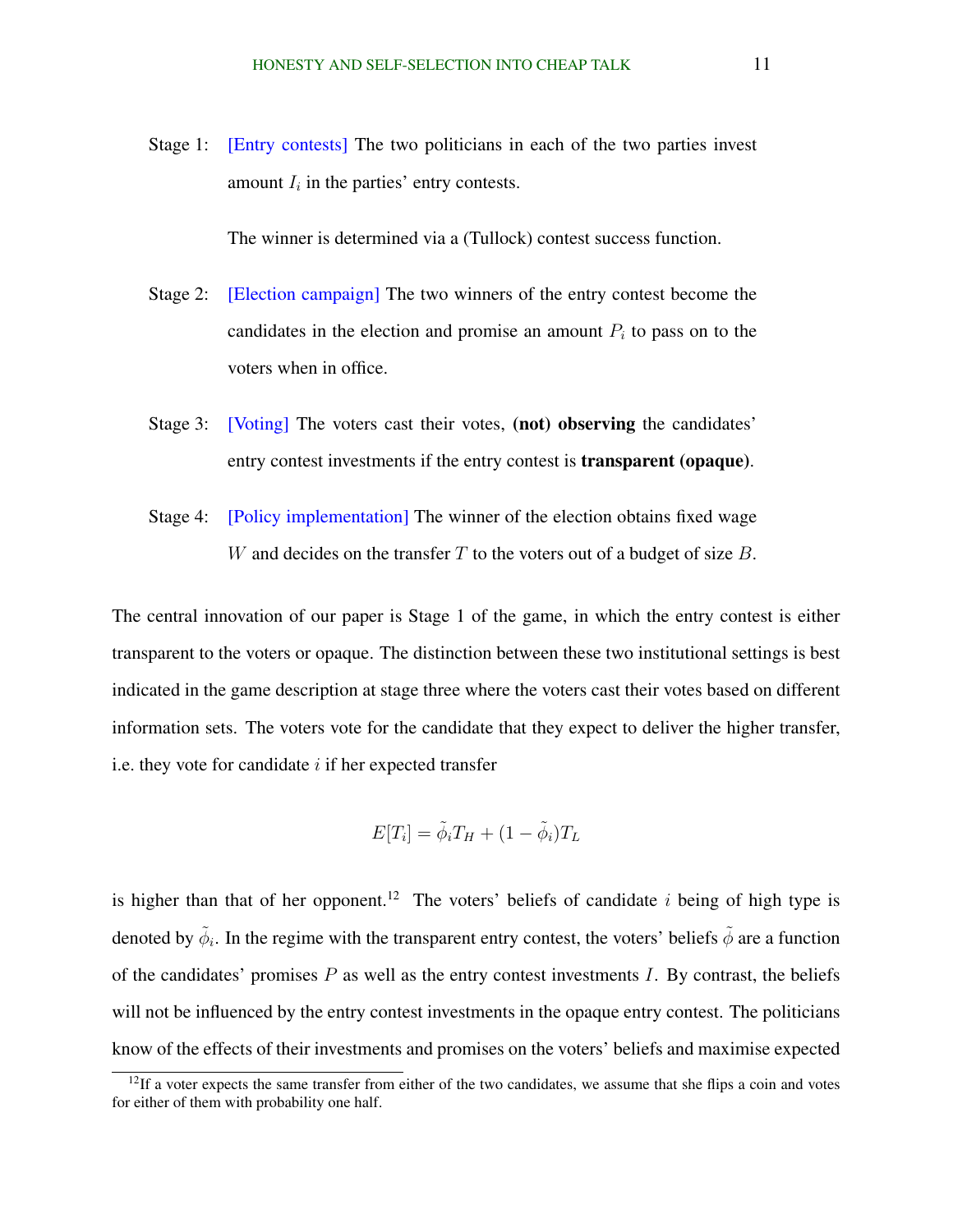Stage 1: [Entry contests] The two politicians in each of the two parties invest amount $I_i$ in the parties' entry contests.

The winner is determined via a (Tullock) contest success function.

Stage 2: [Election campaign] The two winners of the entry contest become the candidates in the election and promise an amount $P_i$ to pass on to the voters when in office.

Stage 3: [Voting] The voters cast their votes, **(not) observing** the candidates' entry contest investments if the entry contest is **transparent (opaque)**.

Stage 4: [Policy implementation] The winner of the election obtains fixed wage $W$ and decides on the transfer $T$ to the voters out of a budget of size $B$.

The central innovation of our paper is Stage 1 of the game, in which the entry contest is either transparent to the voters or opaque. The distinction between these two institutional settings is best indicated in the game description at stage three where the voters cast their votes based on different information sets. The voters vote for the candidate that they expect to deliver the higher transfer, i.e. they vote for candidate $i$ if her expected transfer

$$E[T_i] = \tilde{\phi}_i T_H + (1 - \tilde{\phi}_i) T_L$$

is higher than that of her opponent.[12] The voters' beliefs of candidate $i$ being of high type is denoted by $\tilde{\phi}_i$. In the regime with the transparent entry contest, the voters' beliefs $\tilde{\phi}$ are a function of the candidates' promises $P$ as well as the entry contest investments $I$. By contrast, the beliefs will not be influenced by the entry contest investments in the opaque entry contest. The politicians know of the effects of their investments and promises on the voters' beliefs and maximise expected

[12] If a voter expects the same transfer from either of the two candidates, we assume that she flips a coin and votes for either of them with probability one half.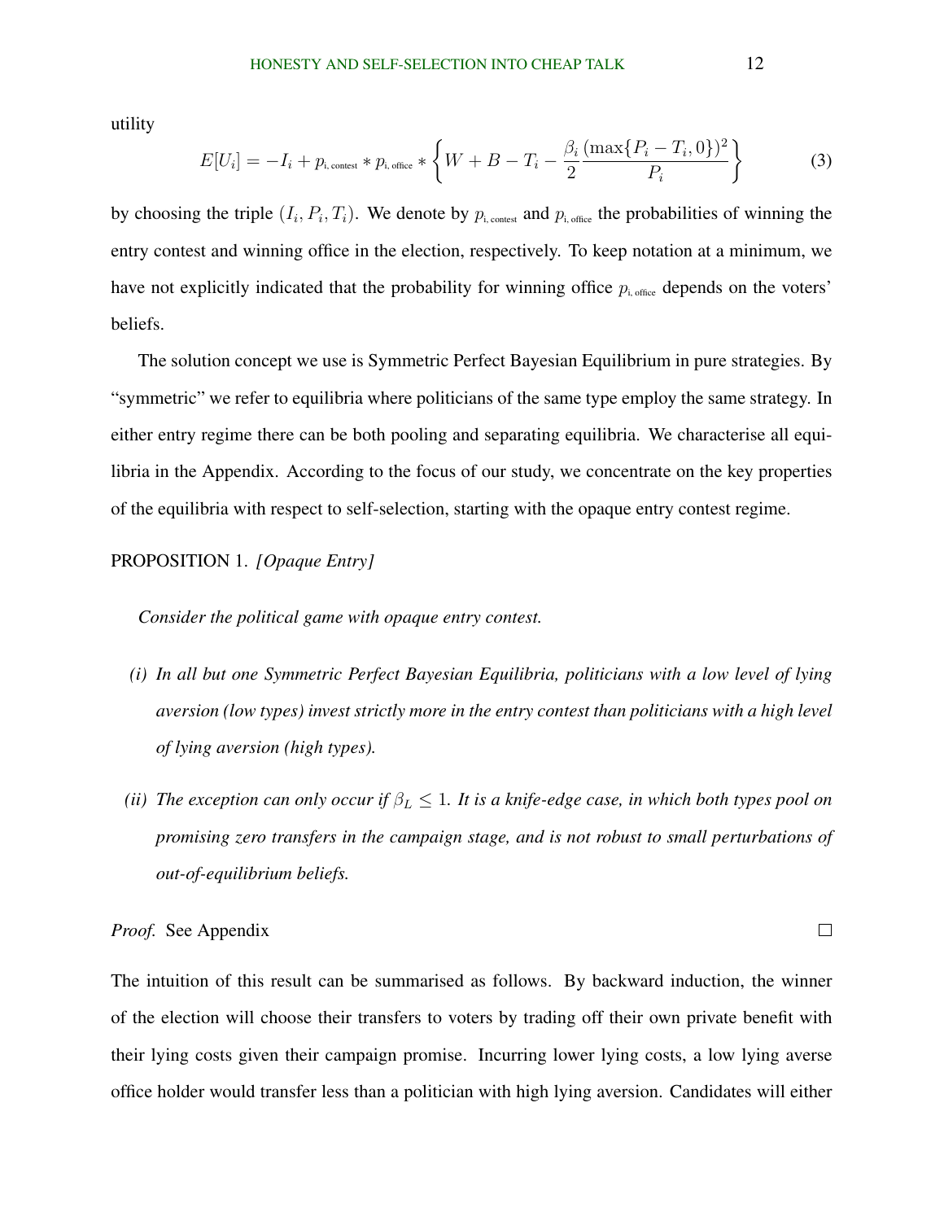utility

$$E[U_i] = -I_i + p_{\text{i, contest}} * p_{\text{i, office}} * \left\{ W + B - T_i - \frac{\beta_i}{2} \frac{(\max\{P_i - T_i, 0\})^2}{P_i} \right\} \tag{3}$$

by choosing the triple $(I_i, P_i, T_i)$. We denote by $p_{\text{i, contest}}$ and $p_{\text{i, office}}$ the probabilities of winning the entry contest and winning office in the election, respectively. To keep notation at a minimum, we have not explicitly indicated that the probability for winning office $p_{\text{i, office}}$ depends on the voters' beliefs.

The solution concept we use is Symmetric Perfect Bayesian Equilibrium in pure strategies. By "symmetric" we refer to equilibria where politicians of the same type employ the same strategy. In either entry regime there can be both pooling and separating equilibria. We characterise all equilibria in the Appendix. According to the focus of our study, we concentrate on the key properties of the equilibria with respect to self-selection, starting with the opaque entry contest regime.

PROPOSITION 1. *[Opaque Entry]*

*Consider the political game with opaque entry contest.*

*(i) In all but one Symmetric Perfect Bayesian Equilibria, politicians with a low level of lying aversion (low types) invest strictly more in the entry contest than politicians with a high level of lying aversion (high types).*

*(ii) The exception can only occur if $\beta_L \leq 1$. It is a knife-edge case, in which both types pool on promising zero transfers in the campaign stage, and is not robust to small perturbations of out-of-equilibrium beliefs.*

*Proof.* See Appendix □

The intuition of this result can be summarised as follows. By backward induction, the winner of the election will choose their transfers to voters by trading off their own private benefit with their lying costs given their campaign promise. Incurring lower lying costs, a low lying averse office holder would transfer less than a politician with high lying aversion. Candidates will either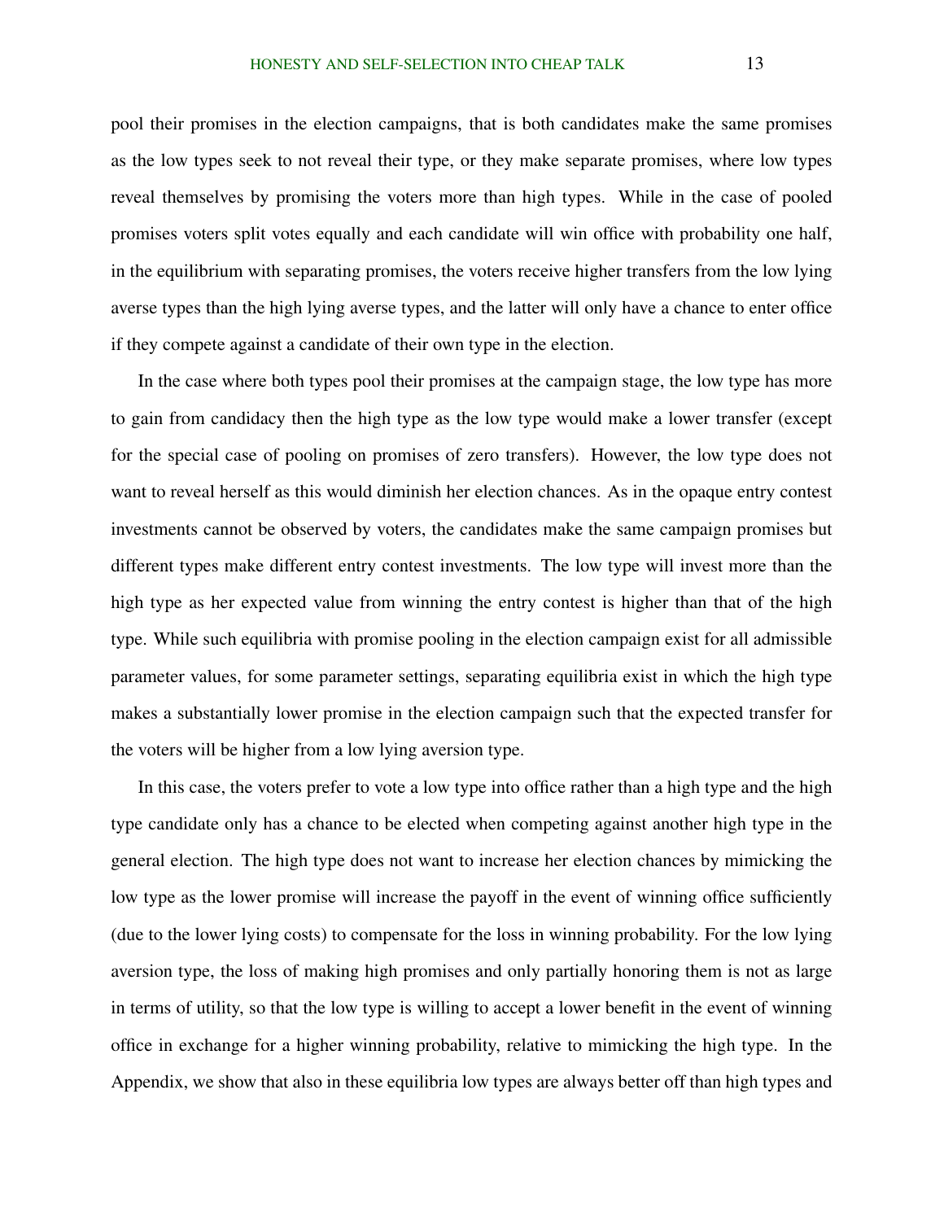pool their promises in the election campaigns, that is both candidates make the same promises as the low types seek to not reveal their type, or they make separate promises, where low types reveal themselves by promising the voters more than high types. While in the case of pooled promises voters split votes equally and each candidate will win office with probability one half, in the equilibrium with separating promises, the voters receive higher transfers from the low lying averse types than the high lying averse types, and the latter will only have a chance to enter office if they compete against a candidate of their own type in the election.

In the case where both types pool their promises at the campaign stage, the low type has more to gain from candidacy then the high type as the low type would make a lower transfer (except for the special case of pooling on promises of zero transfers). However, the low type does not want to reveal herself as this would diminish her election chances. As in the opaque entry contest investments cannot be observed by voters, the candidates make the same campaign promises but different types make different entry contest investments. The low type will invest more than the high type as her expected value from winning the entry contest is higher than that of the high type. While such equilibria with promise pooling in the election campaign exist for all admissible parameter values, for some parameter settings, separating equilibria exist in which the high type makes a substantially lower promise in the election campaign such that the expected transfer for the voters will be higher from a low lying aversion type.

In this case, the voters prefer to vote a low type into office rather than a high type and the high type candidate only has a chance to be elected when competing against another high type in the general election. The high type does not want to increase her election chances by mimicking the low type as the lower promise will increase the payoff in the event of winning office sufficiently (due to the lower lying costs) to compensate for the loss in winning probability. For the low lying aversion type, the loss of making high promises and only partially honoring them is not as large in terms of utility, so that the low type is willing to accept a lower benefit in the event of winning office in exchange for a higher winning probability, relative to mimicking the high type. In the Appendix, we show that also in these equilibria low types are always better off than high types and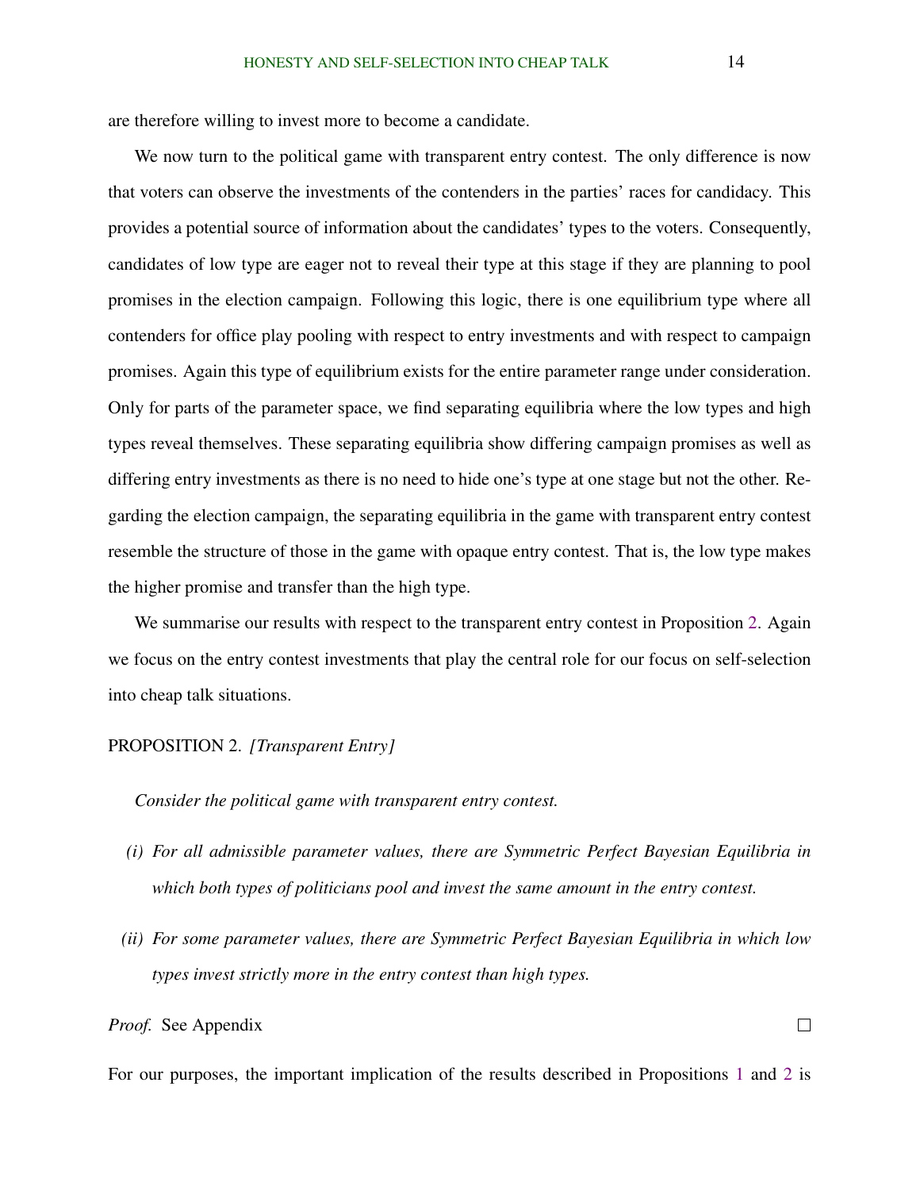are therefore willing to invest more to become a candidate.

We now turn to the political game with transparent entry contest. The only difference is now that voters can observe the investments of the contenders in the parties' races for candidacy. This provides a potential source of information about the candidates' types to the voters. Consequently, candidates of low type are eager not to reveal their type at this stage if they are planning to pool promises in the election campaign. Following this logic, there is one equilibrium type where all contenders for office play pooling with respect to entry investments and with respect to campaign promises. Again this type of equilibrium exists for the entire parameter range under consideration. Only for parts of the parameter space, we find separating equilibria where the low types and high types reveal themselves. These separating equilibria show differing campaign promises as well as differing entry investments as there is no need to hide one's type at one stage but not the other. Regarding the election campaign, the separating equilibria in the game with transparent entry contest resemble the structure of those in the game with opaque entry contest. That is, the low type makes the higher promise and transfer than the high type.

We summarise our results with respect to the transparent entry contest in Proposition 2. Again we focus on the entry contest investments that play the central role for our focus on self-selection into cheap talk situations.

PROPOSITION 2. *[Transparent Entry]*

*Consider the political game with transparent entry contest.*

*(i) For all admissible parameter values, there are Symmetric Perfect Bayesian Equilibria in which both types of politicians pool and invest the same amount in the entry contest.*

*(ii) For some parameter values, there are Symmetric Perfect Bayesian Equilibria in which low types invest strictly more in the entry contest than high types.*

*Proof.* See Appendix □

For our purposes, the important implication of the results described in Propositions 1 and 2 is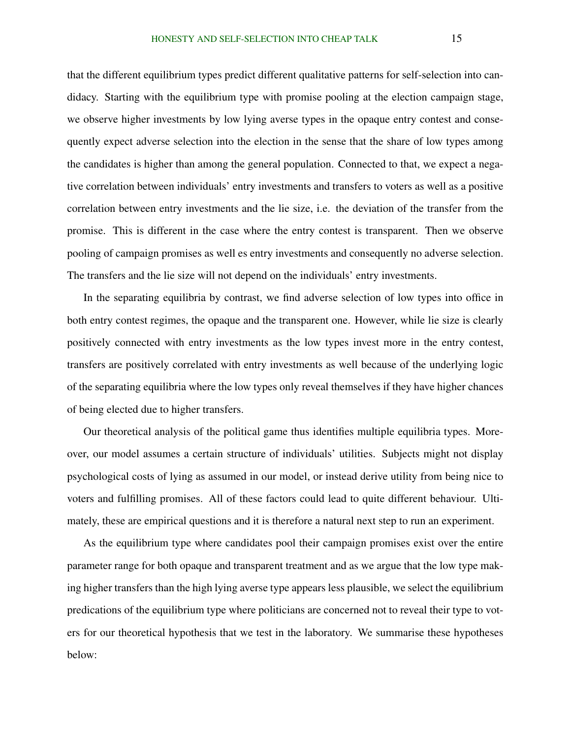that the different equilibrium types predict different qualitative patterns for self-selection into candidacy. Starting with the equilibrium type with promise pooling at the election campaign stage, we observe higher investments by low lying averse types in the opaque entry contest and consequently expect adverse selection into the election in the sense that the share of low types among the candidates is higher than among the general population. Connected to that, we expect a negative correlation between individuals' entry investments and transfers to voters as well as a positive correlation between entry investments and the lie size, i.e. the deviation of the transfer from the promise. This is different in the case where the entry contest is transparent. Then we observe pooling of campaign promises as well es entry investments and consequently no adverse selection. The transfers and the lie size will not depend on the individuals' entry investments.

In the separating equilibria by contrast, we find adverse selection of low types into office in both entry contest regimes, the opaque and the transparent one. However, while lie size is clearly positively connected with entry investments as the low types invest more in the entry contest, transfers are positively correlated with entry investments as well because of the underlying logic of the separating equilibria where the low types only reveal themselves if they have higher chances of being elected due to higher transfers.

Our theoretical analysis of the political game thus identifies multiple equilibria types. Moreover, our model assumes a certain structure of individuals' utilities. Subjects might not display psychological costs of lying as assumed in our model, or instead derive utility from being nice to voters and fulfilling promises. All of these factors could lead to quite different behaviour. Ultimately, these are empirical questions and it is therefore a natural next step to run an experiment.

As the equilibrium type where candidates pool their campaign promises exist over the entire parameter range for both opaque and transparent treatment and as we argue that the low type making higher transfers than the high lying averse type appears less plausible, we select the equilibrium predications of the equilibrium type where politicians are concerned not to reveal their type to voters for our theoretical hypothesis that we test in the laboratory. We summarise these hypotheses below: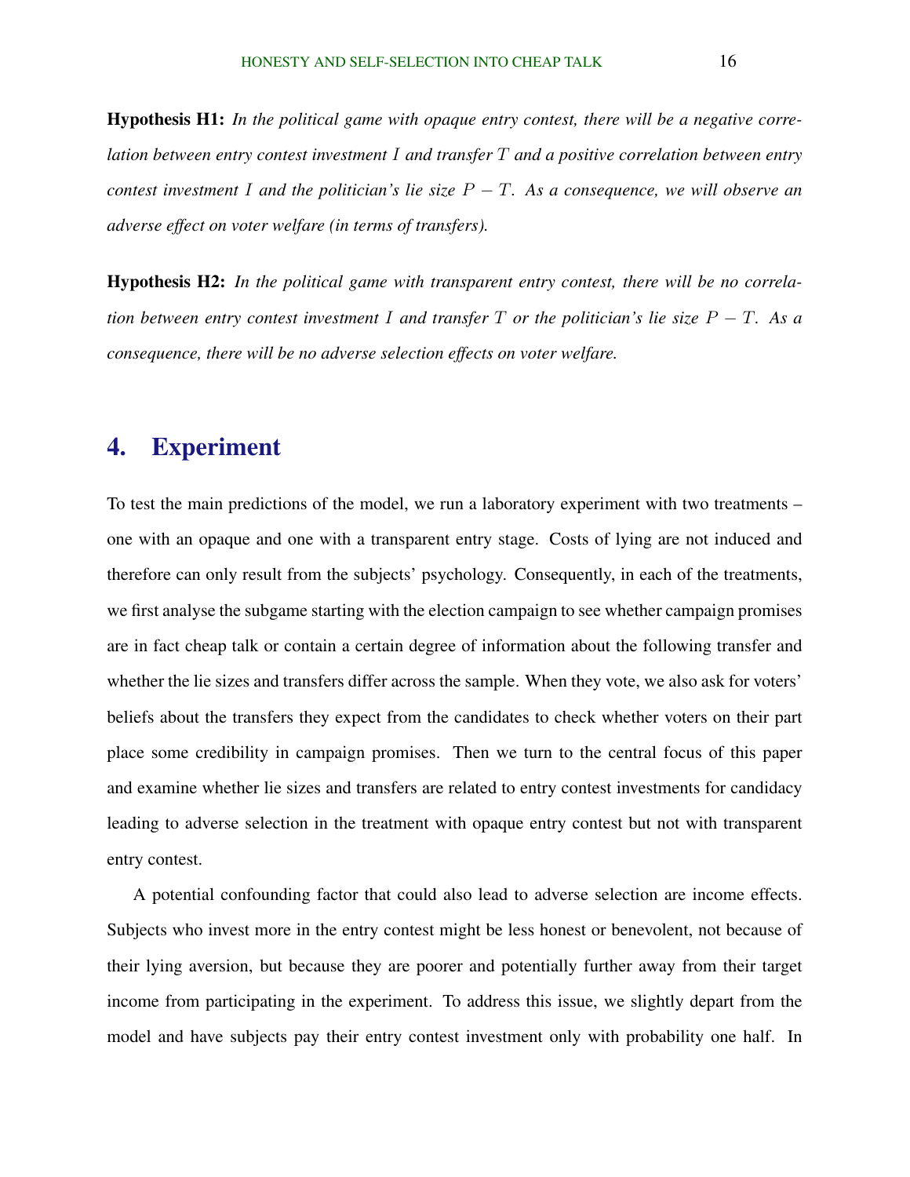**Hypothesis H1:** *In the political game with opaque entry contest, there will be a negative correlation between entry contest investment $I$ and transfer $T$ and a positive correlation between entry contest investment $I$ and the politician's lie size $P - T$. As a consequence, we will observe an adverse effect on voter welfare (in terms of transfers).*

**Hypothesis H2:** *In the political game with transparent entry contest, there will be no correlation between entry contest investment $I$ and transfer $T$ or the politician's lie size $P - T$. As a consequence, there will be no adverse selection effects on voter welfare.*

## 4. Experiment

To test the main predictions of the model, we run a laboratory experiment with two treatments – one with an opaque and one with a transparent entry stage. Costs of lying are not induced and therefore can only result from the subjects' psychology. Consequently, in each of the treatments, we first analyse the subgame starting with the election campaign to see whether campaign promises are in fact cheap talk or contain a certain degree of information about the following transfer and whether the lie sizes and transfers differ across the sample. When they vote, we also ask for voters' beliefs about the transfers they expect from the candidates to check whether voters on their part place some credibility in campaign promises. Then we turn to the central focus of this paper and examine whether lie sizes and transfers are related to entry contest investments for candidacy leading to adverse selection in the treatment with opaque entry contest but not with transparent entry contest.

A potential confounding factor that could also lead to adverse selection are income effects. Subjects who invest more in the entry contest might be less honest or benevolent, not because of their lying aversion, but because they are poorer and potentially further away from their target income from participating in the experiment. To address this issue, we slightly depart from the model and have subjects pay their entry contest investment only with probability one half. In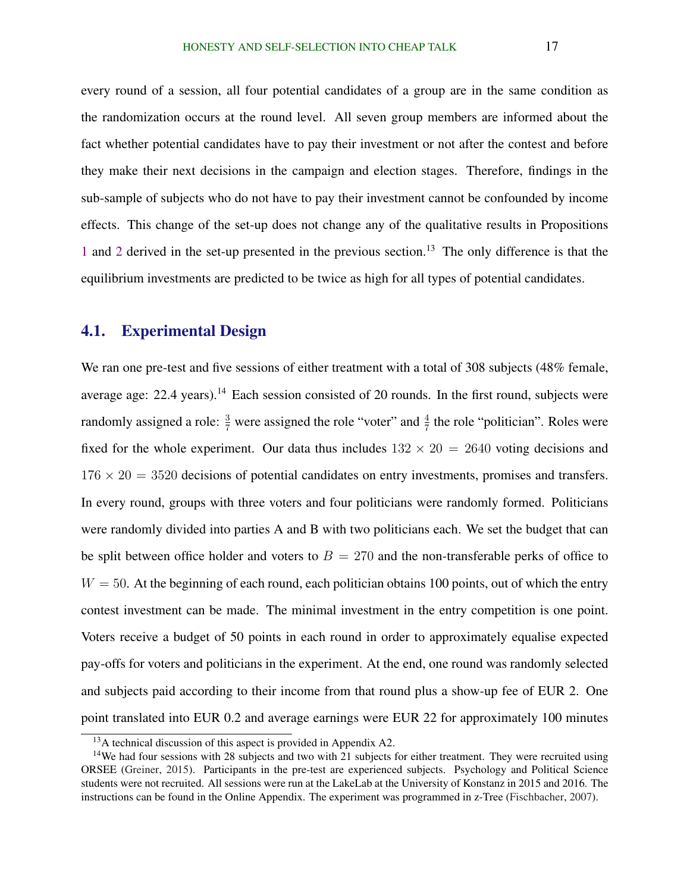every round of a session, all four potential candidates of a group are in the same condition as the randomization occurs at the round level. All seven group members are informed about the fact whether potential candidates have to pay their investment or not after the contest and before they make their next decisions in the campaign and election stages. Therefore, findings in the sub-sample of subjects who do not have to pay their investment cannot be confounded by income effects. This change of the set-up does not change any of the qualitative results in Propositions 1 and 2 derived in the set-up presented in the previous section.[13] The only difference is that the equilibrium investments are predicted to be twice as high for all types of potential candidates.

## 4.1. Experimental Design

We ran one pre-test and five sessions of either treatment with a total of 308 subjects (48% female, average age: 22.4 years).[14] Each session consisted of 20 rounds. In the first round, subjects were randomly assigned a role: $\frac{3}{7}$ were assigned the role "voter" and $\frac{4}{7}$ the role "politician". Roles were fixed for the whole experiment. Our data thus includes $132 \times 20 = 2640$ voting decisions and $176 \times 20 = 3520$ decisions of potential candidates on entry investments, promises and transfers. In every round, groups with three voters and four politicians were randomly formed. Politicians were randomly divided into parties A and B with two politicians each. We set the budget that can be split between office holder and voters to $B = 270$ and the non-transferable perks of office to $W = 50$. At the beginning of each round, each politician obtains 100 points, out of which the entry contest investment can be made. The minimal investment in the entry competition is one point. Voters receive a budget of 50 points in each round in order to approximately equalise expected pay-offs for voters and politicians in the experiment. At the end, one round was randomly selected and subjects paid according to their income from that round plus a show-up fee of EUR 2. One point translated into EUR 0.2 and average earnings were EUR 22 for approximately 100 minutes

[13] A technical discussion of this aspect is provided in Appendix A2.

[14] We had four sessions with 28 subjects and two with 21 subjects for either treatment. They were recruited using ORSEE (Greiner, 2015). Participants in the pre-test are experienced subjects. Psychology and Political Science students were not recruited. All sessions were run at the LakeLab at the University of Konstanz in 2015 and 2016. The instructions can be found in the Online Appendix. The experiment was programmed in z-Tree (Fischbacher, 2007).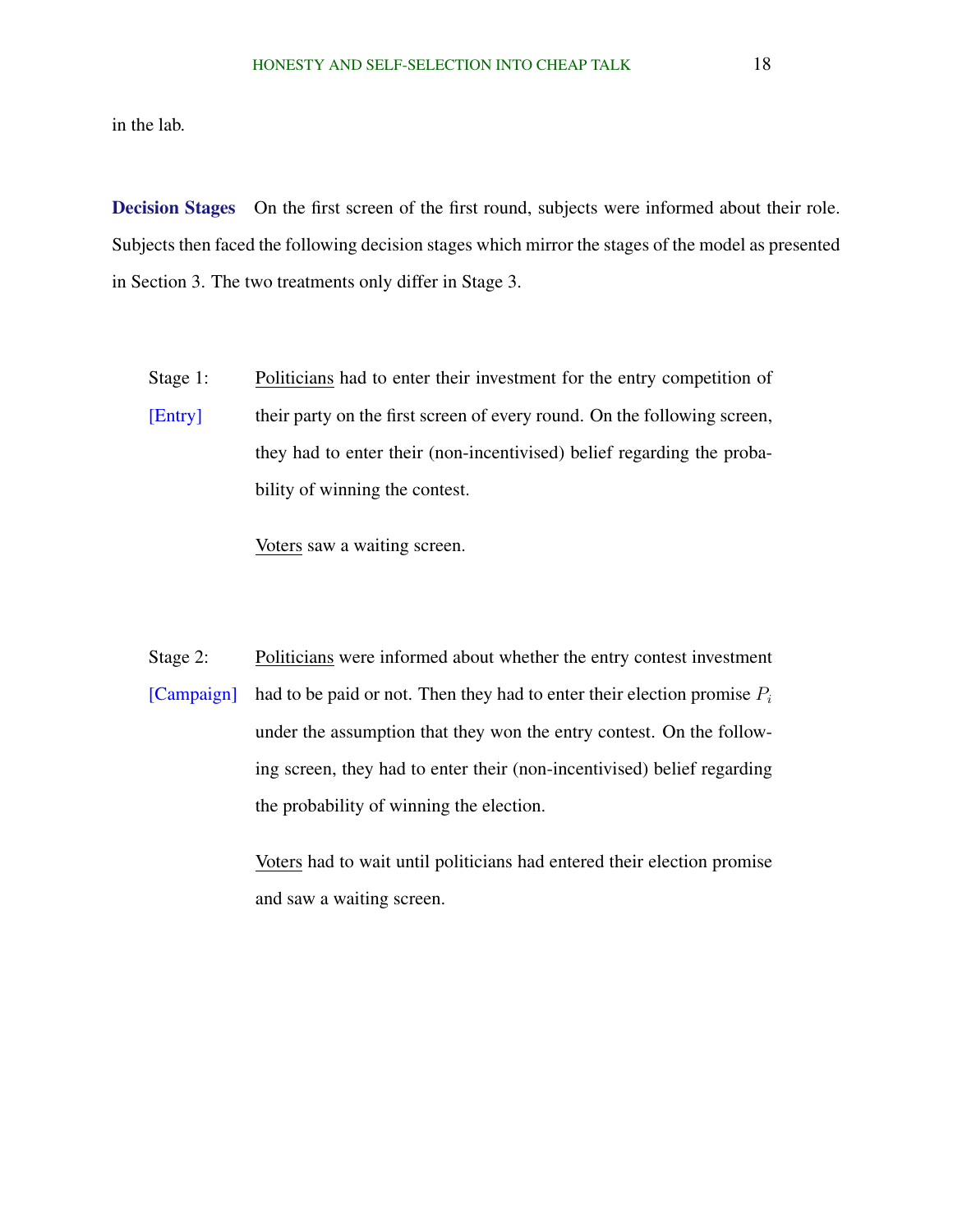in the lab.

**Decision Stages** On the first screen of the first round, subjects were informed about their role. Subjects then faced the following decision stages which mirror the stages of the model as presented in Section 3. The two treatments only differ in Stage 3.

Stage 1: [Entry]

Politicians had to enter their investment for the entry competition of their party on the first screen of every round. On the following screen, they had to enter their (non-incentivised) belief regarding the probability of winning the contest.

Voters saw a waiting screen.

Stage 2: [Campaign]

Politicians were informed about whether the entry contest investment had to be paid or not. Then they had to enter their election promise $P_i$ under the assumption that they won the entry contest. On the following screen, they had to enter their (non-incentivised) belief regarding the probability of winning the election.

Voters had to wait until politicians had entered their election promise and saw a waiting screen.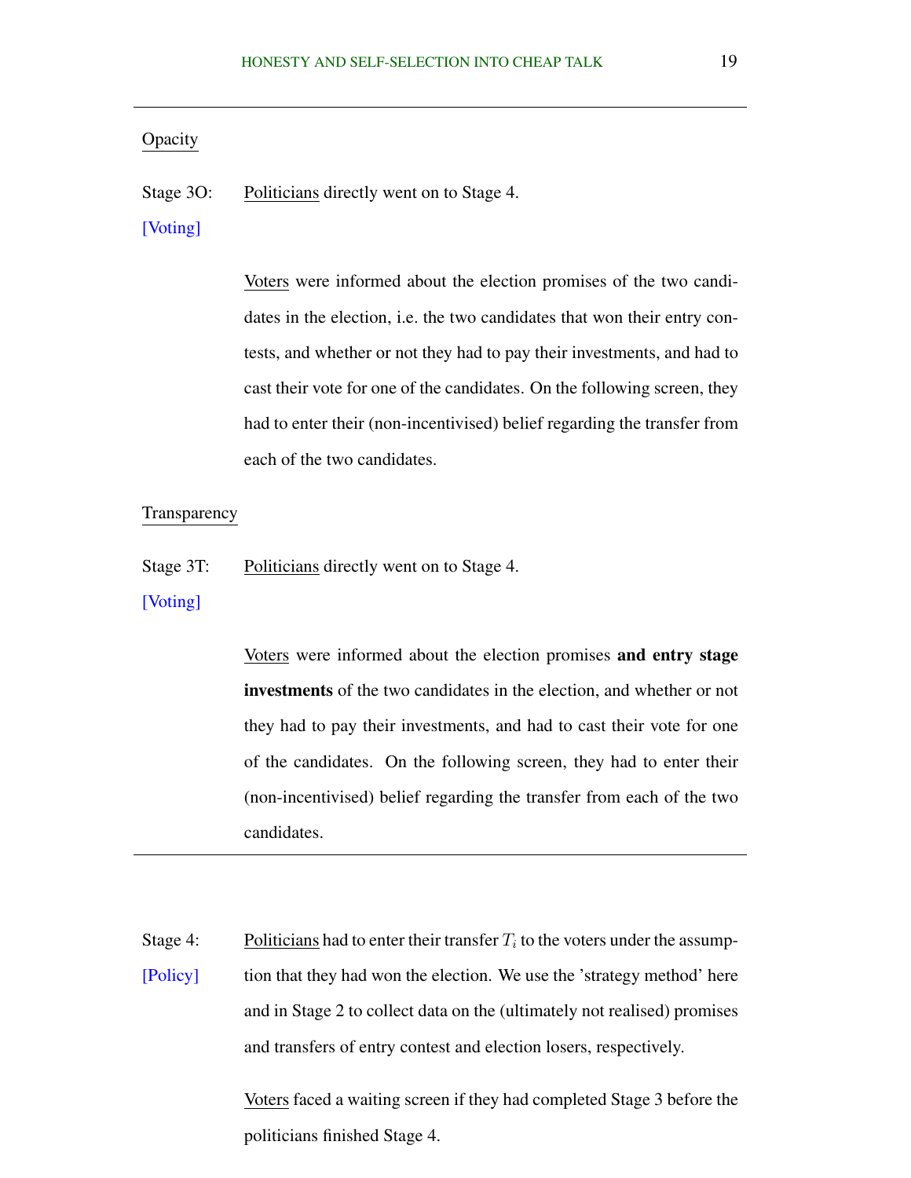<u>Opacity</u>

Stage 3O: [Voting] <u>Politicians</u> directly went on to Stage 4.

<u>Voters</u> were informed about the election promises of the two candidates in the election, i.e. the two candidates that won their entry contests, and whether or not they had to pay their investments, and had to cast their vote for one of the candidates. On the following screen, they had to enter their (non-incentivised) belief regarding the transfer from each of the two candidates.

<u>Transparency</u>

Stage 3T: [Voting] <u>Politicians</u> directly went on to Stage 4.

<u>Voters</u> were informed about the election promises **and entry stage investments** of the two candidates in the election, and whether or not they had to pay their investments, and had to cast their vote for one of the candidates. On the following screen, they had to enter their (non-incentivised) belief regarding the transfer from each of the two candidates.

---

Stage 4: [Policy] <u>Politicians</u> had to enter their transfer $T_i$ to the voters under the assumption that they had won the election. We use the 'strategy method' here and in Stage 2 to collect data on the (ultimately not realised) promises and transfers of entry contest and election losers, respectively.

<u>Voters</u> faced a waiting screen if they had completed Stage 3 before the politicians finished Stage 4.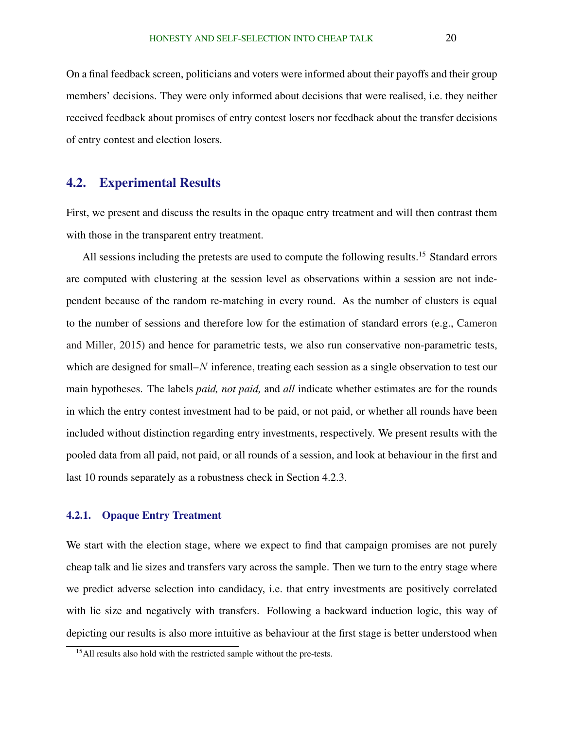On a final feedback screen, politicians and voters were informed about their payoffs and their group members' decisions. They were only informed about decisions that were realised, i.e. they neither received feedback about promises of entry contest losers nor feedback about the transfer decisions of entry contest and election losers.

## 4.2. Experimental Results

First, we present and discuss the results in the opaque entry treatment and will then contrast them with those in the transparent entry treatment.

All sessions including the pretests are used to compute the following results.[15] Standard errors are computed with clustering at the session level as observations within a session are not independent because of the random re-matching in every round. As the number of clusters is equal to the number of sessions and therefore low for the estimation of standard errors (e.g., Cameron and Miller, 2015) and hence for parametric tests, we also run conservative non-parametric tests, which are designed for small–$N$ inference, treating each session as a single observation to test our main hypotheses. The labels *paid, not paid,* and *all* indicate whether estimates are for the rounds in which the entry contest investment had to be paid, or not paid, or whether all rounds have been included without distinction regarding entry investments, respectively. We present results with the pooled data from all paid, not paid, or all rounds of a session, and look at behaviour in the first and last 10 rounds separately as a robustness check in Section 4.2.3.

### 4.2.1. Opaque Entry Treatment

We start with the election stage, where we expect to find that campaign promises are not purely cheap talk and lie sizes and transfers vary across the sample. Then we turn to the entry stage where we predict adverse selection into candidacy, i.e. that entry investments are positively correlated with lie size and negatively with transfers. Following a backward induction logic, this way of depicting our results is also more intuitive as behaviour at the first stage is better understood when

[15] All results also hold with the restricted sample without the pre-tests.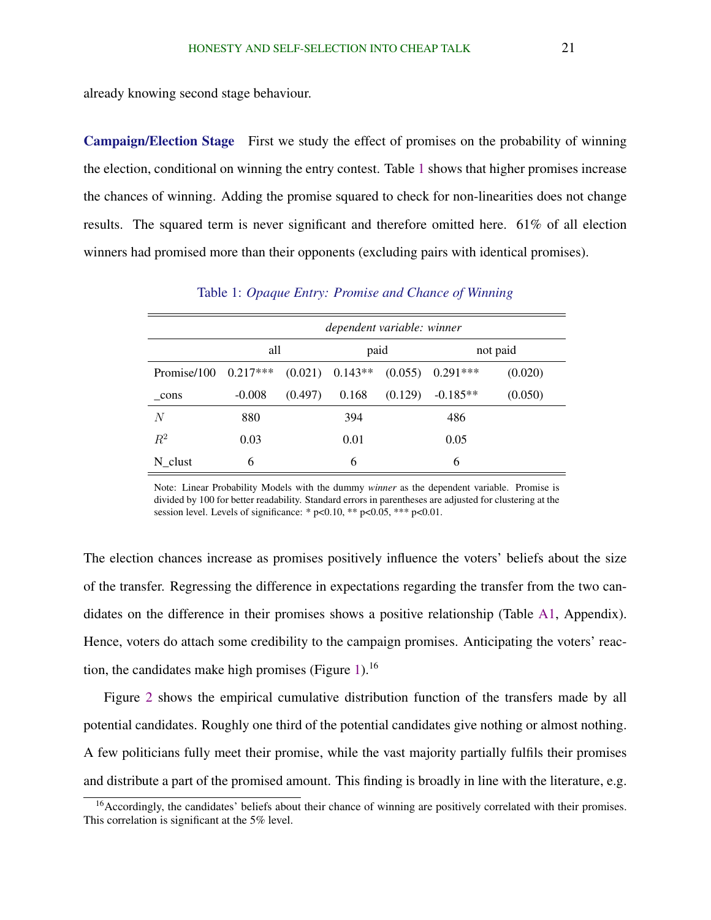already knowing second stage behaviour.

**Campaign/Election Stage** First we study the effect of promises on the probability of winning the election, conditional on winning the entry contest. Table 1 shows that higher promises increase the chances of winning. Adding the promise squared to check for non-linearities does not change results. The squared term is never significant and therefore omitted here. 61% of all election winners had promised more than their opponents (excluding pairs with identical promises).

Table 1: *Opaque Entry: Promise and Chance of Winning*

| | *dependent variable: winner* | | | | | |
|---|---|---|---|---|---|---|
| | all | | paid | | not paid | |
| Promise/100 | 0.217*** | (0.021) | 0.143** | (0.055) | 0.291*** | (0.020) |
| _cons | -0.008 | (0.497) | 0.168 | (0.129) | -0.185** | (0.050) |
| $N$ | 880 | | 394 | | 486 | |
| $R^2$ | 0.03 | | 0.01 | | 0.05 | |
| N_clust | 6 | | 6 | | 6 | |

Note: Linear Probability Models with the dummy *winner* as the dependent variable. Promise is divided by 100 for better readability. Standard errors in parentheses are adjusted for clustering at the session level. Levels of significance: * p<0.10, ** p<0.05, *** p<0.01.

The election chances increase as promises positively influence the voters' beliefs about the size of the transfer. Regressing the difference in expectations regarding the transfer from the two candidates on the difference in their promises shows a positive relationship (Table A1, Appendix). Hence, voters do attach some credibility to the campaign promises. Anticipating the voters' reaction, the candidates make high promises (Figure 1).[16]

Figure 2 shows the empirical cumulative distribution function of the transfers made by all potential candidates. Roughly one third of the potential candidates give nothing or almost nothing. A few politicians fully meet their promise, while the vast majority partially fulfils their promises and distribute a part of the promised amount. This finding is broadly in line with the literature, e.g.

[16] Accordingly, the candidates' beliefs about their chance of winning are positively correlated with their promises. This correlation is significant at the 5% level.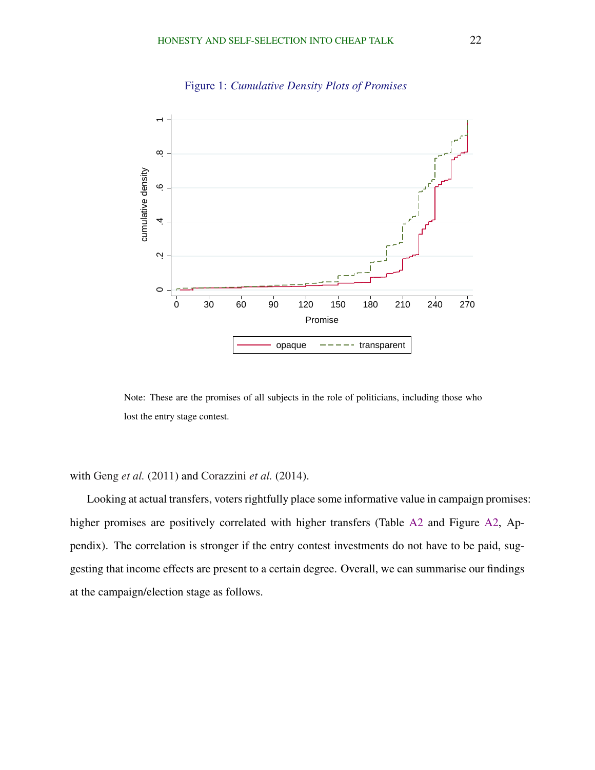Figure 1: *Cumulative Density Plots of Promises*

Note: These are the promises of all subjects in the role of politicians, including those who lost the entry stage contest.

with Geng *et al.* (2011) and Corazzini *et al.* (2014).

Looking at actual transfers, voters rightfully place some informative value in campaign promises: higher promises are positively correlated with higher transfers (Table A2 and Figure A2, Appendix). The correlation is stronger if the entry contest investments do not have to be paid, suggesting that income effects are present to a certain degree. Overall, we can summarise our findings at the campaign/election stage as follows.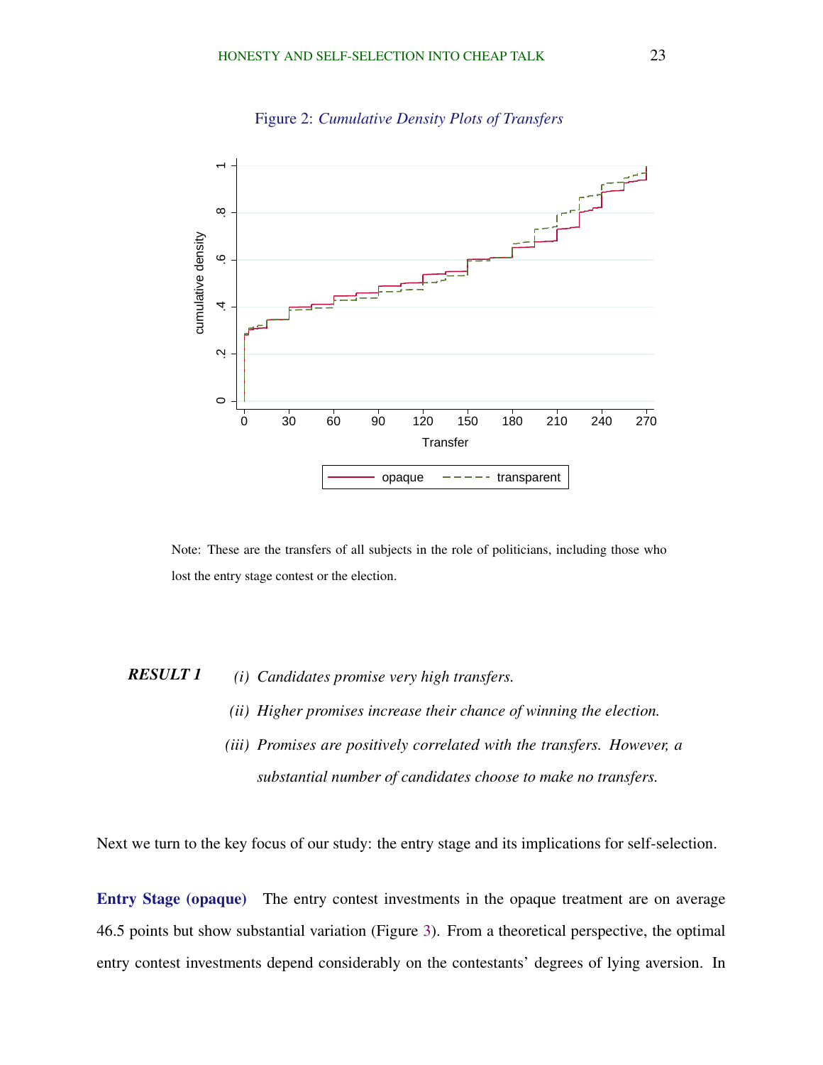Figure 2: *Cumulative Density Plots of Transfers*

Note: These are the transfers of all subjects in the role of politicians, including those who lost the entry stage contest or the election.

***RESULT 1*** *(i) Candidates promise very high transfers.*

*(ii) Higher promises increase their chance of winning the election.*

*(iii) Promises are positively correlated with the transfers. However, a substantial number of candidates choose to make no transfers.*

Next we turn to the key focus of our study: the entry stage and its implications for self-selection.

**Entry Stage (opaque)** The entry contest investments in the opaque treatment are on average 46.5 points but show substantial variation (Figure 3). From a theoretical perspective, the optimal entry contest investments depend considerably on the contestants' degrees of lying aversion. In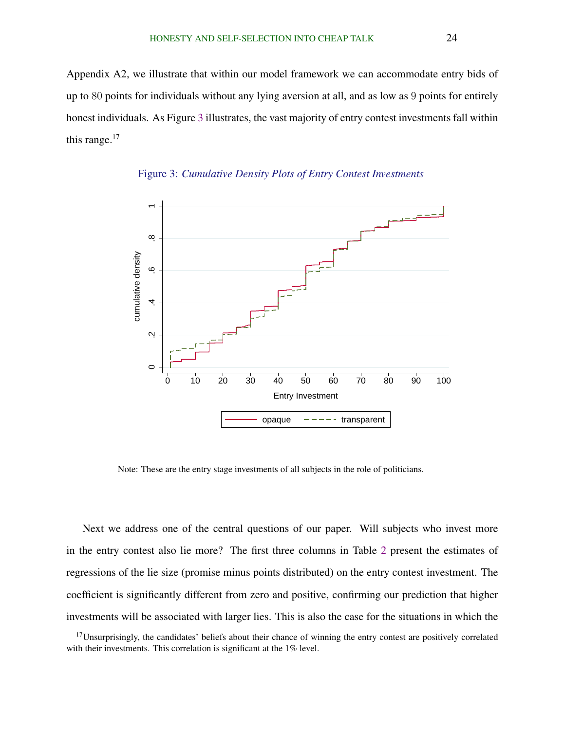Appendix A2, we illustrate that within our model framework we can accommodate entry bids of up to $80$ points for individuals without any lying aversion at all, and as low as $9$ points for entirely honest individuals. As Figure 3 illustrates, the vast majority of entry contest investments fall within this range.[17]

Figure 3: *Cumulative Density Plots of Entry Contest Investments*

Note: These are the entry stage investments of all subjects in the role of politicians.

Next we address one of the central questions of our paper. Will subjects who invest more in the entry contest also lie more? The first three columns in Table 2 present the estimates of regressions of the lie size (promise minus points distributed) on the entry contest investment. The coefficient is significantly different from zero and positive, confirming our prediction that higher investments will be associated with larger lies. This is also the case for the situations in which the

[17] Unsurprisingly, the candidates' beliefs about their chance of winning the entry contest are positively correlated with their investments. This correlation is significant at the 1% level.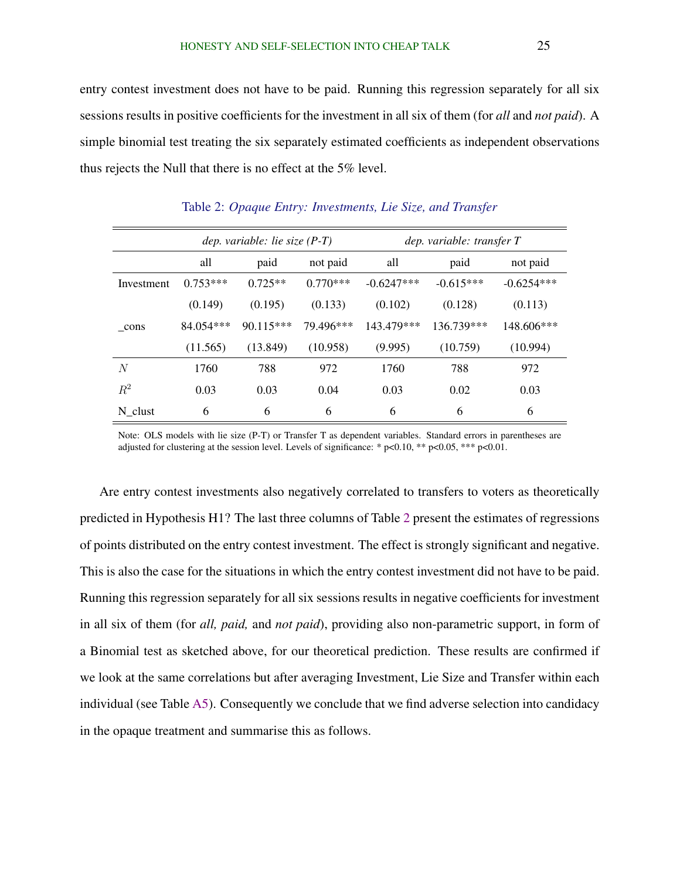entry contest investment does not have to be paid. Running this regression separately for all six sessions results in positive coefficients for the investment in all six of them (for *all* and *not paid*). A simple binomial test treating the six separately estimated coefficients as independent observations thus rejects the Null that there is no effect at the 5% level.

Table 2: *Opaque Entry: Investments, Lie Size, and Transfer*

| | *dep. variable: lie size (P-T)* | | | *dep. variable: transfer T* | | |
|---|---|---|---|---|---|---|
| | all | paid | not paid | all | paid | not paid |
| Investment | 0.753*** | 0.725** | 0.770*** | -0.6247*** | -0.615*** | -0.6254*** |
| | (0.149) | (0.195) | (0.133) | (0.102) | (0.128) | (0.113) |
| _cons | 84.054*** | 90.115*** | 79.496*** | 143.479*** | 136.739*** | 148.606*** |
| | (11.565) | (13.849) | (10.958) | (9.995) | (10.759) | (10.994) |
| $N$ | 1760 | 788 | 972 | 1760 | 788 | 972 |
| $R^2$ | 0.03 | 0.03 | 0.04 | 0.03 | 0.02 | 0.03 |
| N_clust | 6 | 6 | 6 | 6 | 6 | 6 |

Note: OLS models with lie size (P-T) or Transfer T as dependent variables. Standard errors in parentheses are adjusted for clustering at the session level. Levels of significance: * p<0.10, ** p<0.05, *** p<0.01.

Are entry contest investments also negatively correlated to transfers to voters as theoretically predicted in Hypothesis H1? The last three columns of Table 2 present the estimates of regressions of points distributed on the entry contest investment. The effect is strongly significant and negative. This is also the case for the situations in which the entry contest investment did not have to be paid. Running this regression separately for all six sessions results in negative coefficients for investment in all six of them (for *all, paid,* and *not paid*), providing also non-parametric support, in form of a Binomial test as sketched above, for our theoretical prediction. These results are confirmed if we look at the same correlations but after averaging Investment, Lie Size and Transfer within each individual (see Table A5). Consequently we conclude that we find adverse selection into candidacy in the opaque treatment and summarise this as follows.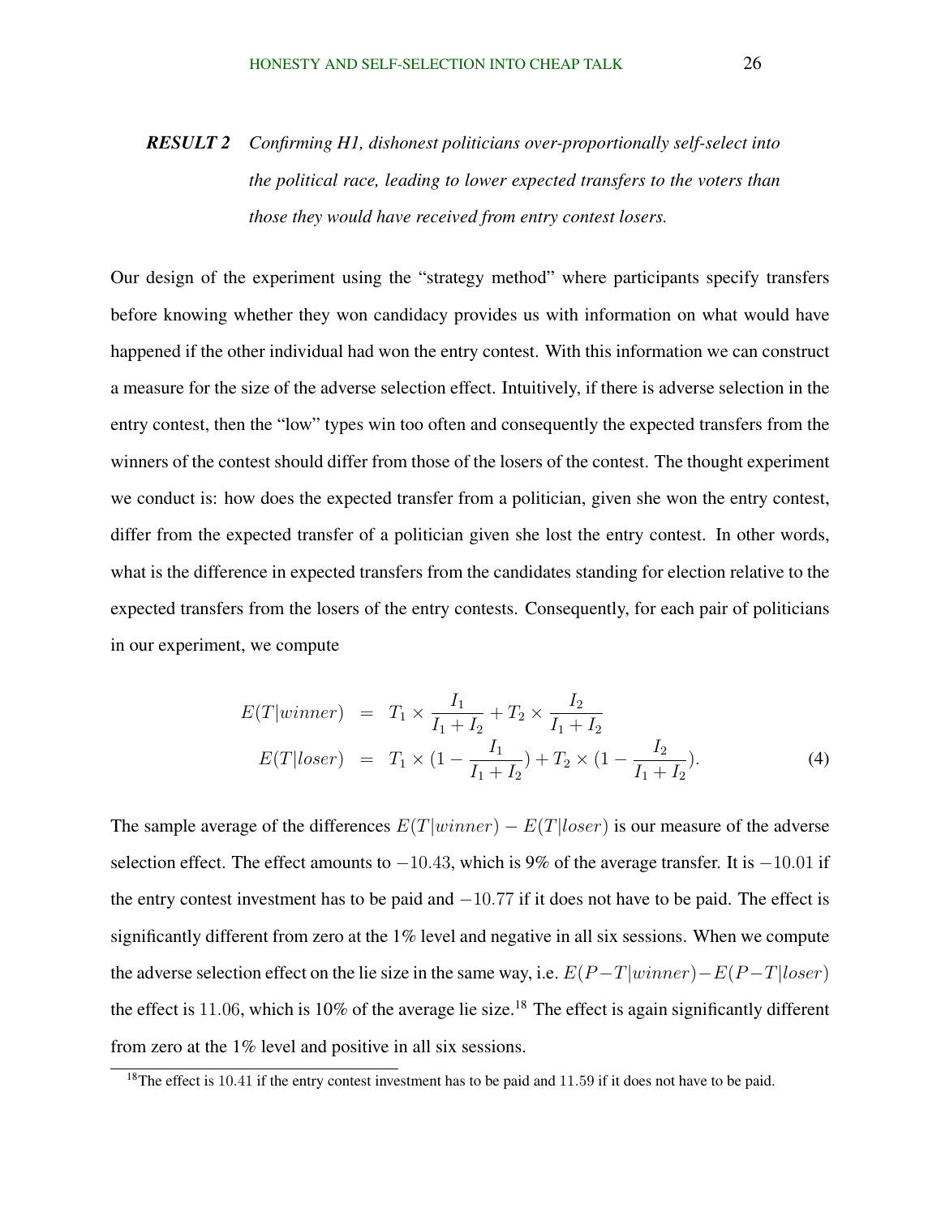***RESULT 2*** *Confirming H1, dishonest politicians over-proportionally self-select into the political race, leading to lower expected transfers to the voters than those they would have received from entry contest losers.*

Our design of the experiment using the "strategy method" where participants specify transfers before knowing whether they won candidacy provides us with information on what would have happened if the other individual had won the entry contest. With this information we can construct a measure for the size of the adverse selection effect. Intuitively, if there is adverse selection in the entry contest, then the "low" types win too often and consequently the expected transfers from the winners of the contest should differ from those of the losers of the contest. The thought experiment we conduct is: how does the expected transfer from a politician, given she won the entry contest, differ from the expected transfer of a politician given she lost the entry contest. In other words, what is the difference in expected transfers from the candidates standing for election relative to the expected transfers from the losers of the entry contests. Consequently, for each pair of politicians in our experiment, we compute

$$\begin{aligned} E(T|winner) &= T_1 \times \frac{I_1}{I_1 + I_2} + T_2 \times \frac{I_2}{I_1 + I_2} \\ E(T|loser) &= T_1 \times (1 - \frac{I_1}{I_1 + I_2}) + T_2 \times (1 - \frac{I_2}{I_1 + I_2}). \end{aligned} \tag{4}$$

The sample average of the differences $E(T|winner) - E(T|loser)$ is our measure of the adverse selection effect. The effect amounts to $-10.43$, which is 9% of the average transfer. It is $-10.01$ if the entry contest investment has to be paid and $-10.77$ if it does not have to be paid. The effect is significantly different from zero at the 1% level and negative in all six sessions. When we compute the adverse selection effect on the lie size in the same way, i.e. $E(P-T|winner)-E(P-T|loser)$ the effect is $11.06$, which is 10% of the average lie size.[18] The effect is again significantly different from zero at the 1% level and positive in all six sessions.

[18] The effect is $10.41$ if the entry contest investment has to be paid and $11.59$ if it does not have to be paid.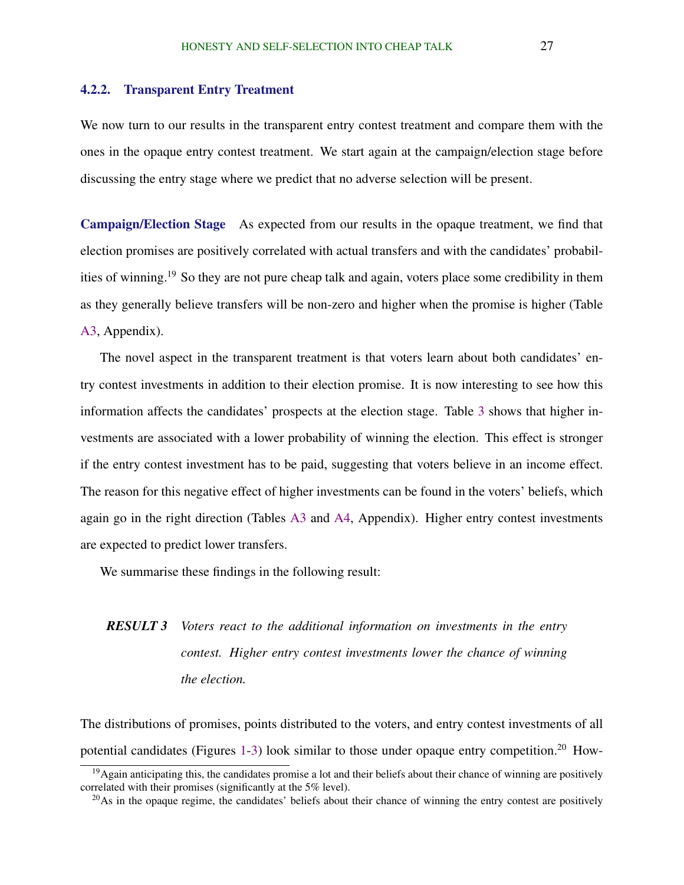### 4.2.2. Transparent Entry Treatment

We now turn to our results in the transparent entry contest treatment and compare them with the ones in the opaque entry contest treatment. We start again at the campaign/election stage before discussing the entry stage where we predict that no adverse selection will be present.

**Campaign/Election Stage** As expected from our results in the opaque treatment, we find that election promises are positively correlated with actual transfers and with the candidates' probabilities of winning.[19] So they are not pure cheap talk and again, voters place some credibility in them as they generally believe transfers will be non-zero and higher when the promise is higher (Table A3, Appendix).

The novel aspect in the transparent treatment is that voters learn about both candidates' entry contest investments in addition to their election promise. It is now interesting to see how this information affects the candidates' prospects at the election stage. Table 3 shows that higher investments are associated with a lower probability of winning the election. This effect is stronger if the entry contest investment has to be paid, suggesting that voters believe in an income effect. The reason for this negative effect of higher investments can be found in the voters' beliefs, which again go in the right direction (Tables A3 and A4, Appendix). Higher entry contest investments are expected to predict lower transfers.

We summarise these findings in the following result:

> ***RESULT 3*** *Voters react to the additional information on investments in the entry contest. Higher entry contest investments lower the chance of winning the election.*

The distributions of promises, points distributed to the voters, and entry contest investments of all potential candidates (Figures 1-3) look similar to those under opaque entry competition.[20] How-

[19] Again anticipating this, the candidates promise a lot and their beliefs about their chance of winning are positively correlated with their promises (significantly at the 5% level).

[20] As in the opaque regime, the candidates' beliefs about their chance of winning the entry contest are positively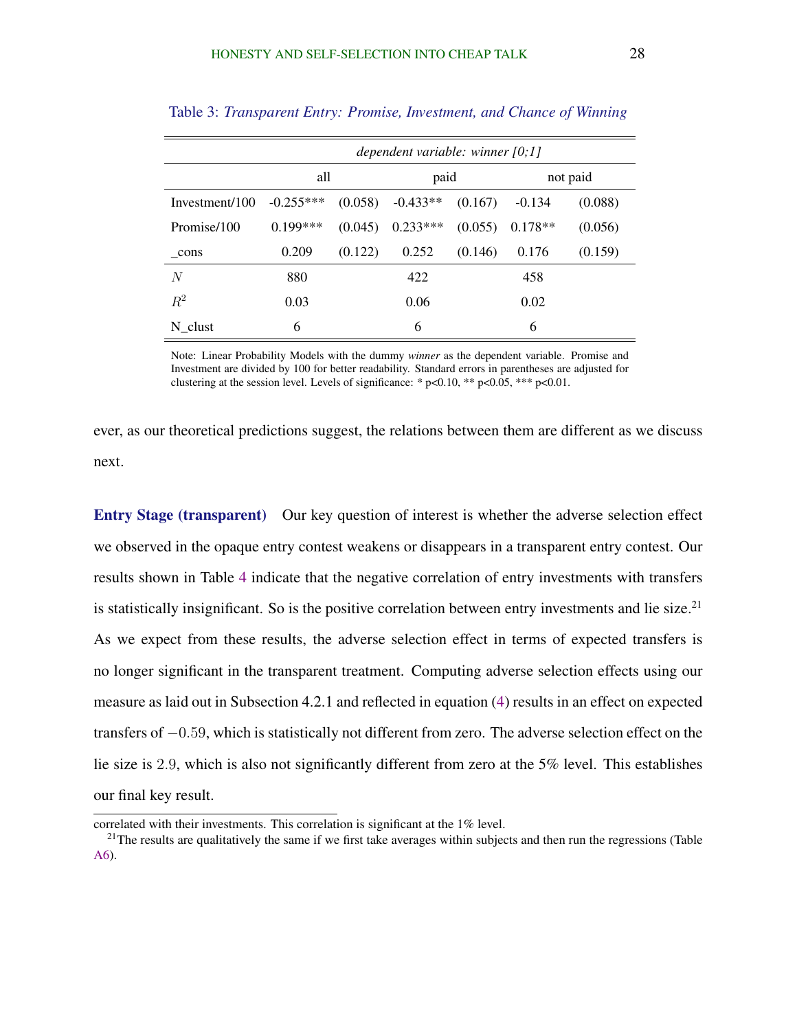Table 3: *Transparent Entry: Promise, Investment, and Chance of Winning*

| | *dependent variable: winner [0;1]* | | | | | |
|---|---|---|---|---|---|---|
| | all | | paid | | not paid | |
| Investment/100 | -0.255*** | (0.058) | -0.433** | (0.167) | -0.134 | (0.088) |
| Promise/100 | 0.199*** | (0.045) | 0.233*** | (0.055) | 0.178** | (0.056) |
| _cons | 0.209 | (0.122) | 0.252 | (0.146) | 0.176 | (0.159) |
| $N$ | 880 | | 422 | | 458 | |
| $R^2$ | 0.03 | | 0.06 | | 0.02 | |
| N_clust | 6 | | 6 | | 6 | |

Note: Linear Probability Models with the dummy *winner* as the dependent variable. Promise and Investment are divided by 100 for better readability. Standard errors in parentheses are adjusted for clustering at the session level. Levels of significance: * p<0.10, ** p<0.05, *** p<0.01.

ever, as our theoretical predictions suggest, the relations between them are different as we discuss next.

**Entry Stage (transparent)** Our key question of interest is whether the adverse selection effect we observed in the opaque entry contest weakens or disappears in a transparent entry contest. Our results shown in Table 4 indicate that the negative correlation of entry investments with transfers is statistically insignificant. So is the positive correlation between entry investments and lie size.[21] As we expect from these results, the adverse selection effect in terms of expected transfers is no longer significant in the transparent treatment. Computing adverse selection effects using our measure as laid out in Subsection 4.2.1 and reflected in equation (4) results in an effect on expected transfers of $-0.59$, which is statistically not different from zero. The adverse selection effect on the lie size is $2.9$, which is also not significantly different from zero at the 5% level. This establishes our final key result.

correlated with their investments. This correlation is significant at the 1% level.

[21]The results are qualitatively the same if we first take averages within subjects and then run the regressions (Table A6).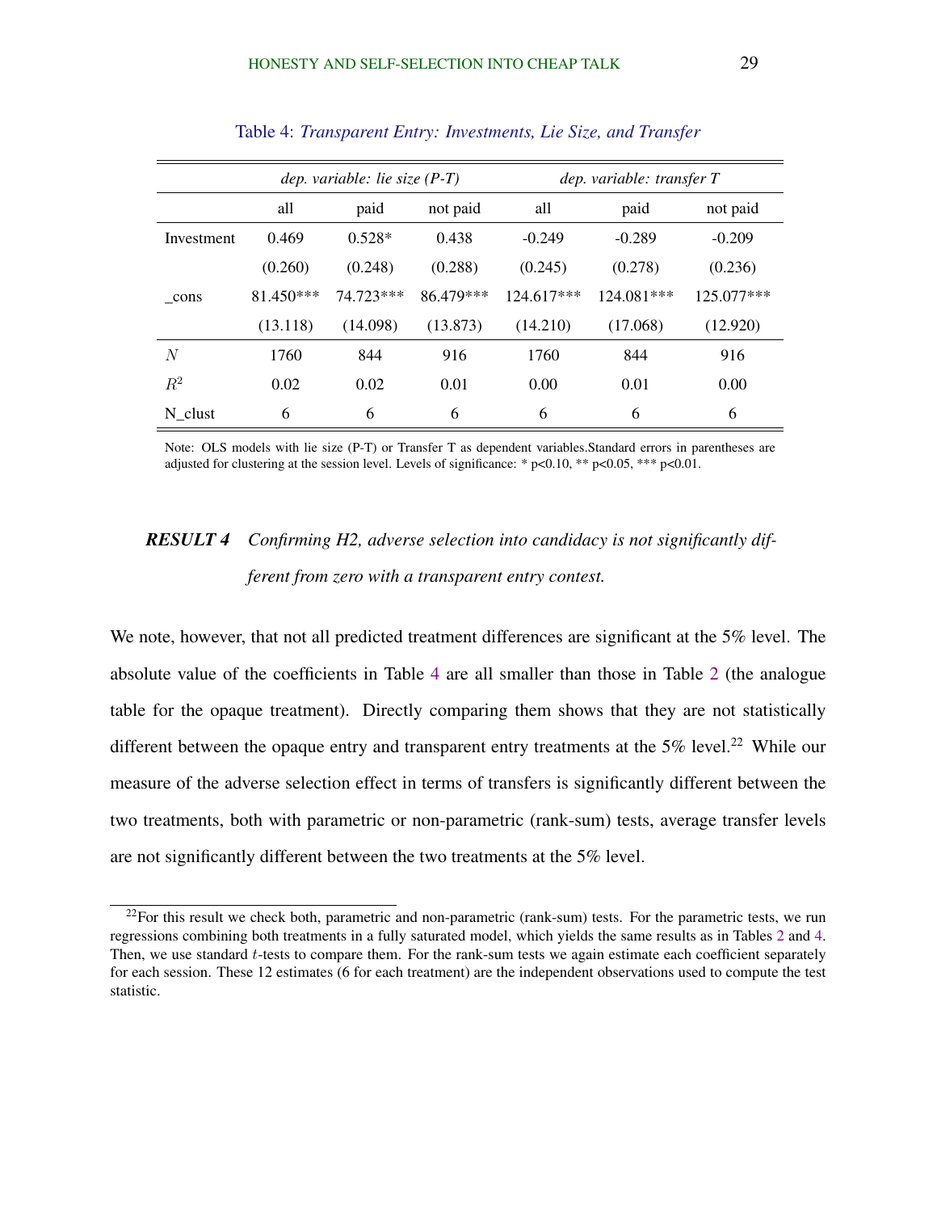Table 4: *Transparent Entry: Investments, Lie Size, and Transfer*

| | *dep. variable: lie size (P-T)* | | | *dep. variable: transfer T* | | |
|---|---|---|---|---|---|---|
| | all | paid | not paid | all | paid | not paid |
| Investment | 0.469 | 0.528* | 0.438 | -0.249 | -0.289 | -0.209 |
| | (0.260) | (0.248) | (0.288) | (0.245) | (0.278) | (0.236) |
| _cons | 81.450*** | 74.723*** | 86.479*** | 124.617*** | 124.081*** | 125.077*** |
| | (13.118) | (14.098) | (13.873) | (14.210) | (17.068) | (12.920) |
| $N$ | 1760 | 844 | 916 | 1760 | 844 | 916 |
| $R^2$ | 0.02 | 0.02 | 0.01 | 0.00 | 0.01 | 0.00 |
| N_clust | 6 | 6 | 6 | 6 | 6 | 6 |

Note: OLS models with lie size (P-T) or Transfer T as dependent variables.Standard errors in parentheses are adjusted for clustering at the session level. Levels of significance: * p<0.10, ** p<0.05, *** p<0.01.

***RESULT 4*** *Confirming H2, adverse selection into candidacy is not significantly different from zero with a transparent entry contest.*

We note, however, that not all predicted treatment differences are significant at the 5% level. The absolute value of the coefficients in Table 4 are all smaller than those in Table 2 (the analogue table for the opaque treatment). Directly comparing them shows that they are not statistically different between the opaque entry and transparent entry treatments at the 5% level.[22] While our measure of the adverse selection effect in terms of transfers is significantly different between the two treatments, both with parametric or non-parametric (rank-sum) tests, average transfer levels are not significantly different between the two treatments at the 5% level.

[22] For this result we check both, parametric and non-parametric (rank-sum) tests. For the parametric tests, we run regressions combining both treatments in a fully saturated model, which yields the same results as in Tables 2 and 4. Then, we use standard $t$-tests to compare them. For the rank-sum tests we again estimate each coefficient separately for each session. These 12 estimates (6 for each treatment) are the independent observations used to compute the test statistic.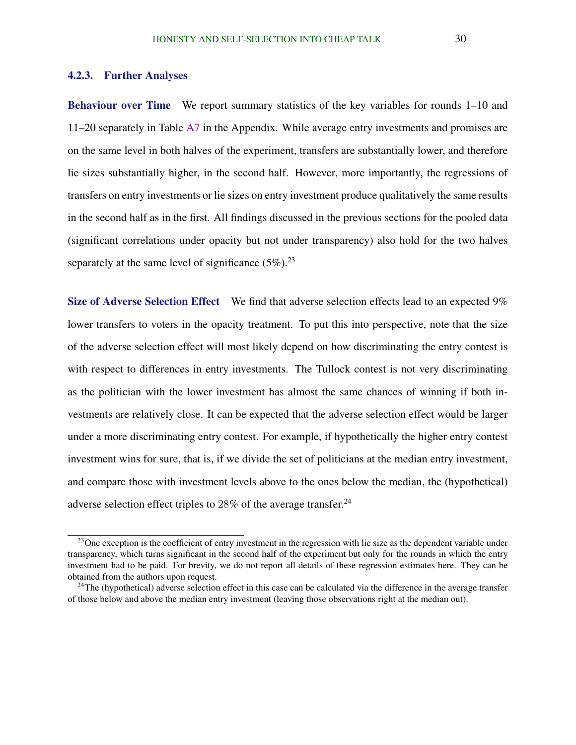### 4.2.3. Further Analyses

**Behaviour over Time** We report summary statistics of the key variables for rounds 1–10 and 11–20 separately in Table A7 in the Appendix. While average entry investments and promises are on the same level in both halves of the experiment, transfers are substantially lower, and therefore lie sizes substantially higher, in the second half. However, more importantly, the regressions of transfers on entry investments or lie sizes on entry investment produce qualitatively the same results in the second half as in the first. All findings discussed in the previous sections for the pooled data (significant correlations under opacity but not under transparency) also hold for the two halves separately at the same level of significance (5%).[23]

**Size of Adverse Selection Effect** We find that adverse selection effects lead to an expected 9% lower transfers to voters in the opacity treatment. To put this into perspective, note that the size of the adverse selection effect will most likely depend on how discriminating the entry contest is with respect to differences in entry investments. The Tullock contest is not very discriminating as the politician with the lower investment has almost the same chances of winning if both investments are relatively close. It can be expected that the adverse selection effect would be larger under a more discriminating entry contest. For example, if hypothetically the higher entry contest investment wins for sure, that is, if we divide the set of politicians at the median entry investment, and compare those with investment levels above to the ones below the median, the (hypothetical) adverse selection effect triples to 28% of the average transfer.[24]

---

[23] One exception is the coefficient of entry investment in the regression with lie size as the dependent variable under transparency, which turns significant in the second half of the experiment but only for the rounds in which the entry investment had to be paid. For brevity, we do not report all details of these regression estimates here. They can be obtained from the authors upon request.

[24] The (hypothetical) adverse selection effect in this case can be calculated via the difference in the average transfer of those below and above the median entry investment (leaving those observations right at the median out).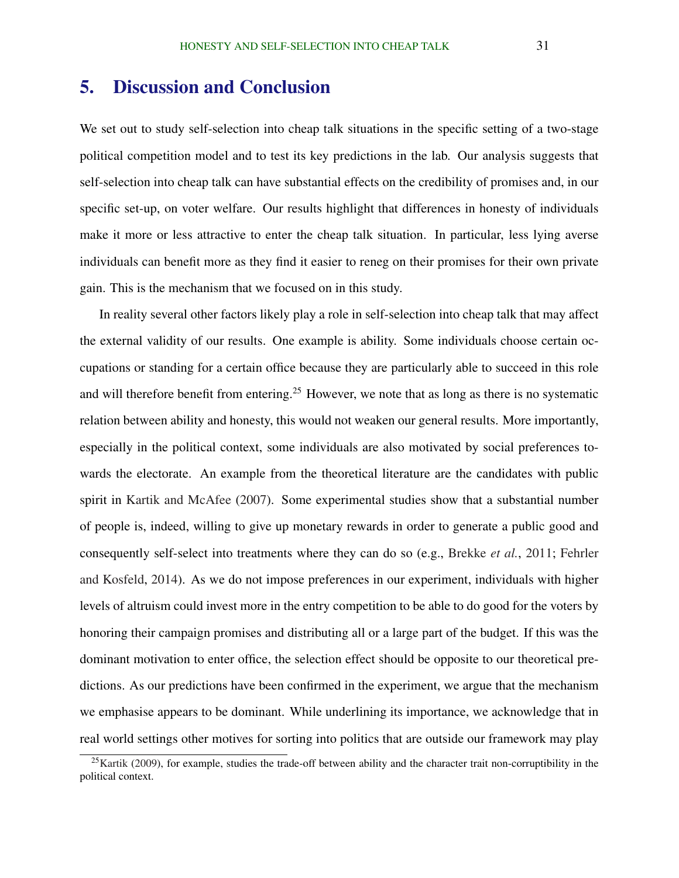# 5. Discussion and Conclusion

We set out to study self-selection into cheap talk situations in the specific setting of a two-stage political competition model and to test its key predictions in the lab. Our analysis suggests that self-selection into cheap talk can have substantial effects on the credibility of promises and, in our specific set-up, on voter welfare. Our results highlight that differences in honesty of individuals make it more or less attractive to enter the cheap talk situation. In particular, less lying averse individuals can benefit more as they find it easier to reneg on their promises for their own private gain. This is the mechanism that we focused on in this study.

In reality several other factors likely play a role in self-selection into cheap talk that may affect the external validity of our results. One example is ability. Some individuals choose certain occupations or standing for a certain office because they are particularly able to succeed in this role and will therefore benefit from entering.[25] However, we note that as long as there is no systematic relation between ability and honesty, this would not weaken our general results. More importantly, especially in the political context, some individuals are also motivated by social preferences towards the electorate. An example from the theoretical literature are the candidates with public spirit in Kartik and McAfee (2007). Some experimental studies show that a substantial number of people is, indeed, willing to give up monetary rewards in order to generate a public good and consequently self-select into treatments where they can do so (e.g., Brekke *et al.*, 2011; Fehrler and Kosfeld, 2014). As we do not impose preferences in our experiment, individuals with higher levels of altruism could invest more in the entry competition to be able to do good for the voters by honoring their campaign promises and distributing all or a large part of the budget. If this was the dominant motivation to enter office, the selection effect should be opposite to our theoretical predictions. As our predictions have been confirmed in the experiment, we argue that the mechanism we emphasise appears to be dominant. While underlining its importance, we acknowledge that in real world settings other motives for sorting into politics that are outside our framework may play

[25] Kartik (2009), for example, studies the trade-off between ability and the character trait non-corruptibility in the political context.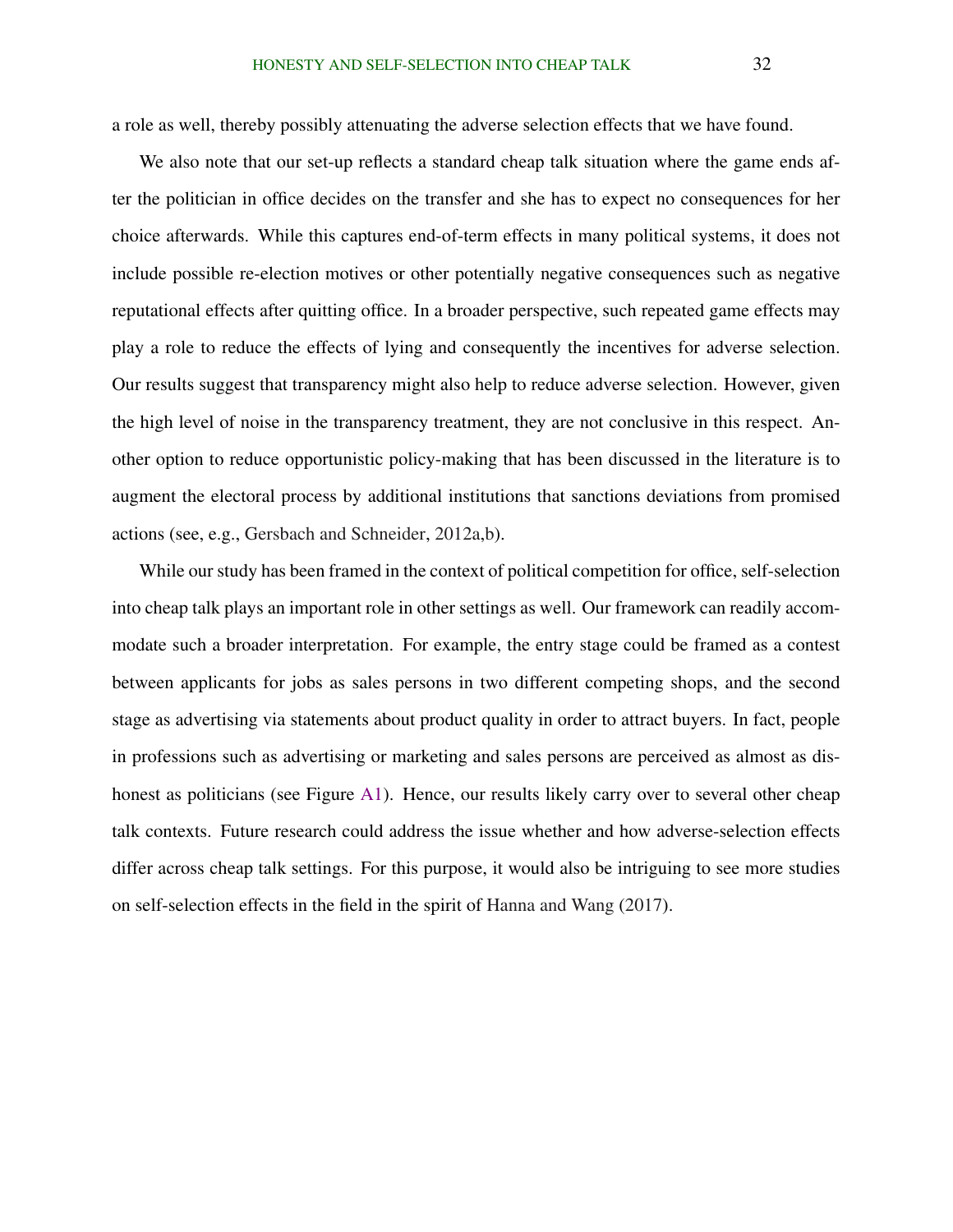a role as well, thereby possibly attenuating the adverse selection effects that we have found.

We also note that our set-up reflects a standard cheap talk situation where the game ends after the politician in office decides on the transfer and she has to expect no consequences for her choice afterwards. While this captures end-of-term effects in many political systems, it does not include possible re-election motives or other potentially negative consequences such as negative reputational effects after quitting office. In a broader perspective, such repeated game effects may play a role to reduce the effects of lying and consequently the incentives for adverse selection. Our results suggest that transparency might also help to reduce adverse selection. However, given the high level of noise in the transparency treatment, they are not conclusive in this respect. Another option to reduce opportunistic policy-making that has been discussed in the literature is to augment the electoral process by additional institutions that sanctions deviations from promised actions (see, e.g., Gersbach and Schneider, 2012a,b).

While our study has been framed in the context of political competition for office, self-selection into cheap talk plays an important role in other settings as well. Our framework can readily accommodate such a broader interpretation. For example, the entry stage could be framed as a contest between applicants for jobs as sales persons in two different competing shops, and the second stage as advertising via statements about product quality in order to attract buyers. In fact, people in professions such as advertising or marketing and sales persons are perceived as almost as dishonest as politicians (see Figure A1). Hence, our results likely carry over to several other cheap talk contexts. Future research could address the issue whether and how adverse-selection effects differ across cheap talk settings. For this purpose, it would also be intriguing to see more studies on self-selection effects in the field in the spirit of Hanna and Wang (2017).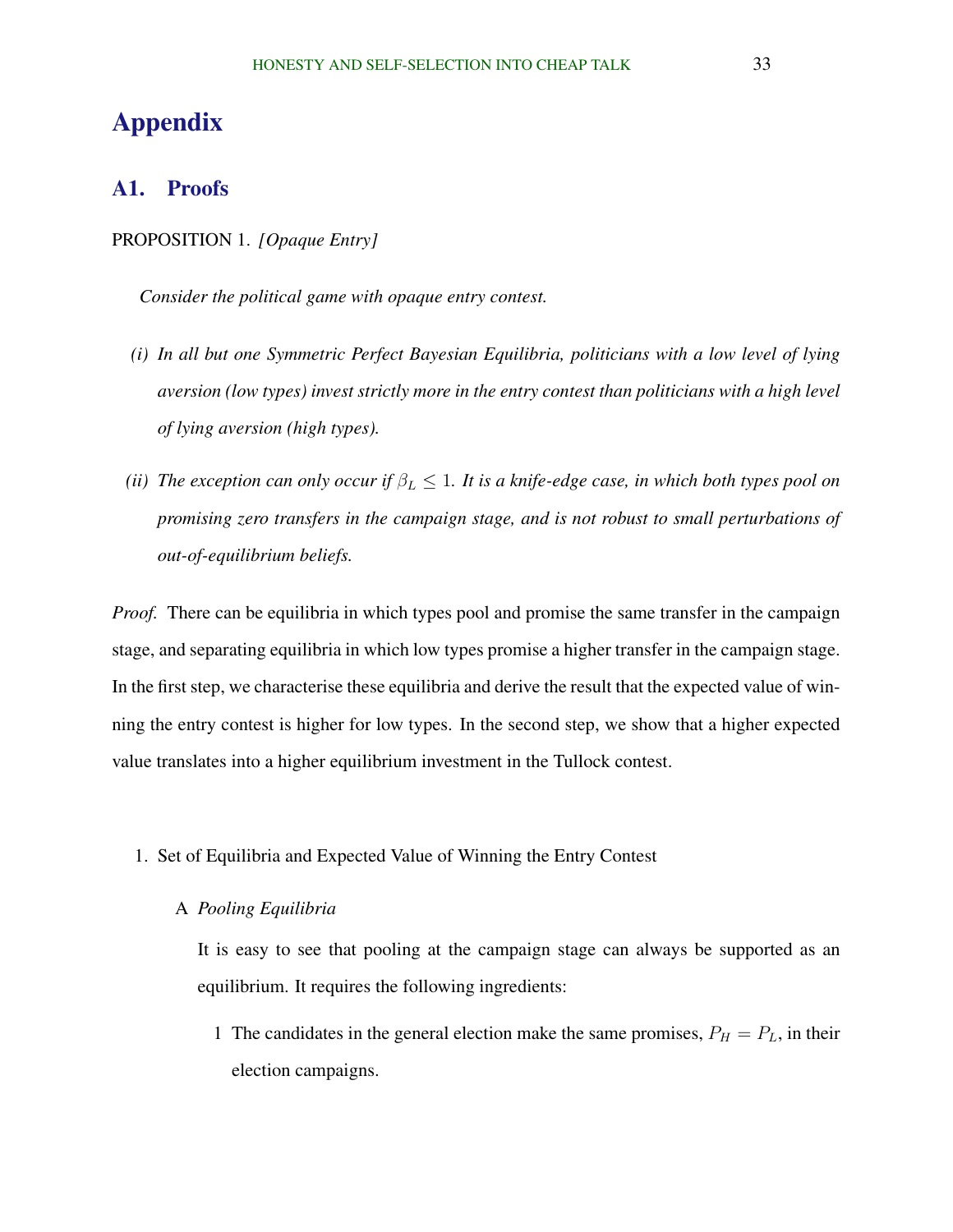# Appendix

## A1. Proofs

PROPOSITION 1. *[Opaque Entry]*

*Consider the political game with opaque entry contest.*

*(i) In all but one Symmetric Perfect Bayesian Equilibria, politicians with a low level of lying aversion (low types) invest strictly more in the entry contest than politicians with a high level of lying aversion (high types).*

*(ii) The exception can only occur if $\beta_L \leq 1$. It is a knife-edge case, in which both types pool on promising zero transfers in the campaign stage, and is not robust to small perturbations of out-of-equilibrium beliefs.*

*Proof.* There can be equilibria in which types pool and promise the same transfer in the campaign stage, and separating equilibria in which low types promise a higher transfer in the campaign stage. In the first step, we characterise these equilibria and derive the result that the expected value of winning the entry contest is higher for low types. In the second step, we show that a higher expected value translates into a higher equilibrium investment in the Tullock contest.

1. Set of Equilibria and Expected Value of Winning the Entry Contest

   A *Pooling Equilibria*

   It is easy to see that pooling at the campaign stage can always be supported as an equilibrium. It requires the following ingredients:

   1 The candidates in the general election make the same promises, $P_H = P_L$, in their election campaigns.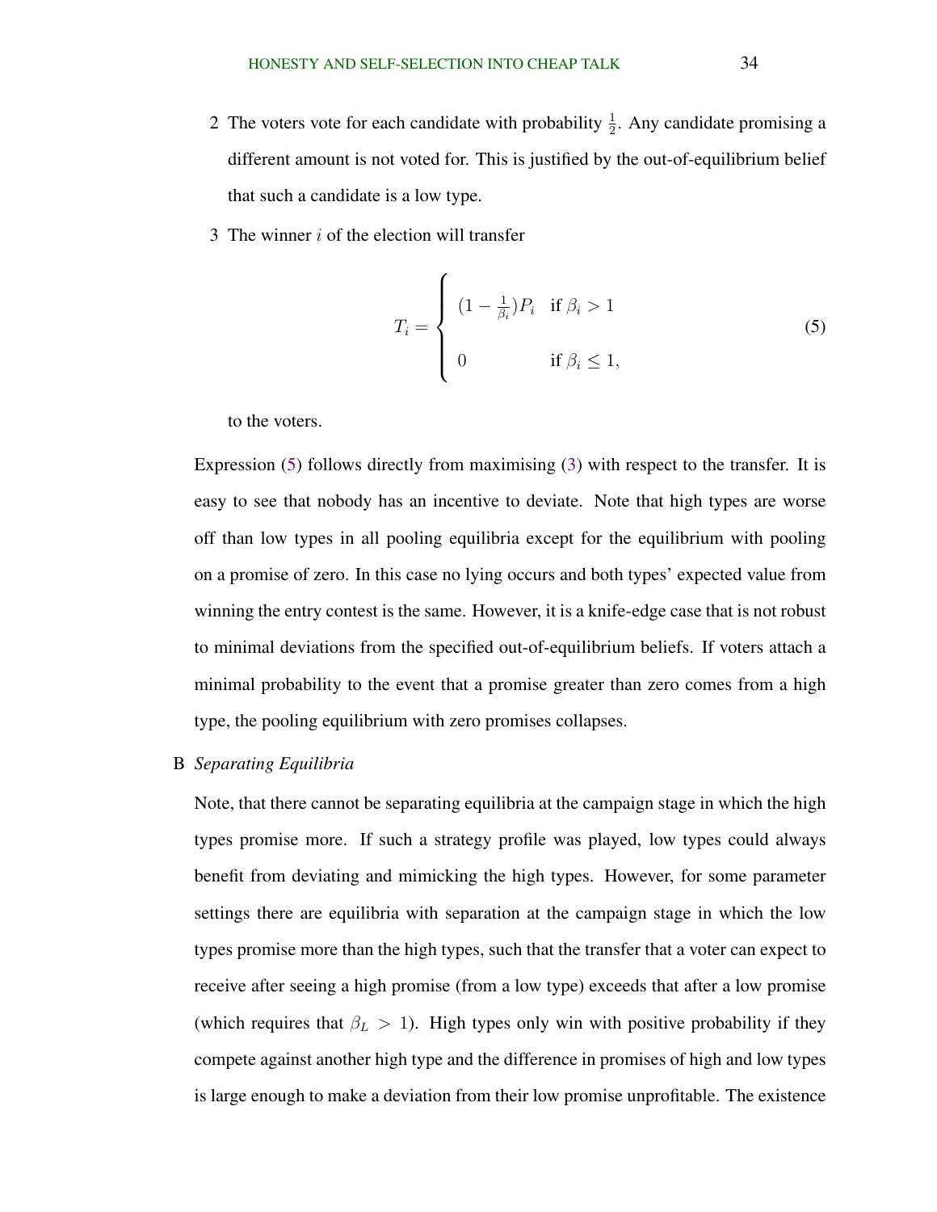2 The voters vote for each candidate with probability $\frac{1}{2}$. Any candidate promising a different amount is not voted for. This is justified by the out-of-equilibrium belief that such a candidate is a low type.

3 The winner $i$ of the election will transfer

$$T_i = \begin{cases} (1 - \frac{1}{\beta_i})P_i & \text{if } \beta_i > 1 \\ \\ 0 & \text{if } \beta_i \leq 1, \end{cases} \tag{5}$$

to the voters.

Expression (5) follows directly from maximising (3) with respect to the transfer. It is easy to see that nobody has an incentive to deviate. Note that high types are worse off than low types in all pooling equilibria except for the equilibrium with pooling on a promise of zero. In this case no lying occurs and both types' expected value from winning the entry contest is the same. However, it is a knife-edge case that is not robust to minimal deviations from the specified out-of-equilibrium beliefs. If voters attach a minimal probability to the event that a promise greater than zero comes from a high type, the pooling equilibrium with zero promises collapses.

B *Separating Equilibria*

Note, that there cannot be separating equilibria at the campaign stage in which the high types promise more. If such a strategy profile was played, low types could always benefit from deviating and mimicking the high types. However, for some parameter settings there are equilibria with separation at the campaign stage in which the low types promise more than the high types, such that the transfer that a voter can expect to receive after seeing a high promise (from a low type) exceeds that after a low promise (which requires that $\beta_L > 1$). High types only win with positive probability if they compete against another high type and the difference in promises of high and low types is large enough to make a deviation from their low promise unprofitable. The existence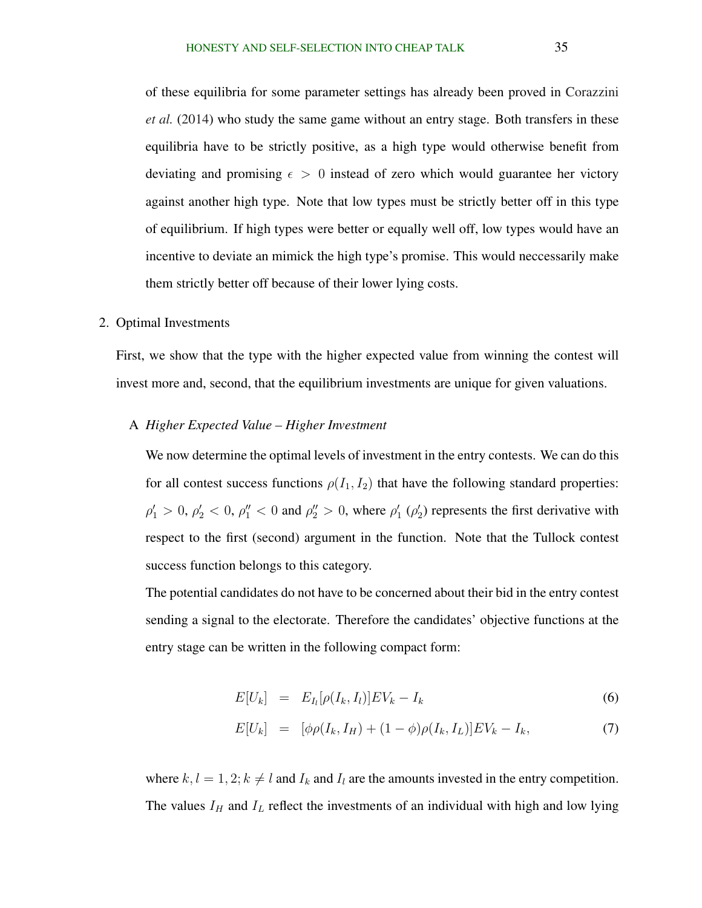of these equilibria for some parameter settings has already been proved in Corazzini *et al.* (2014) who study the same game without an entry stage. Both transfers in these equilibria have to be strictly positive, as a high type would otherwise benefit from deviating and promising $\epsilon > 0$ instead of zero which would guarantee her victory against another high type. Note that low types must be strictly better off in this type of equilibrium. If high types were better or equally well off, low types would have an incentive to deviate an mimick the high type's promise. This would neccessarily make them strictly better off because of their lower lying costs.

2. Optimal Investments

First, we show that the type with the higher expected value from winning the contest will invest more and, second, that the equilibrium investments are unique for given valuations.

A *Higher Expected Value – Higher Investment*

We now determine the optimal levels of investment in the entry contests. We can do this for all contest success functions $\rho(I_1, I_2)$ that have the following standard properties: $\rho_1' > 0$, $\rho_2' < 0$, $\rho_1'' < 0$ and $\rho_2'' > 0$, where $\rho_1'$ ($\rho_2'$) represents the first derivative with respect to the first (second) argument in the function. Note that the Tullock contest success function belongs to this category.

The potential candidates do not have to be concerned about their bid in the entry contest sending a signal to the electorate. Therefore the candidates' objective functions at the entry stage can be written in the following compact form:

$$E[U_k] = E_{I_l}[\rho(I_k, I_l)]EV_k - I_k \tag{6}$$

$$E[U_k] = [\phi\rho(I_k, I_H) + (1-\phi)\rho(I_k, I_L)]EV_k - I_k, \tag{7}$$

where $k, l = 1, 2; k \neq l$ and $I_k$ and $I_l$ are the amounts invested in the entry competition. The values $I_H$ and $I_L$ reflect the investments of an individual with high and low lying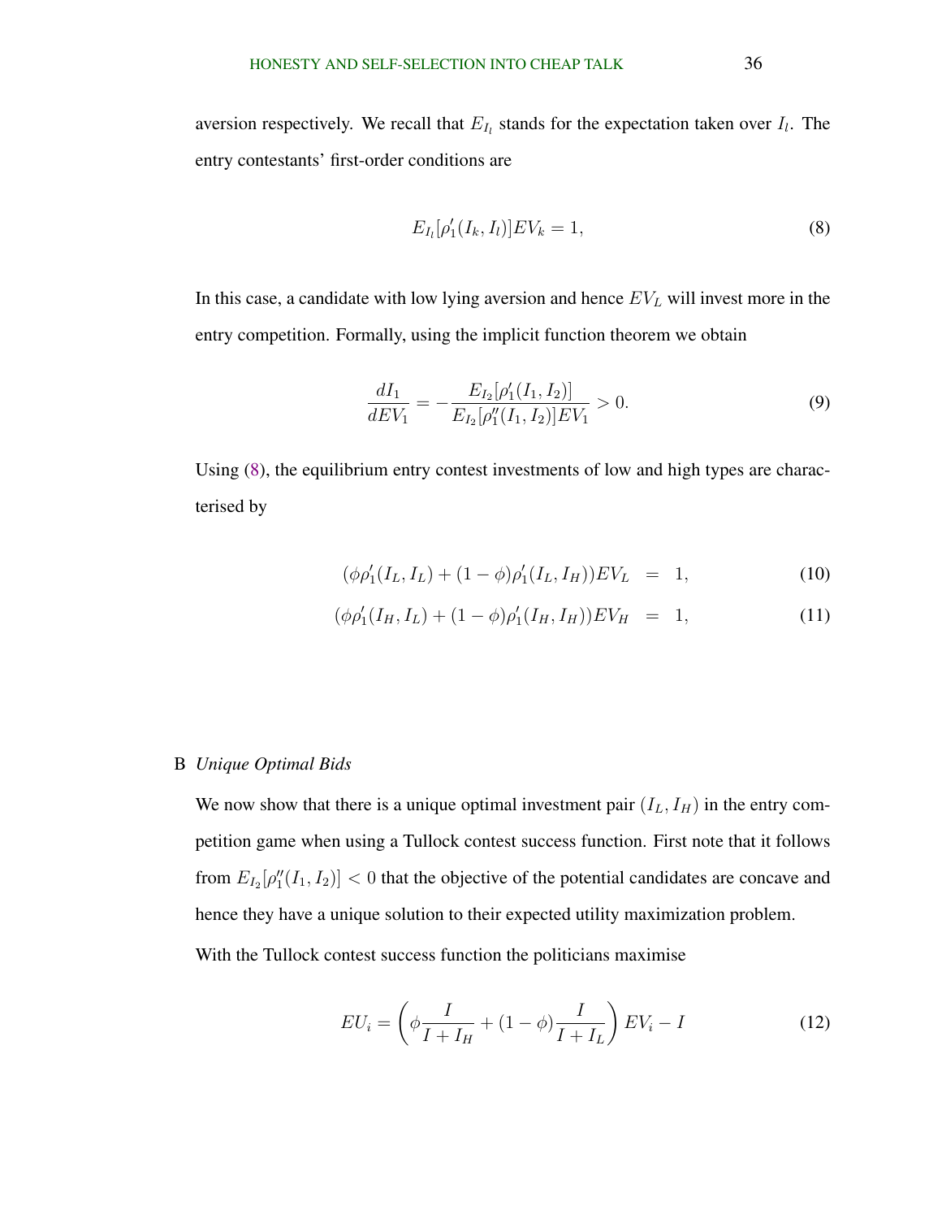aversion respectively. We recall that $E_{I_l}$ stands for the expectation taken over $I_l$. The entry contestants' first-order conditions are

$$E_{I_l}[\rho_1'(I_k, I_l)]EV_k = 1, \tag{8}$$

In this case, a candidate with low lying aversion and hence $EV_L$ will invest more in the entry competition. Formally, using the implicit function theorem we obtain

$$\frac{dI_1}{dEV_1} = -\frac{E_{I_2}[\rho_1'(I_1, I_2)]}{E_{I_2}[\rho_1''(I_1, I_2)]EV_1} > 0. \tag{9}$$

Using (8), the equilibrium entry contest investments of low and high types are characterised by

$$(\phi\rho_1'(I_L, I_L) + (1-\phi)\rho_1'(I_L, I_H))EV_L \;=\; 1, \tag{10}$$

$$(\phi\rho_1'(I_H, I_L) + (1-\phi)\rho_1'(I_H, I_H))EV_H \;=\; 1, \tag{11}$$

## B *Unique Optimal Bids*

We now show that there is a unique optimal investment pair $(I_L, I_H)$ in the entry competition game when using a Tullock contest success function. First note that it follows from $E_{I_2}[\rho_1''(I_1, I_2)] < 0$ that the objective of the potential candidates are concave and hence they have a unique solution to their expected utility maximization problem.

With the Tullock contest success function the politicians maximise

$$EU_i = \left(\phi\frac{I}{I + I_H} + (1-\phi)\frac{I}{I + I_L}\right)EV_i - I \tag{12}$$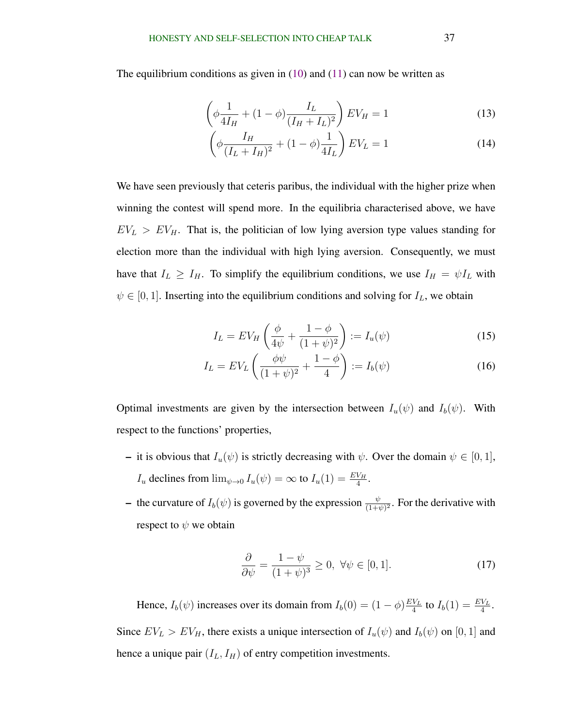The equilibrium conditions as given in (10) and (11) can now be written as

$$\left(\phi \frac{1}{4I_H} + (1-\phi)\frac{I_L}{(I_H+I_L)^2}\right) EV_H = 1 \tag{13}$$

$$\left(\phi \frac{I_H}{(I_L+I_H)^2} + (1-\phi)\frac{1}{4I_L}\right) EV_L = 1 \tag{14}$$

We have seen previously that ceteris paribus, the individual with the higher prize when winning the contest will spend more. In the equilibria characterised above, we have $EV_L > EV_H$. That is, the politician of low lying aversion type values standing for election more than the individual with high lying aversion. Consequently, we must have that $I_L \geq I_H$. To simplify the equilibrium conditions, we use $I_H = \psi I_L$ with $\psi \in [0, 1]$. Inserting into the equilibrium conditions and solving for $I_L$, we obtain

$$I_L = EV_H \left(\frac{\phi}{4\psi} + \frac{1-\phi}{(1+\psi)^2}\right) := I_u(\psi) \tag{15}$$

$$I_L = EV_L \left(\frac{\phi\psi}{(1+\psi)^2} + \frac{1-\phi}{4}\right) := I_b(\psi) \tag{16}$$

Optimal investments are given by the intersection between $I_u(\psi)$ and $I_b(\psi)$. With respect to the functions' properties,

- it is obvious that $I_u(\psi)$ is strictly decreasing with $\psi$. Over the domain $\psi \in [0, 1]$, $I_u$ declines from $\lim_{\psi \to 0} I_u(\psi) = \infty$ to $I_u(1) = \frac{EV_H}{4}$.
- the curvature of $I_b(\psi)$ is governed by the expression $\frac{\psi}{(1+\psi)^2}$. For the derivative with respect to $\psi$ we obtain

$$\frac{\partial}{\partial \psi} = \frac{1-\psi}{(1+\psi)^3} \geq 0, \ \forall \psi \in [0, 1]. \tag{17}$$

Hence, $I_b(\psi)$ increases over its domain from $I_b(0) = (1-\phi)\frac{EV_L}{4}$ to $I_b(1) = \frac{EV_L}{4}$.

Since $EV_L > EV_H$, there exists a unique intersection of $I_u(\psi)$ and $I_b(\psi)$ on $[0, 1]$ and hence a unique pair $(I_L, I_H)$ of entry competition investments.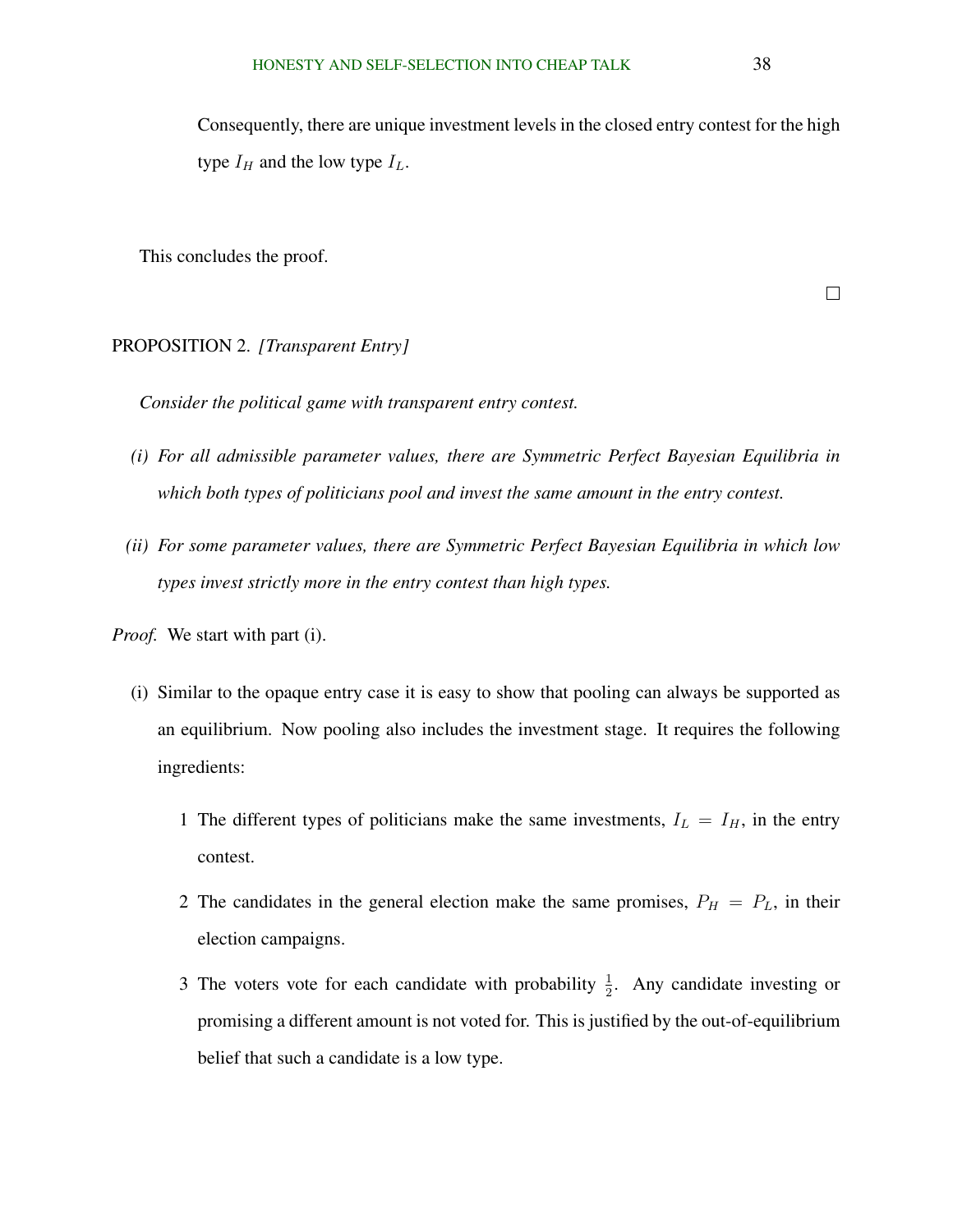Consequently, there are unique investment levels in the closed entry contest for the high type $I_H$ and the low type $I_L$.

This concludes the proof.

□

PROPOSITION 2. *[Transparent Entry]*

*Consider the political game with transparent entry contest.*

*(i) For all admissible parameter values, there are Symmetric Perfect Bayesian Equilibria in which both types of politicians pool and invest the same amount in the entry contest.*

*(ii) For some parameter values, there are Symmetric Perfect Bayesian Equilibria in which low types invest strictly more in the entry contest than high types.*

*Proof.* We start with part (i).

(i) Similar to the opaque entry case it is easy to show that pooling can always be supported as an equilibrium. Now pooling also includes the investment stage. It requires the following ingredients:

1 The different types of politicians make the same investments, $I_L = I_H$, in the entry contest.

2 The candidates in the general election make the same promises, $P_H = P_L$, in their election campaigns.

3 The voters vote for each candidate with probability $\frac{1}{2}$. Any candidate investing or promising a different amount is not voted for. This is justified by the out-of-equilibrium belief that such a candidate is a low type.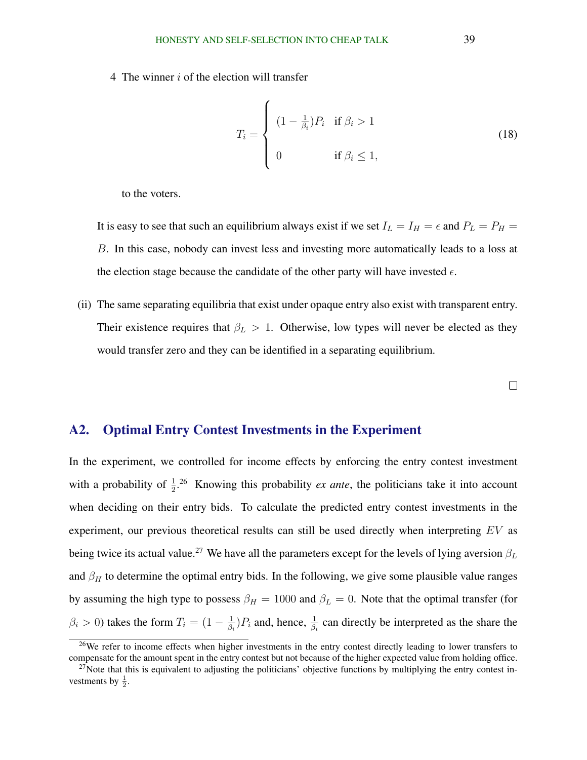4 The winner $i$ of the election will transfer

$$T_i = \begin{cases} (1 - \frac{1}{\beta_i})P_i & \text{if } \beta_i > 1 \\ \\ 0 & \text{if } \beta_i \leq 1, \end{cases} \tag{18}$$

to the voters.

It is easy to see that such an equilibrium always exist if we set $I_L = I_H = \epsilon$ and $P_L = P_H = B$. In this case, nobody can invest less and investing more automatically leads to a loss at the election stage because the candidate of the other party will have invested $\epsilon$.

(ii) The same separating equilibria that exist under opaque entry also exist with transparent entry. Their existence requires that $\beta_L > 1$. Otherwise, low types will never be elected as they would transfer zero and they can be identified in a separating equilibrium.

□

## A2. Optimal Entry Contest Investments in the Experiment

In the experiment, we controlled for income effects by enforcing the entry contest investment with a probability of $\frac{1}{2}$.[26] Knowing this probability *ex ante*, the politicians take it into account when deciding on their entry bids. To calculate the predicted entry contest investments in the experiment, our previous theoretical results can still be used directly when interpreting $EV$ as being twice its actual value.[27] We have all the parameters except for the levels of lying aversion $\beta_L$ and $\beta_H$ to determine the optimal entry bids. In the following, we give some plausible value ranges by assuming the high type to possess $\beta_H = 1000$ and $\beta_L = 0$. Note that the optimal transfer (for $\beta_i > 0$) takes the form $T_i = (1 - \frac{1}{\beta_i})P_i$ and, hence, $\frac{1}{\beta_i}$ can directly be interpreted as the share the

[26] We refer to income effects when higher investments in the entry contest directly leading to lower transfers to compensate for the amount spent in the entry contest but not because of the higher expected value from holding office.

[27] Note that this is equivalent to adjusting the politicians' objective functions by multiplying the entry contest investments by $\frac{1}{2}$.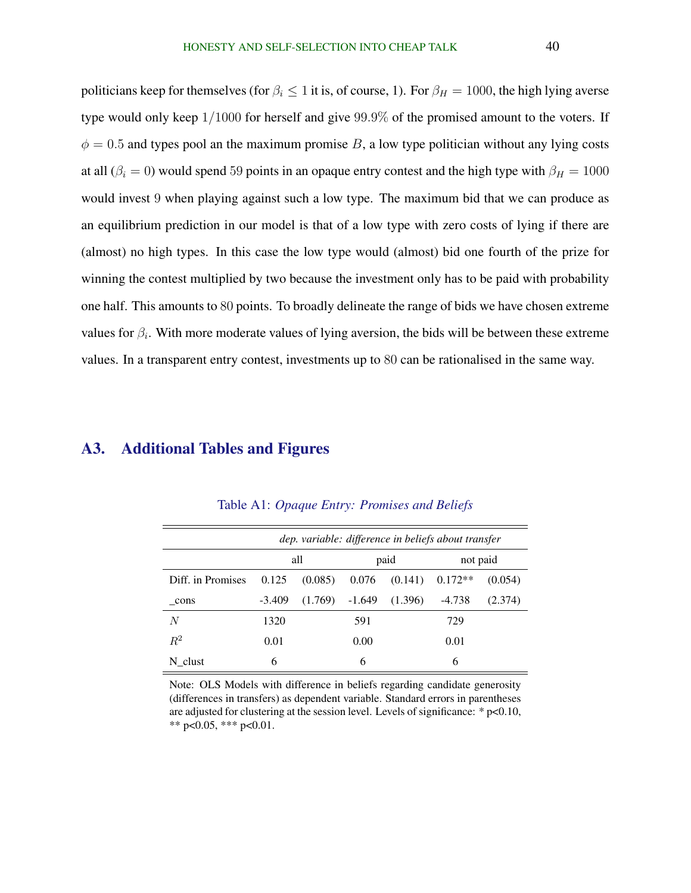politicians keep for themselves (for $\beta_i \leq 1$ it is, of course, 1). For $\beta_H = 1000$, the high lying averse type would only keep $1/1000$ for herself and give $99.9\%$ of the promised amount to the voters. If $\phi = 0.5$ and types pool an the maximum promise $B$, a low type politician without any lying costs at all ($\beta_i = 0$) would spend $59$ points in an opaque entry contest and the high type with $\beta_H = 1000$ would invest $9$ when playing against such a low type. The maximum bid that we can produce as an equilibrium prediction in our model is that of a low type with zero costs of lying if there are (almost) no high types. In this case the low type would (almost) bid one fourth of the prize for winning the contest multiplied by two because the investment only has to be paid with probability one half. This amounts to $80$ points. To broadly delineate the range of bids we have chosen extreme values for $\beta_i$. With more moderate values of lying aversion, the bids will be between these extreme values. In a transparent entry contest, investments up to $80$ can be rationalised in the same way.

## A3. Additional Tables and Figures

Table A1: *Opaque Entry: Promises and Beliefs*

| | *dep. variable: difference in beliefs about transfer* | | | | | |
|---|---|---|---|---|---|---|
| | all | | paid | | not paid | |
| Diff. in Promises | 0.125 | (0.085) | 0.076 | (0.141) | 0.172** | (0.054) |
| _cons | -3.409 | (1.769) | -1.649 | (1.396) | -4.738 | (2.374) |
| $N$ | 1320 | | 591 | | 729 | |
| $R^2$ | 0.01 | | 0.00 | | 0.01 | |
| N_clust | 6 | | 6 | | 6 | |

Note: OLS Models with difference in beliefs regarding candidate generosity (differences in transfers) as dependent variable. Standard errors in parentheses are adjusted for clustering at the session level. Levels of significance: * p<0.10, ** p<0.05, *** p<0.01.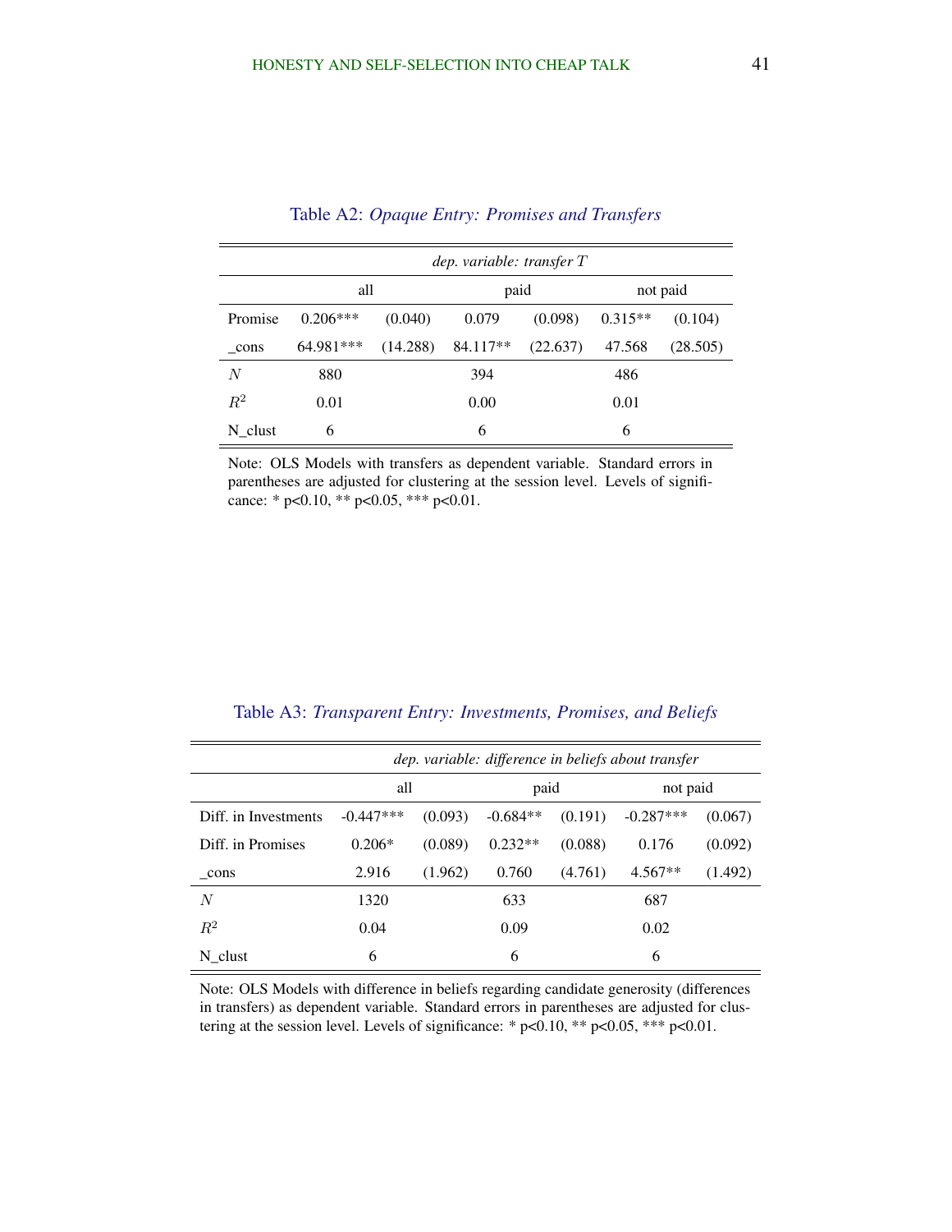Table A2: *Opaque Entry: Promises and Transfers*

| | *dep. variable: transfer $T$* | | | | | |
|---|---|---|---|---|---|---|
| | all | | paid | | not paid | |
| Promise | 0.206*** | (0.040) | 0.079 | (0.098) | 0.315** | (0.104) |
| _cons | 64.981*** | (14.288) | 84.117** | (22.637) | 47.568 | (28.505) |
| $N$ | 880 | | 394 | | 486 | |
| $R^2$ | 0.01 | | 0.00 | | 0.01 | |
| N_clust | 6 | | 6 | | 6 | |

Note: OLS Models with transfers as dependent variable. Standard errors in parentheses are adjusted for clustering at the session level. Levels of significance: * p<0.10, ** p<0.05, *** p<0.01.

Table A3: *Transparent Entry: Investments, Promises, and Beliefs*

| | *dep. variable: difference in beliefs about transfer* | | | | | |
|---|---|---|---|---|---|---|
| | all | | paid | | not paid | |
| Diff. in Investments | -0.447*** | (0.093) | -0.684** | (0.191) | -0.287*** | (0.067) |
| Diff. in Promises | 0.206* | (0.089) | 0.232** | (0.088) | 0.176 | (0.092) |
| _cons | 2.916 | (1.962) | 0.760 | (4.761) | 4.567** | (1.492) |
| $N$ | 1320 | | 633 | | 687 | |
| $R^2$ | 0.04 | | 0.09 | | 0.02 | |
| N_clust | 6 | | 6 | | 6 | |

Note: OLS Models with difference in beliefs regarding candidate generosity (differences in transfers) as dependent variable. Standard errors in parentheses are adjusted for clustering at the session level. Levels of significance: * p<0.10, ** p<0.05, *** p<0.01.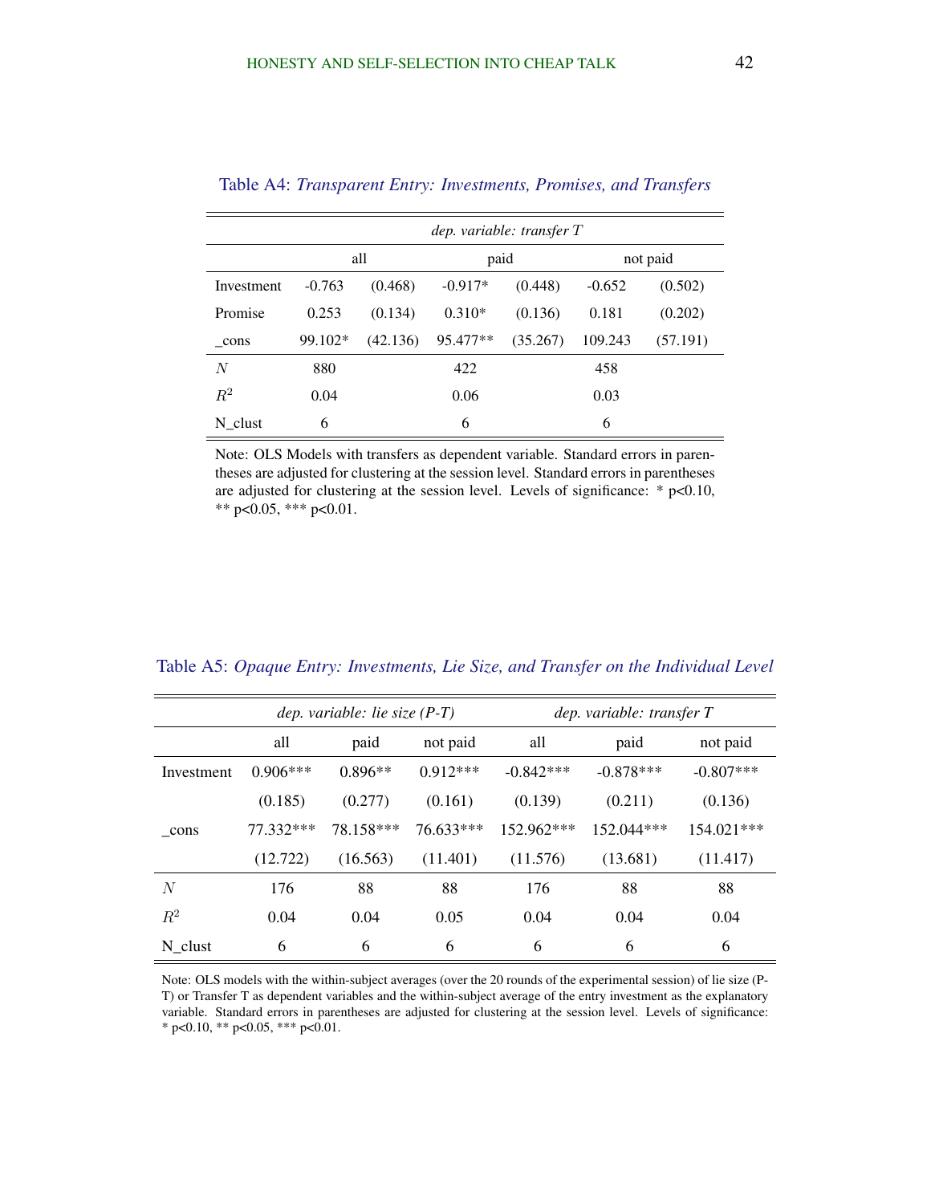Table A4: *Transparent Entry: Investments, Promises, and Transfers*

| | *dep. variable: transfer $T$* | | | | | |
|---|---|---|---|---|---|---|
| | all | | paid | | not paid | |
| Investment | -0.763 | (0.468) | -0.917* | (0.448) | -0.652 | (0.502) |
| Promise | 0.253 | (0.134) | 0.310* | (0.136) | 0.181 | (0.202) |
| _cons | 99.102* | (42.136) | 95.477** | (35.267) | 109.243 | (57.191) |
| $N$ | 880 | | 422 | | 458 | |
| $R^2$ | 0.04 | | 0.06 | | 0.03 | |
| N_clust | 6 | | 6 | | 6 | |

Note: OLS Models with transfers as dependent variable. Standard errors in parentheses are adjusted for clustering at the session level. Standard errors in parentheses are adjusted for clustering at the session level. Levels of significance: * p<0.10, ** p<0.05, *** p<0.01.

Table A5: *Opaque Entry: Investments, Lie Size, and Transfer on the Individual Level*

| | *dep. variable: lie size (P-T)* | | | *dep. variable: transfer T* | | |
|---|---|---|---|---|---|---|
| | all | paid | not paid | all | paid | not paid |
| Investment | 0.906*** | 0.896** | 0.912*** | -0.842*** | -0.878*** | -0.807*** |
| | (0.185) | (0.277) | (0.161) | (0.139) | (0.211) | (0.136) |
| _cons | 77.332*** | 78.158*** | 76.633*** | 152.962*** | 152.044*** | 154.021*** |
| | (12.722) | (16.563) | (11.401) | (11.576) | (13.681) | (11.417) |
| $N$ | 176 | 88 | 88 | 176 | 88 | 88 |
| $R^2$ | 0.04 | 0.04 | 0.05 | 0.04 | 0.04 | 0.04 |
| N_clust | 6 | 6 | 6 | 6 | 6 | 6 |

Note: OLS models with the within-subject averages (over the 20 rounds of the experimental session) of lie size (P-T) or Transfer T as dependent variables and the within-subject average of the entry investment as the explanatory variable. Standard errors in parentheses are adjusted for clustering at the session level. Levels of significance: * p<0.10, ** p<0.05, *** p<0.01.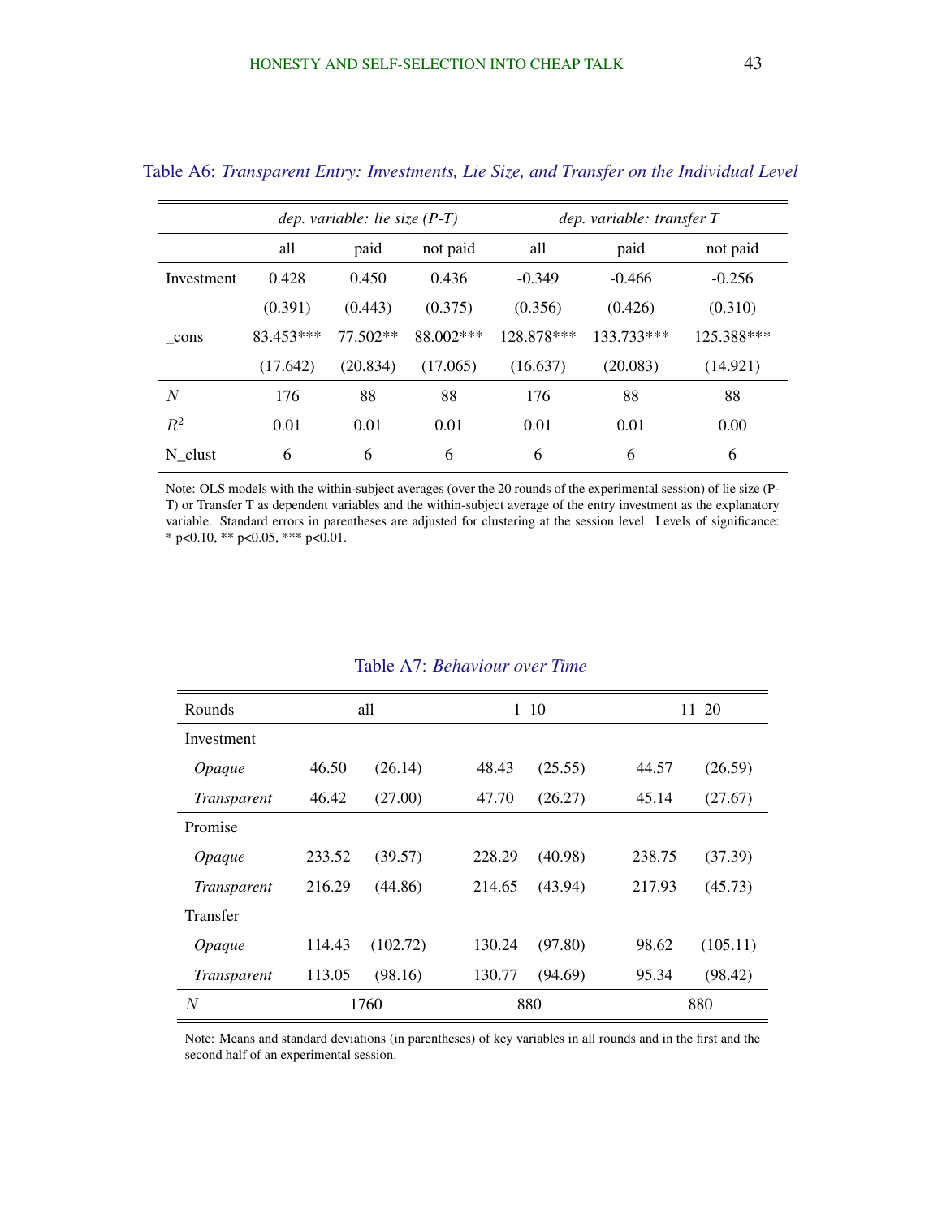Table A6: *Transparent Entry: Investments, Lie Size, and Transfer on the Individual Level*

| | *dep. variable: lie size (P-T)* | | | *dep. variable: transfer T* | | |
|---|---|---|---|---|---|---|
| | all | paid | not paid | all | paid | not paid |
| Investment | 0.428 | 0.450 | 0.436 | -0.349 | -0.466 | -0.256 |
| | (0.391) | (0.443) | (0.375) | (0.356) | (0.426) | (0.310) |
| _cons | 83.453*** | 77.502** | 88.002*** | 128.878*** | 133.733*** | 125.388*** |
| | (17.642) | (20.834) | (17.065) | (16.637) | (20.083) | (14.921) |
| $N$ | 176 | 88 | 88 | 176 | 88 | 88 |
| $R^2$ | 0.01 | 0.01 | 0.01 | 0.01 | 0.01 | 0.00 |
| N_clust | 6 | 6 | 6 | 6 | 6 | 6 |

Note: OLS models with the within-subject averages (over the 20 rounds of the experimental session) of lie size (P-T) or Transfer T as dependent variables and the within-subject average of the entry investment as the explanatory variable. Standard errors in parentheses are adjusted for clustering at the session level. Levels of significance: * p<0.10, ** p<0.05, *** p<0.01.

Table A7: *Behaviour over Time*

| Rounds | all | | 1–10 | | 11–20 | |
|---|---|---|---|---|---|---|
| Investment | | | | | | |
| *Opaque* | 46.50 | (26.14) | 48.43 | (25.55) | 44.57 | (26.59) |
| *Transparent* | 46.42 | (27.00) | 47.70 | (26.27) | 45.14 | (27.67) |
| Promise | | | | | | |
| *Opaque* | 233.52 | (39.57) | 228.29 | (40.98) | 238.75 | (37.39) |
| *Transparent* | 216.29 | (44.86) | 214.65 | (43.94) | 217.93 | (45.73) |
| Transfer | | | | | | |
| *Opaque* | 114.43 | (102.72) | 130.24 | (97.80) | 98.62 | (105.11) |
| *Transparent* | 113.05 | (98.16) | 130.77 | (94.69) | 95.34 | (98.42) |
| $N$ | 1760 | | 880 | | 880 | |

Note: Means and standard deviations (in parentheses) of key variables in all rounds and in the first and the second half of an experimental session.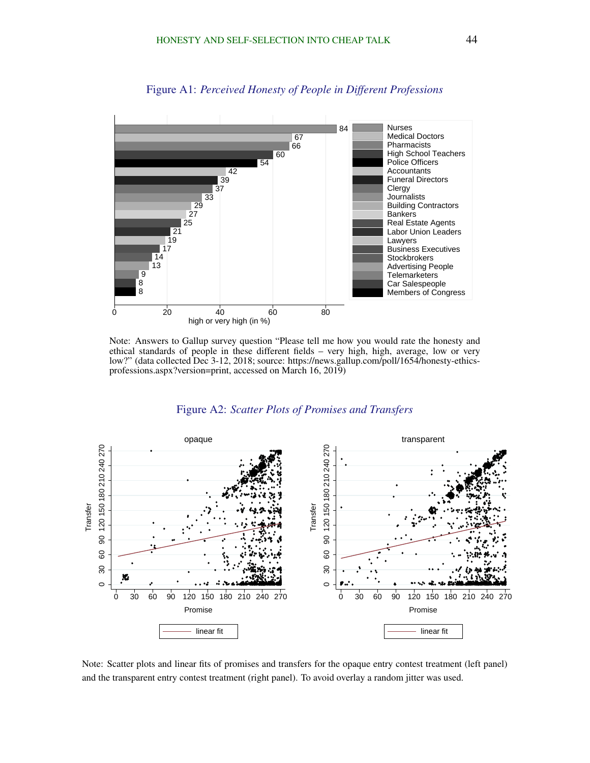Figure A1: *Perceived Honesty of People in Different Professions*

Note: Answers to Gallup survey question "Please tell me how you would rate the honesty and ethical standards of people in these different fields – very high, high, average, low or very low?" (data collected Dec 3-12, 2018; source: https://news.gallup.com/poll/1654/honesty-ethics-professions.aspx?version=print, accessed on March 16, 2019)

Figure A2: *Scatter Plots of Promises and Transfers*

Note: Scatter plots and linear fits of promises and transfers for the opaque entry contest treatment (left panel) and the transparent entry contest treatment (right panel). To avoid overlay a random jitter was used.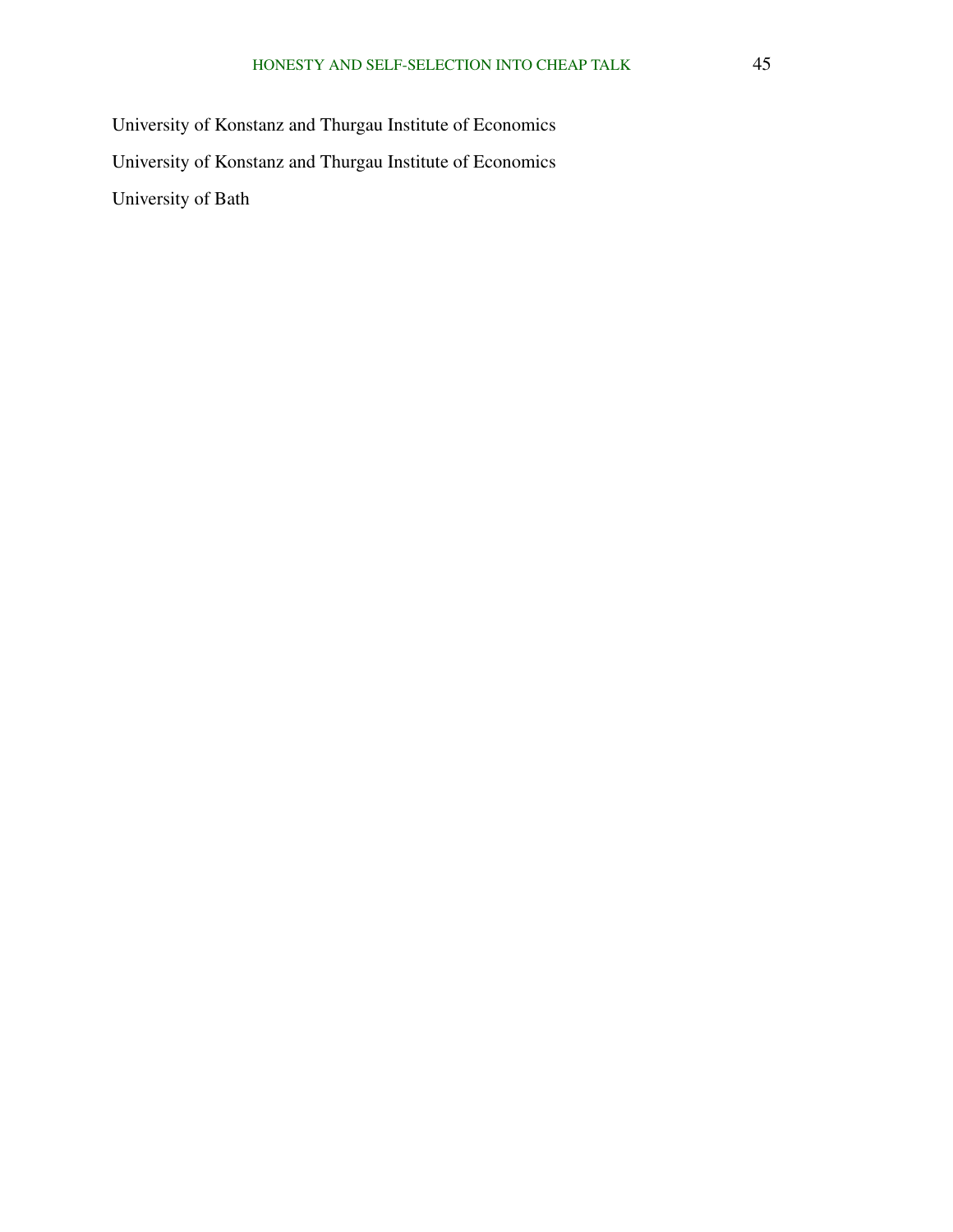University of Konstanz and Thurgau Institute of Economics

University of Konstanz and Thurgau Institute of Economics

University of Bath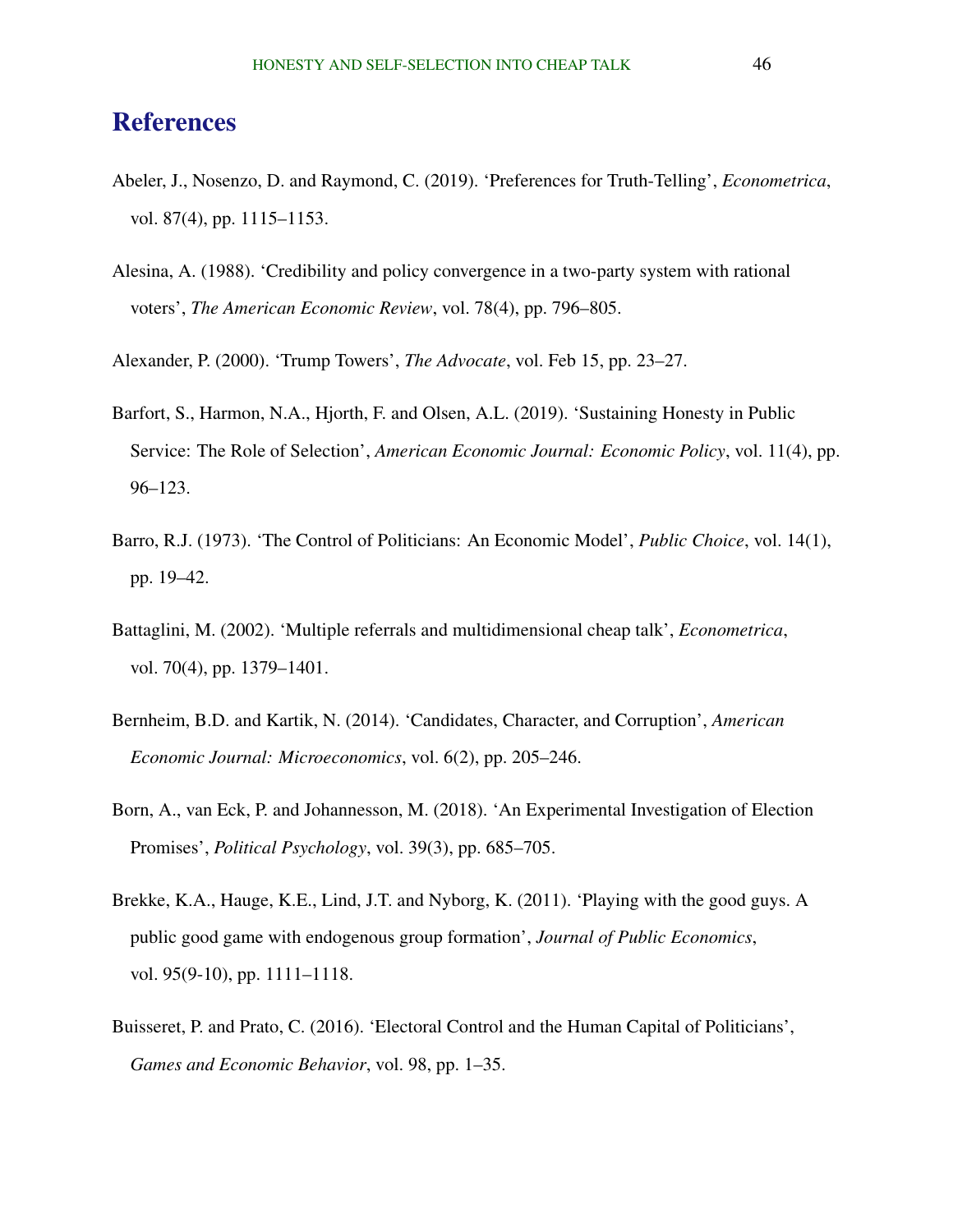# References

Abeler, J., Nosenzo, D. and Raymond, C. (2019). 'Preferences for Truth-Telling', *Econometrica*, vol. 87(4), pp. 1115–1153.

Alesina, A. (1988). 'Credibility and policy convergence in a two-party system with rational voters', *The American Economic Review*, vol. 78(4), pp. 796–805.

Alexander, P. (2000). 'Trump Towers', *The Advocate*, vol. Feb 15, pp. 23–27.

Barfort, S., Harmon, N.A., Hjorth, F. and Olsen, A.L. (2019). 'Sustaining Honesty in Public Service: The Role of Selection', *American Economic Journal: Economic Policy*, vol. 11(4), pp. 96–123.

Barro, R.J. (1973). 'The Control of Politicians: An Economic Model', *Public Choice*, vol. 14(1), pp. 19–42.

Battaglini, M. (2002). 'Multiple referrals and multidimensional cheap talk', *Econometrica*, vol. 70(4), pp. 1379–1401.

Bernheim, B.D. and Kartik, N. (2014). 'Candidates, Character, and Corruption', *American Economic Journal: Microeconomics*, vol. 6(2), pp. 205–246.

Born, A., van Eck, P. and Johannesson, M. (2018). 'An Experimental Investigation of Election Promises', *Political Psychology*, vol. 39(3), pp. 685–705.

Brekke, K.A., Hauge, K.E., Lind, J.T. and Nyborg, K. (2011). 'Playing with the good guys. A public good game with endogenous group formation', *Journal of Public Economics*, vol. 95(9-10), pp. 1111–1118.

Buisseret, P. and Prato, C. (2016). 'Electoral Control and the Human Capital of Politicians', *Games and Economic Behavior*, vol. 98, pp. 1–35.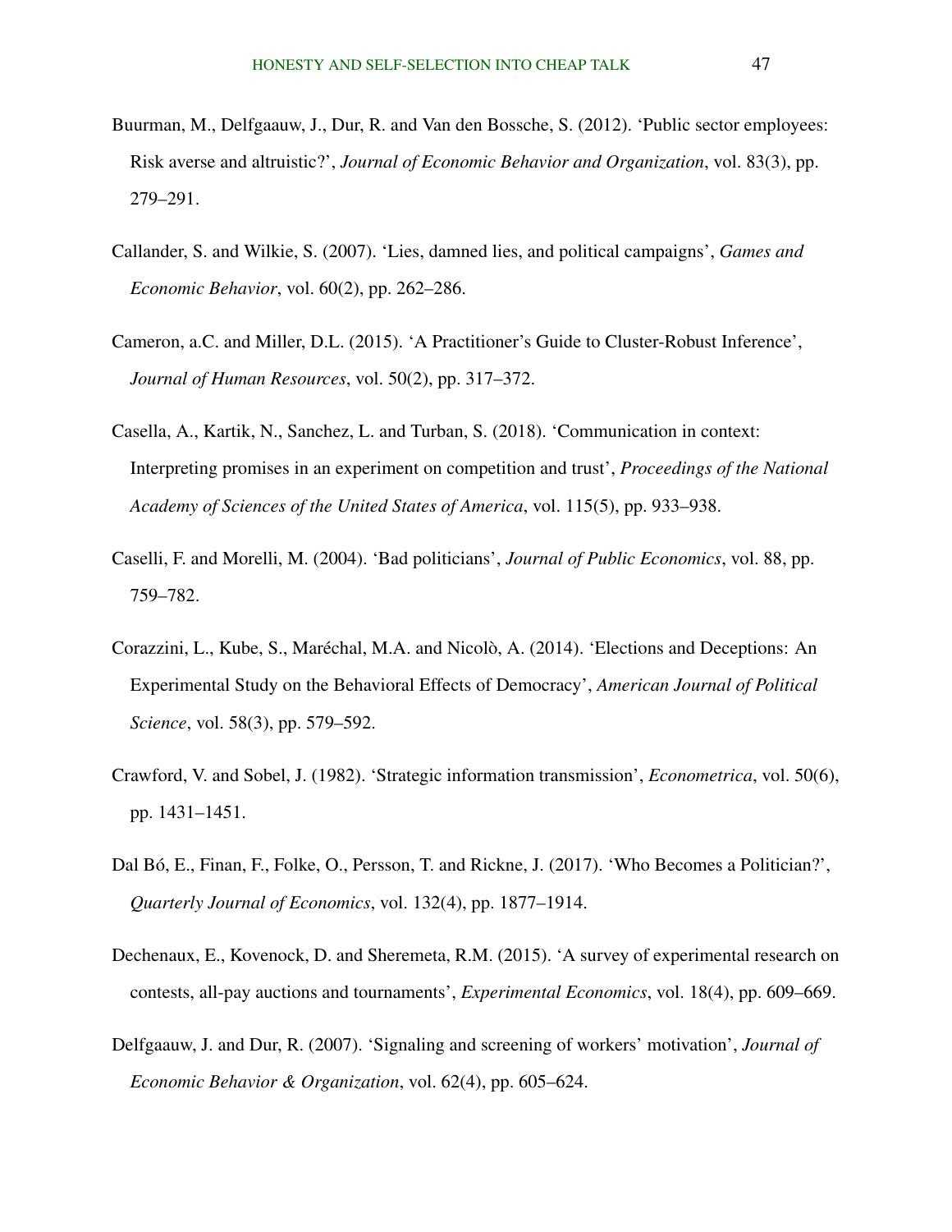Buurman, M., Delfgaauw, J., Dur, R. and Van den Bossche, S. (2012). 'Public sector employees: Risk averse and altruistic?', *Journal of Economic Behavior and Organization*, vol. 83(3), pp. 279–291.

Callander, S. and Wilkie, S. (2007). 'Lies, damned lies, and political campaigns', *Games and Economic Behavior*, vol. 60(2), pp. 262–286.

Cameron, a.C. and Miller, D.L. (2015). 'A Practitioner's Guide to Cluster-Robust Inference', *Journal of Human Resources*, vol. 50(2), pp. 317–372.

Casella, A., Kartik, N., Sanchez, L. and Turban, S. (2018). 'Communication in context: Interpreting promises in an experiment on competition and trust', *Proceedings of the National Academy of Sciences of the United States of America*, vol. 115(5), pp. 933–938.

Caselli, F. and Morelli, M. (2004). 'Bad politicians', *Journal of Public Economics*, vol. 88, pp. 759–782.

Corazzini, L., Kube, S., Maréchal, M.A. and Nicolò, A. (2014). 'Elections and Deceptions: An Experimental Study on the Behavioral Effects of Democracy', *American Journal of Political Science*, vol. 58(3), pp. 579–592.

Crawford, V. and Sobel, J. (1982). 'Strategic information transmission', *Econometrica*, vol. 50(6), pp. 1431–1451.

Dal Bó, E., Finan, F., Folke, O., Persson, T. and Rickne, J. (2017). 'Who Becomes a Politician?', *Quarterly Journal of Economics*, vol. 132(4), pp. 1877–1914.

Dechenaux, E., Kovenock, D. and Sheremeta, R.M. (2015). 'A survey of experimental research on contests, all-pay auctions and tournaments', *Experimental Economics*, vol. 18(4), pp. 609–669.

Delfgaauw, J. and Dur, R. (2007). 'Signaling and screening of workers' motivation', *Journal of Economic Behavior & Organization*, vol. 62(4), pp. 605–624.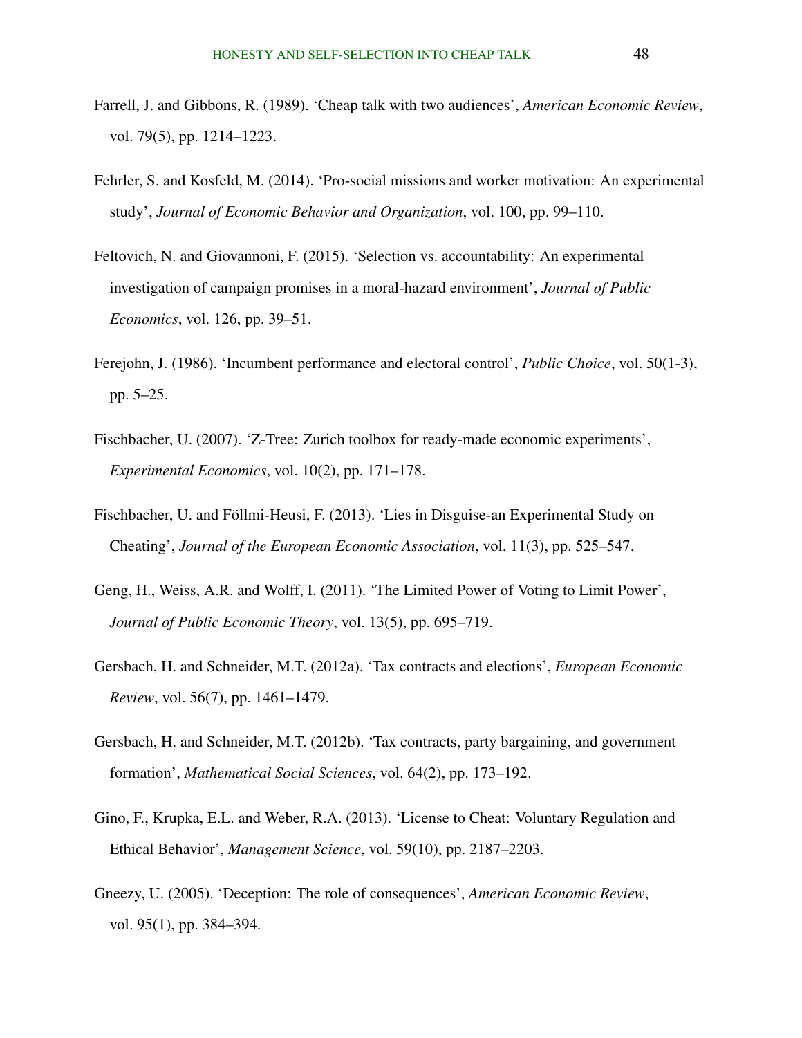Farrell, J. and Gibbons, R. (1989). 'Cheap talk with two audiences', *American Economic Review*, vol. 79(5), pp. 1214–1223.

Fehrler, S. and Kosfeld, M. (2014). 'Pro-social missions and worker motivation: An experimental study', *Journal of Economic Behavior and Organization*, vol. 100, pp. 99–110.

Feltovich, N. and Giovannoni, F. (2015). 'Selection vs. accountability: An experimental investigation of campaign promises in a moral-hazard environment', *Journal of Public Economics*, vol. 126, pp. 39–51.

Ferejohn, J. (1986). 'Incumbent performance and electoral control', *Public Choice*, vol. 50(1-3), pp. 5–25.

Fischbacher, U. (2007). 'Z-Tree: Zurich toolbox for ready-made economic experiments', *Experimental Economics*, vol. 10(2), pp. 171–178.

Fischbacher, U. and Föllmi-Heusi, F. (2013). 'Lies in Disguise-an Experimental Study on Cheating', *Journal of the European Economic Association*, vol. 11(3), pp. 525–547.

Geng, H., Weiss, A.R. and Wolff, I. (2011). 'The Limited Power of Voting to Limit Power', *Journal of Public Economic Theory*, vol. 13(5), pp. 695–719.

Gersbach, H. and Schneider, M.T. (2012a). 'Tax contracts and elections', *European Economic Review*, vol. 56(7), pp. 1461–1479.

Gersbach, H. and Schneider, M.T. (2012b). 'Tax contracts, party bargaining, and government formation', *Mathematical Social Sciences*, vol. 64(2), pp. 173–192.

Gino, F., Krupka, E.L. and Weber, R.A. (2013). 'License to Cheat: Voluntary Regulation and Ethical Behavior', *Management Science*, vol. 59(10), pp. 2187–2203.

Gneezy, U. (2005). 'Deception: The role of consequences', *American Economic Review*, vol. 95(1), pp. 384–394.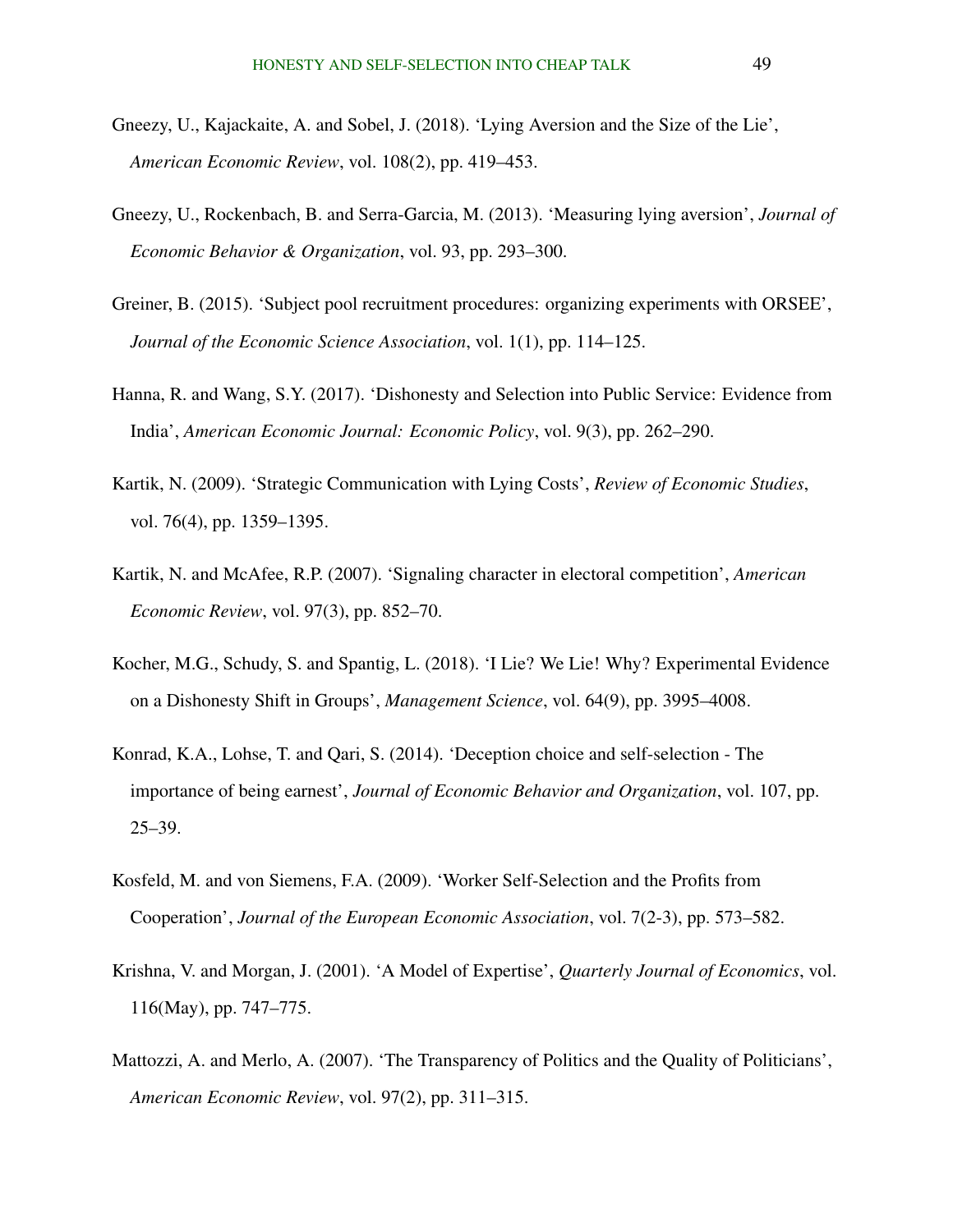Gneezy, U., Kajackaite, A. and Sobel, J. (2018). 'Lying Aversion and the Size of the Lie', *American Economic Review*, vol. 108(2), pp. 419–453.

Gneezy, U., Rockenbach, B. and Serra-Garcia, M. (2013). 'Measuring lying aversion', *Journal of Economic Behavior & Organization*, vol. 93, pp. 293–300.

Greiner, B. (2015). 'Subject pool recruitment procedures: organizing experiments with ORSEE', *Journal of the Economic Science Association*, vol. 1(1), pp. 114–125.

Hanna, R. and Wang, S.Y. (2017). 'Dishonesty and Selection into Public Service: Evidence from India', *American Economic Journal: Economic Policy*, vol. 9(3), pp. 262–290.

Kartik, N. (2009). 'Strategic Communication with Lying Costs', *Review of Economic Studies*, vol. 76(4), pp. 1359–1395.

Kartik, N. and McAfee, R.P. (2007). 'Signaling character in electoral competition', *American Economic Review*, vol. 97(3), pp. 852–70.

Kocher, M.G., Schudy, S. and Spantig, L. (2018). 'I Lie? We Lie! Why? Experimental Evidence on a Dishonesty Shift in Groups', *Management Science*, vol. 64(9), pp. 3995–4008.

Konrad, K.A., Lohse, T. and Qari, S. (2014). 'Deception choice and self-selection - The importance of being earnest', *Journal of Economic Behavior and Organization*, vol. 107, pp. 25–39.

Kosfeld, M. and von Siemens, F.A. (2009). 'Worker Self-Selection and the Profits from Cooperation', *Journal of the European Economic Association*, vol. 7(2-3), pp. 573–582.

Krishna, V. and Morgan, J. (2001). 'A Model of Expertise', *Quarterly Journal of Economics*, vol. 116(May), pp. 747–775.

Mattozzi, A. and Merlo, A. (2007). 'The Transparency of Politics and the Quality of Politicians', *American Economic Review*, vol. 97(2), pp. 311–315.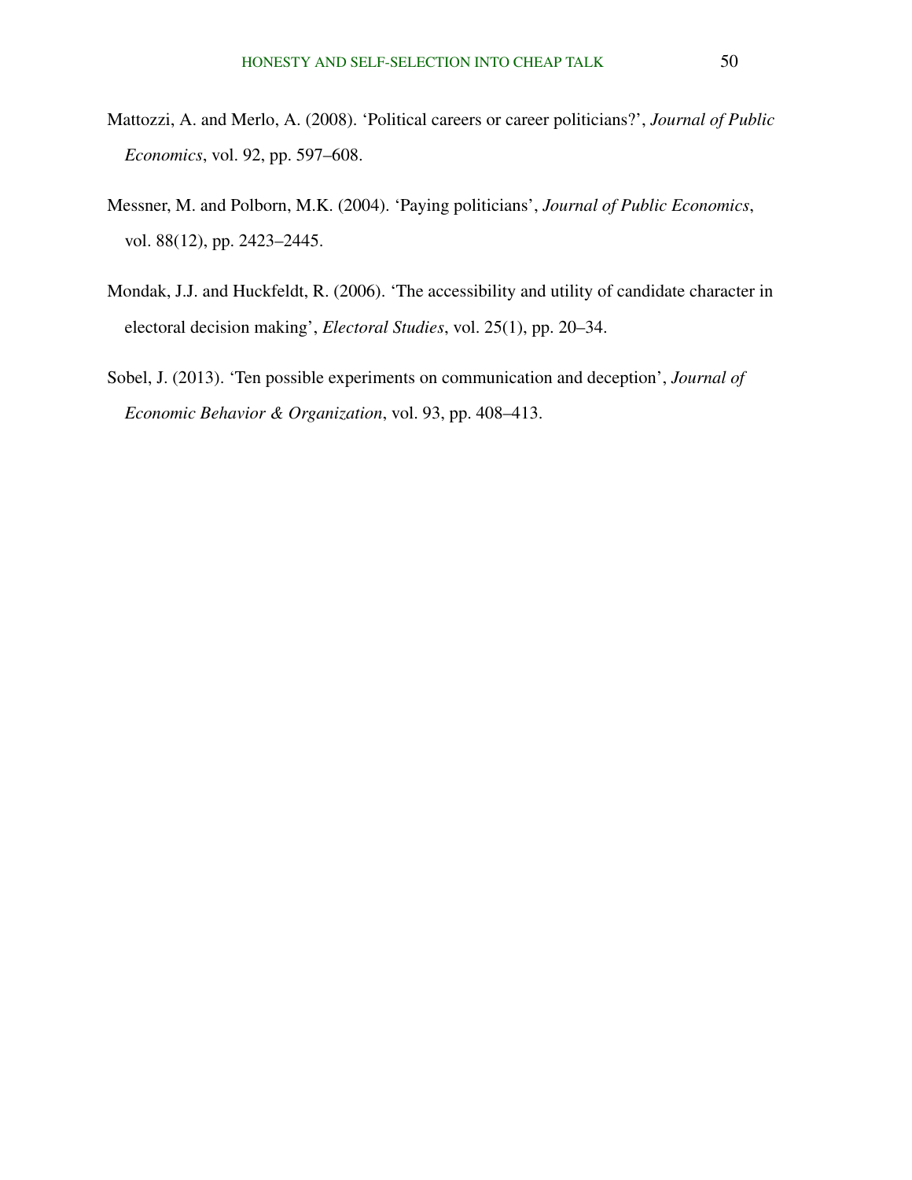Mattozzi, A. and Merlo, A. (2008). 'Political careers or career politicians?', *Journal of Public Economics*, vol. 92, pp. 597–608.

Messner, M. and Polborn, M.K. (2004). 'Paying politicians', *Journal of Public Economics*, vol. 88(12), pp. 2423–2445.

Mondak, J.J. and Huckfeldt, R. (2006). 'The accessibility and utility of candidate character in electoral decision making', *Electoral Studies*, vol. 25(1), pp. 20–34.

Sobel, J. (2013). 'Ten possible experiments on communication and deception', *Journal of Economic Behavior & Organization*, vol. 93, pp. 408–413.